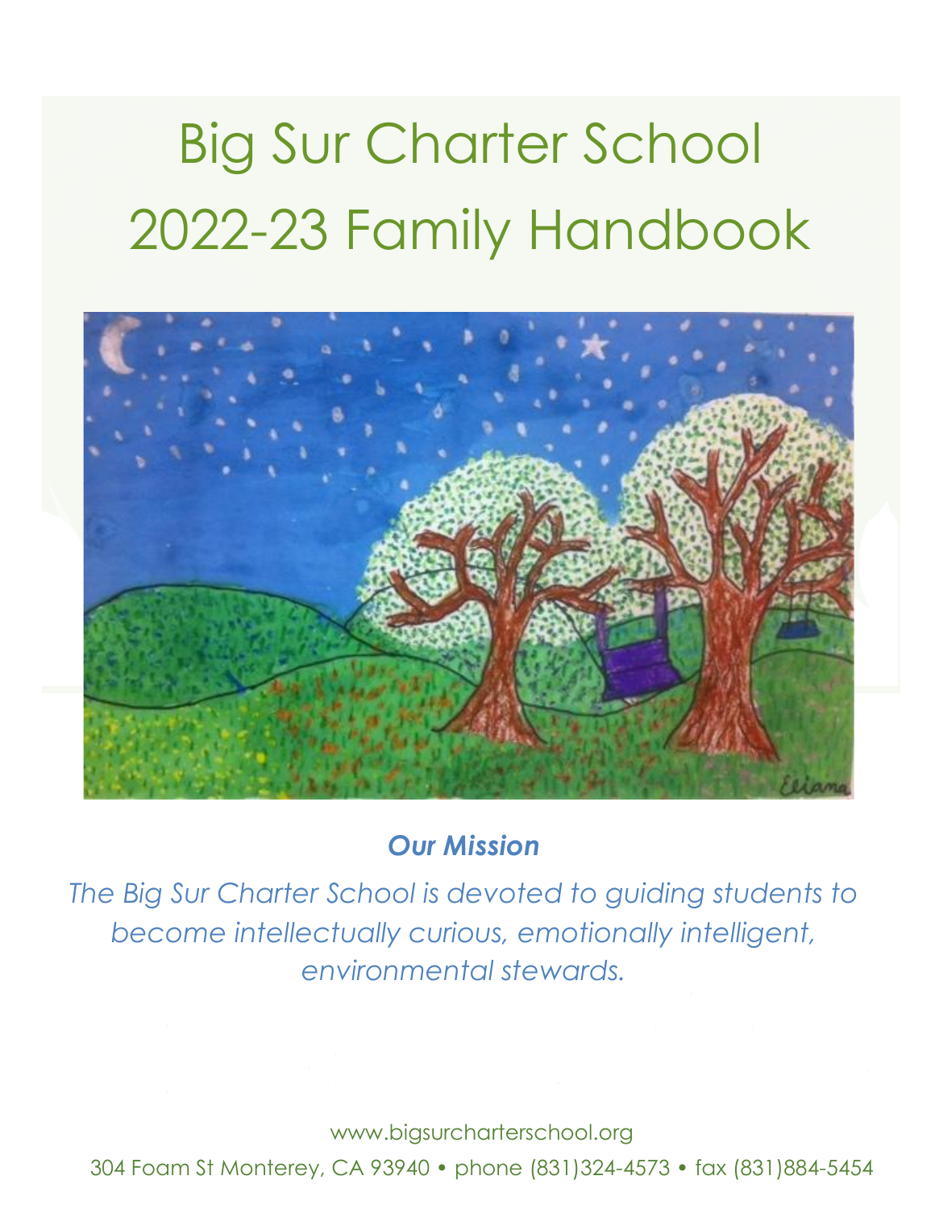# Big Sur Charter School 2022-23 Family Handbook

***Our Mission***

*The Big Sur Charter School is devoted to guiding students to become intellectually curious, emotionally intelligent, environmental stewards.*

www.bigsurcharterschool.org

304 Foam St Monterey, CA 93940 • phone (831)324-4573 • fax (831)884-5454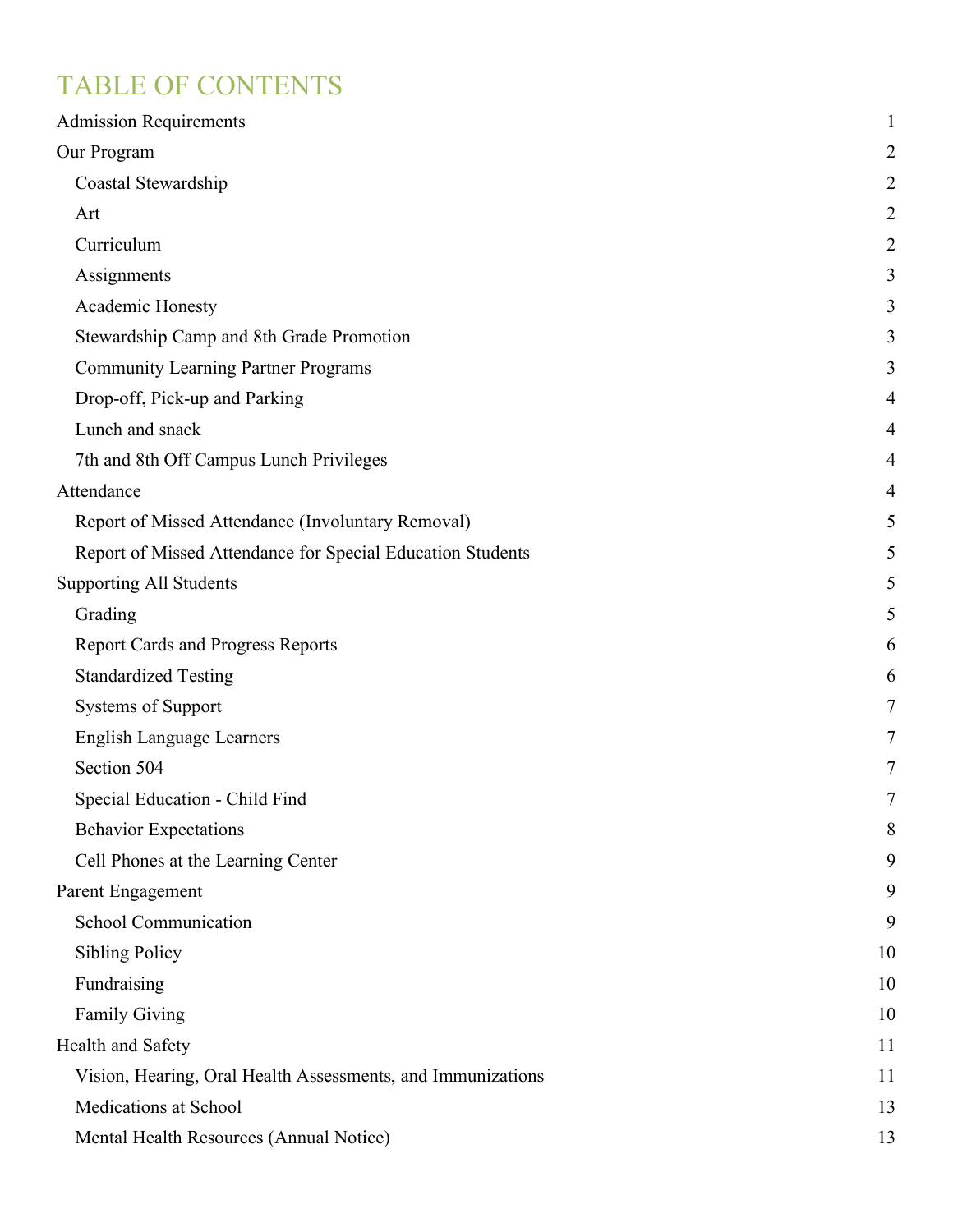# TABLE OF CONTENTS

| | |
|---|---|
| Admission Requirements | 1 |
| Our Program | 2 |
| Coastal Stewardship | 2 |
| Art | 2 |
| Curriculum | 2 |
| Assignments | 3 |
| Academic Honesty | 3 |
| Stewardship Camp and 8th Grade Promotion | 3 |
| Community Learning Partner Programs | 3 |
| Drop-off, Pick-up and Parking | 4 |
| Lunch and snack | 4 |
| 7th and 8th Off Campus Lunch Privileges | 4 |
| Attendance | 4 |
| Report of Missed Attendance (Involuntary Removal) | 5 |
| Report of Missed Attendance for Special Education Students | 5 |
| Supporting All Students | 5 |
| Grading | 5 |
| Report Cards and Progress Reports | 6 |
| Standardized Testing | 6 |
| Systems of Support | 7 |
| English Language Learners | 7 |
| Section 504 | 7 |
| Special Education - Child Find | 7 |
| Behavior Expectations | 8 |
| Cell Phones at the Learning Center | 9 |
| Parent Engagement | 9 |
| School Communication | 9 |
| Sibling Policy | 10 |
| Fundraising | 10 |
| Family Giving | 10 |
| Health and Safety | 11 |
| Vision, Hearing, Oral Health Assessments, and Immunizations | 11 |
| Medications at School | 13 |
| Mental Health Resources (Annual Notice) | 13 |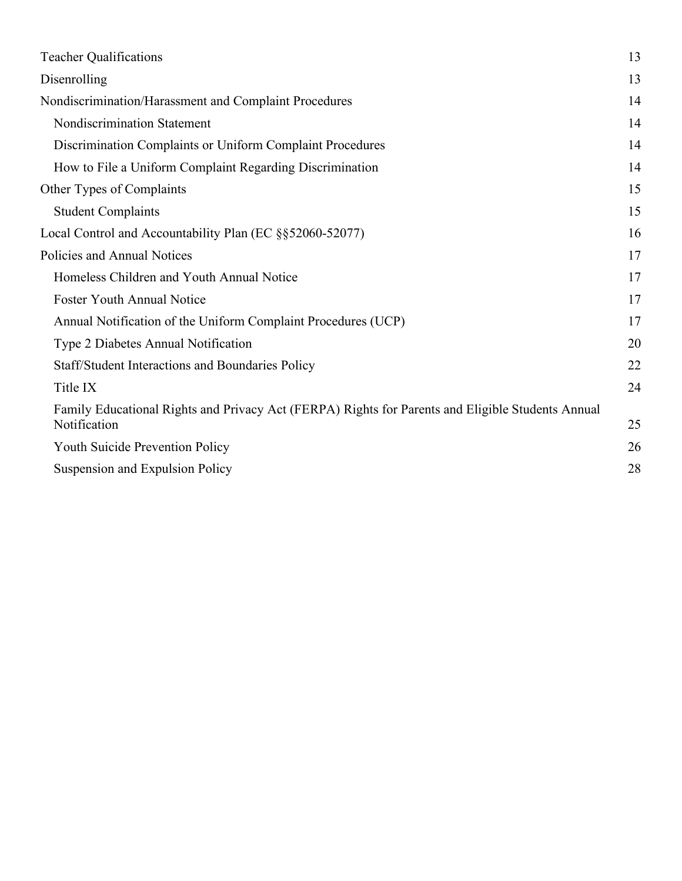| | |
|---|---|
| Teacher Qualifications | 13 |
| Disenrolling | 13 |
| Nondiscrimination/Harassment and Complaint Procedures | 14 |
| &nbsp;&nbsp;&nbsp;&nbsp;Nondiscrimination Statement | 14 |
| &nbsp;&nbsp;&nbsp;&nbsp;Discrimination Complaints or Uniform Complaint Procedures | 14 |
| &nbsp;&nbsp;&nbsp;&nbsp;How to File a Uniform Complaint Regarding Discrimination | 14 |
| Other Types of Complaints | 15 |
| &nbsp;&nbsp;&nbsp;&nbsp;Student Complaints | 15 |
| Local Control and Accountability Plan (EC §§52060-52077) | 16 |
| Policies and Annual Notices | 17 |
| &nbsp;&nbsp;&nbsp;&nbsp;Homeless Children and Youth Annual Notice | 17 |
| &nbsp;&nbsp;&nbsp;&nbsp;Foster Youth Annual Notice | 17 |
| &nbsp;&nbsp;&nbsp;&nbsp;Annual Notification of the Uniform Complaint Procedures (UCP) | 17 |
| &nbsp;&nbsp;&nbsp;&nbsp;Type 2 Diabetes Annual Notification | 20 |
| &nbsp;&nbsp;&nbsp;&nbsp;Staff/Student Interactions and Boundaries Policy | 22 |
| &nbsp;&nbsp;&nbsp;&nbsp;Title IX | 24 |
| &nbsp;&nbsp;&nbsp;&nbsp;Family Educational Rights and Privacy Act (FERPA) Rights for Parents and Eligible Students Annual Notification | 25 |
| &nbsp;&nbsp;&nbsp;&nbsp;Youth Suicide Prevention Policy | 26 |
| &nbsp;&nbsp;&nbsp;&nbsp;Suspension and Expulsion Policy | 28 |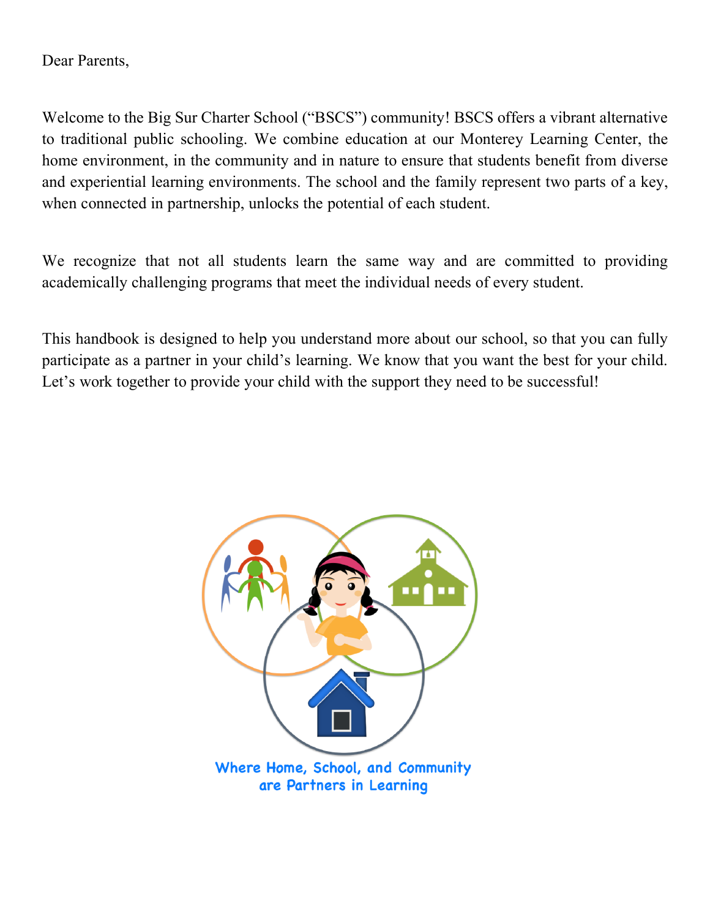Dear Parents,

Welcome to the Big Sur Charter School ("BSCS") community! BSCS offers a vibrant alternative to traditional public schooling. We combine education at our Monterey Learning Center, the home environment, in the community and in nature to ensure that students benefit from diverse and experiential learning environments. The school and the family represent two parts of a key, when connected in partnership, unlocks the potential of each student.

We recognize that not all students learn the same way and are committed to providing academically challenging programs that meet the individual needs of every student.

This handbook is designed to help you understand more about our school, so that you can fully participate as a partner in your child's learning. We know that you want the best for your child. Let's work together to provide your child with the support they need to be successful!

Where Home, School, and Community are Partners in Learning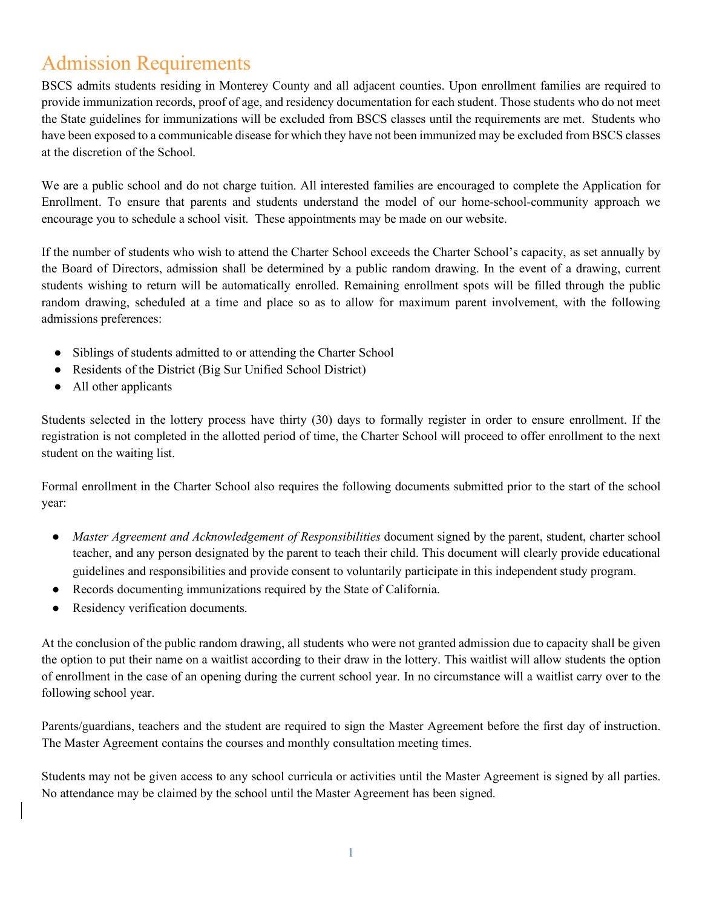# Admission Requirements

BSCS admits students residing in Monterey County and all adjacent counties. Upon enrollment families are required to provide immunization records, proof of age, and residency documentation for each student. Those students who do not meet the State guidelines for immunizations will be excluded from BSCS classes until the requirements are met. Students who have been exposed to a communicable disease for which they have not been immunized may be excluded from BSCS classes at the discretion of the School.

We are a public school and do not charge tuition. All interested families are encouraged to complete the Application for Enrollment. To ensure that parents and students understand the model of our home-school-community approach we encourage you to schedule a school visit. These appointments may be made on our website.

If the number of students who wish to attend the Charter School exceeds the Charter School's capacity, as set annually by the Board of Directors, admission shall be determined by a public random drawing. In the event of a drawing, current students wishing to return will be automatically enrolled. Remaining enrollment spots will be filled through the public random drawing, scheduled at a time and place so as to allow for maximum parent involvement, with the following admissions preferences:

- Siblings of students admitted to or attending the Charter School
- Residents of the District (Big Sur Unified School District)
- All other applicants

Students selected in the lottery process have thirty (30) days to formally register in order to ensure enrollment. If the registration is not completed in the allotted period of time, the Charter School will proceed to offer enrollment to the next student on the waiting list.

Formal enrollment in the Charter School also requires the following documents submitted prior to the start of the school year:

- *Master Agreement and Acknowledgement of Responsibilities* document signed by the parent, student, charter school teacher, and any person designated by the parent to teach their child. This document will clearly provide educational guidelines and responsibilities and provide consent to voluntarily participate in this independent study program.
- Records documenting immunizations required by the State of California.
- Residency verification documents.

At the conclusion of the public random drawing, all students who were not granted admission due to capacity shall be given the option to put their name on a waitlist according to their draw in the lottery. This waitlist will allow students the option of enrollment in the case of an opening during the current school year. In no circumstance will a waitlist carry over to the following school year.

Parents/guardians, teachers and the student are required to sign the Master Agreement before the first day of instruction. The Master Agreement contains the courses and monthly consultation meeting times.

Students may not be given access to any school curricula or activities until the Master Agreement is signed by all parties. No attendance may be claimed by the school until the Master Agreement has been signed.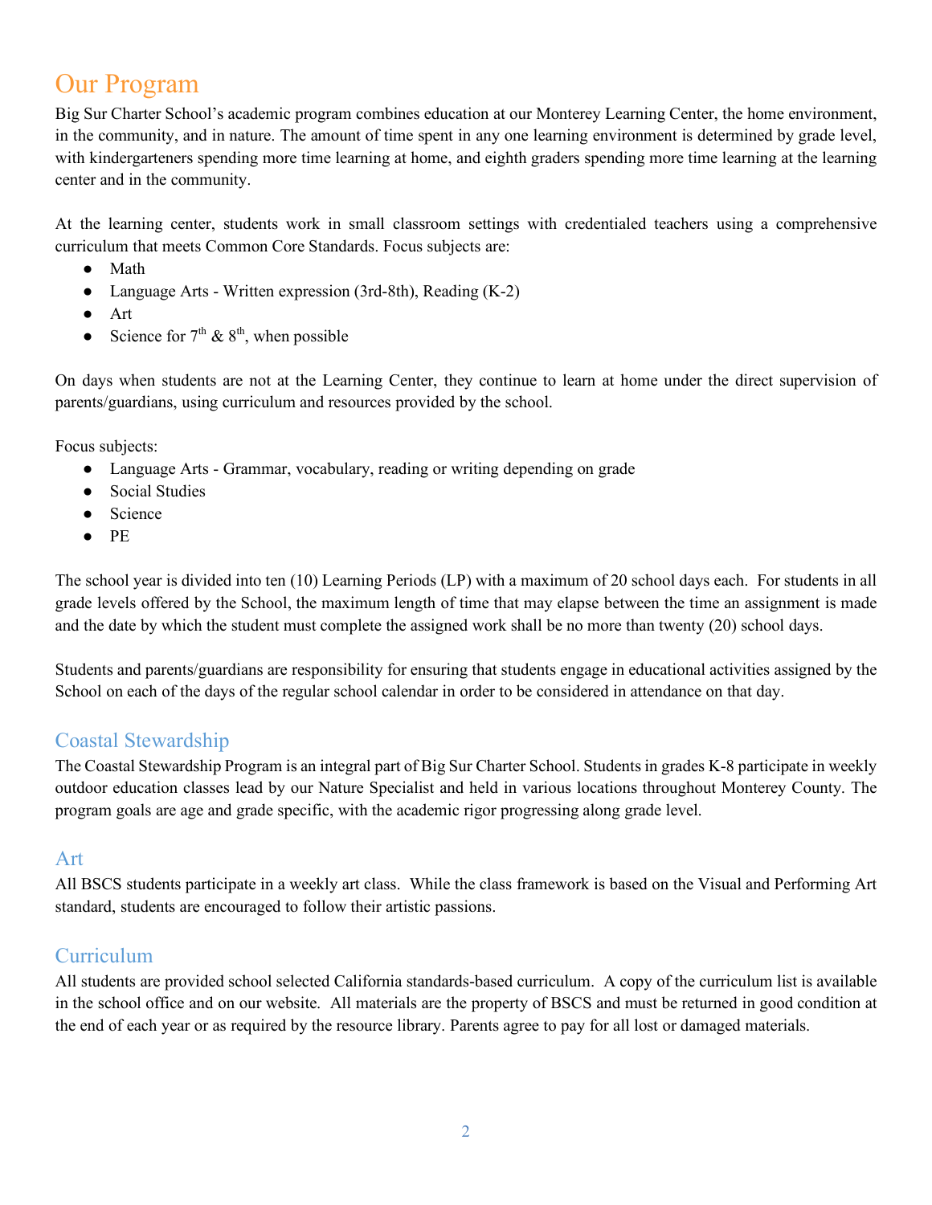# Our Program

Big Sur Charter School's academic program combines education at our Monterey Learning Center, the home environment, in the community, and in nature. The amount of time spent in any one learning environment is determined by grade level, with kindergarteners spending more time learning at home, and eighth graders spending more time learning at the learning center and in the community.

At the learning center, students work in small classroom settings with credentialed teachers using a comprehensive curriculum that meets Common Core Standards. Focus subjects are:

- Math
- Language Arts - Written expression (3rd-8th), Reading (K-2)
- Art
- Science for 7th & 8th, when possible

On days when students are not at the Learning Center, they continue to learn at home under the direct supervision of parents/guardians, using curriculum and resources provided by the school.

Focus subjects:

- Language Arts - Grammar, vocabulary, reading or writing depending on grade
- Social Studies
- Science
- PE

The school year is divided into ten (10) Learning Periods (LP) with a maximum of 20 school days each. For students in all grade levels offered by the School, the maximum length of time that may elapse between the time an assignment is made and the date by which the student must complete the assigned work shall be no more than twenty (20) school days.

Students and parents/guardians are responsibility for ensuring that students engage in educational activities assigned by the School on each of the days of the regular school calendar in order to be considered in attendance on that day.

## Coastal Stewardship

The Coastal Stewardship Program is an integral part of Big Sur Charter School. Students in grades K-8 participate in weekly outdoor education classes lead by our Nature Specialist and held in various locations throughout Monterey County. The program goals are age and grade specific, with the academic rigor progressing along grade level.

## Art

All BSCS students participate in a weekly art class. While the class framework is based on the Visual and Performing Art standard, students are encouraged to follow their artistic passions.

## Curriculum

All students are provided school selected California standards-based curriculum. A copy of the curriculum list is available in the school office and on our website. All materials are the property of BSCS and must be returned in good condition at the end of each year or as required by the resource library. Parents agree to pay for all lost or damaged materials.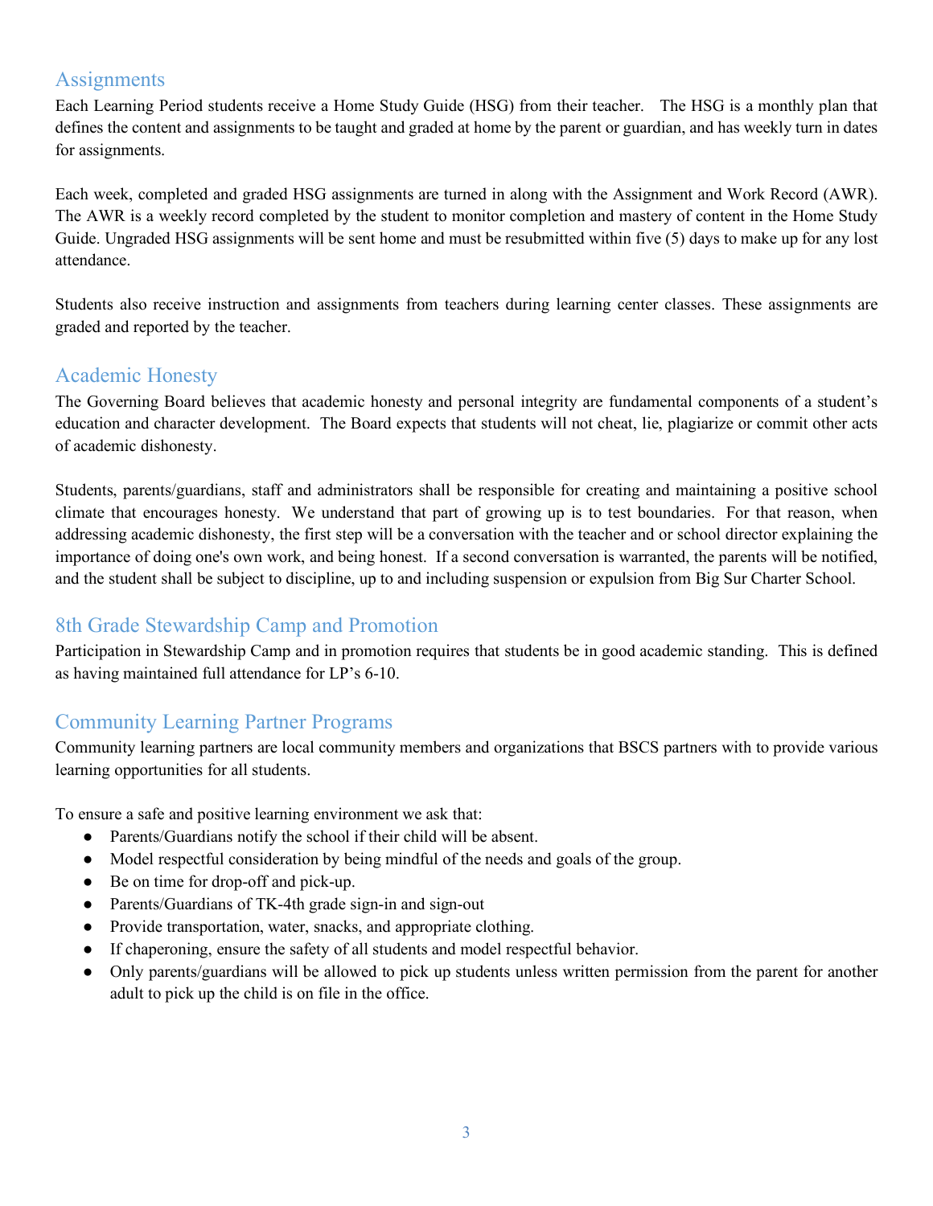## Assignments

Each Learning Period students receive a Home Study Guide (HSG) from their teacher. The HSG is a monthly plan that defines the content and assignments to be taught and graded at home by the parent or guardian, and has weekly turn in dates for assignments.

Each week, completed and graded HSG assignments are turned in along with the Assignment and Work Record (AWR). The AWR is a weekly record completed by the student to monitor completion and mastery of content in the Home Study Guide. Ungraded HSG assignments will be sent home and must be resubmitted within five (5) days to make up for any lost attendance.

Students also receive instruction and assignments from teachers during learning center classes. These assignments are graded and reported by the teacher.

## Academic Honesty

The Governing Board believes that academic honesty and personal integrity are fundamental components of a student's education and character development. The Board expects that students will not cheat, lie, plagiarize or commit other acts of academic dishonesty.

Students, parents/guardians, staff and administrators shall be responsible for creating and maintaining a positive school climate that encourages honesty. We understand that part of growing up is to test boundaries. For that reason, when addressing academic dishonesty, the first step will be a conversation with the teacher and or school director explaining the importance of doing one's own work, and being honest. If a second conversation is warranted, the parents will be notified, and the student shall be subject to discipline, up to and including suspension or expulsion from Big Sur Charter School.

## 8th Grade Stewardship Camp and Promotion

Participation in Stewardship Camp and in promotion requires that students be in good academic standing. This is defined as having maintained full attendance for LP's 6-10.

## Community Learning Partner Programs

Community learning partners are local community members and organizations that BSCS partners with to provide various learning opportunities for all students.

To ensure a safe and positive learning environment we ask that:

- Parents/Guardians notify the school if their child will be absent.
- Model respectful consideration by being mindful of the needs and goals of the group.
- Be on time for drop-off and pick-up.
- Parents/Guardians of TK-4th grade sign-in and sign-out
- Provide transportation, water, snacks, and appropriate clothing.
- If chaperoning, ensure the safety of all students and model respectful behavior.
- Only parents/guardians will be allowed to pick up students unless written permission from the parent for another adult to pick up the child is on file in the office.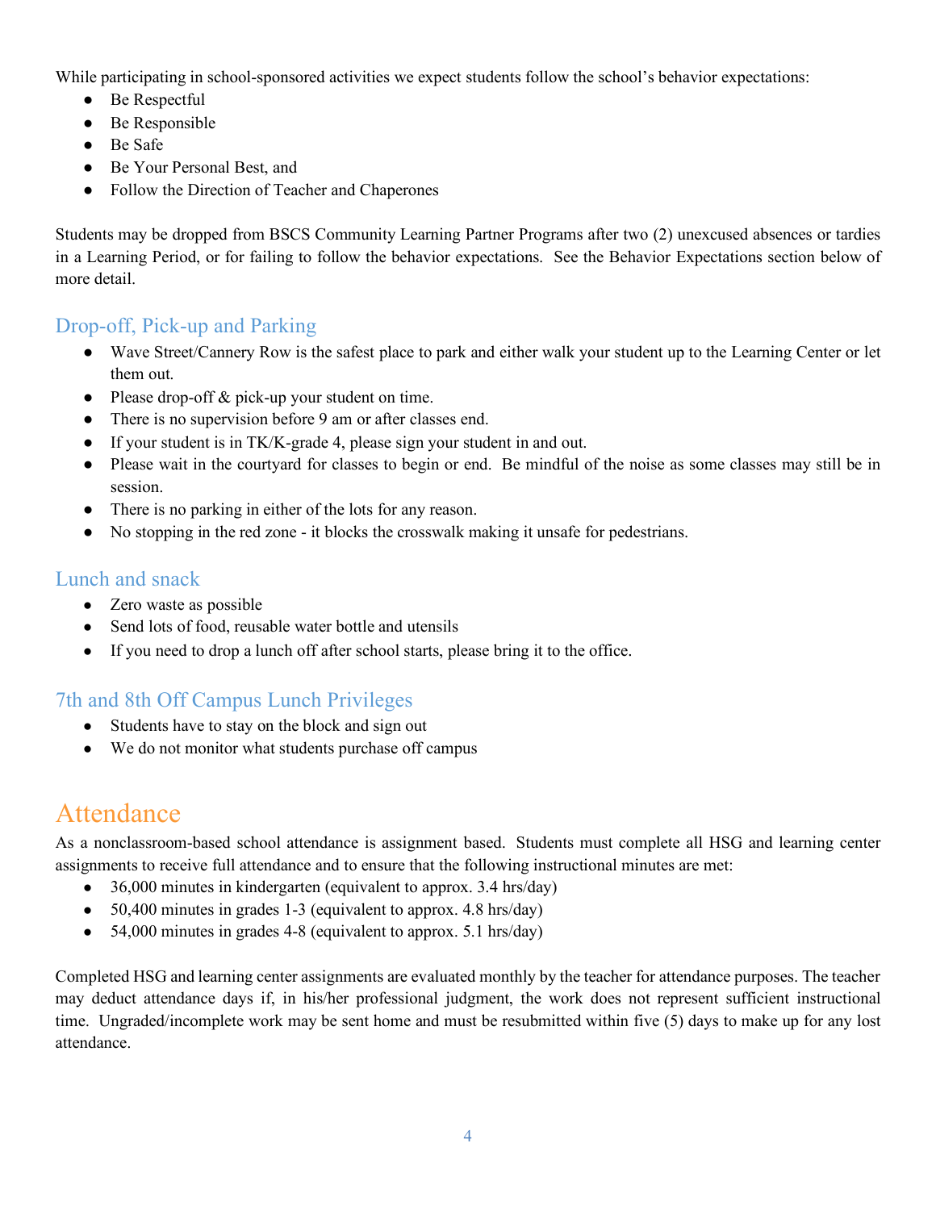While participating in school-sponsored activities we expect students follow the school's behavior expectations:

- Be Respectful
- Be Responsible
- Be Safe
- Be Your Personal Best, and
- Follow the Direction of Teacher and Chaperones

Students may be dropped from BSCS Community Learning Partner Programs after two (2) unexcused absences or tardies in a Learning Period, or for failing to follow the behavior expectations. See the Behavior Expectations section below of more detail.

### Drop-off, Pick-up and Parking

- Wave Street/Cannery Row is the safest place to park and either walk your student up to the Learning Center or let them out.
- Please drop-off & pick-up your student on time.
- There is no supervision before 9 am or after classes end.
- If your student is in TK/K-grade 4, please sign your student in and out.
- Please wait in the courtyard for classes to begin or end. Be mindful of the noise as some classes may still be in session.
- There is no parking in either of the lots for any reason.
- No stopping in the red zone - it blocks the crosswalk making it unsafe for pedestrians.

### Lunch and snack

- Zero waste as possible
- Send lots of food, reusable water bottle and utensils
- If you need to drop a lunch off after school starts, please bring it to the office.

### 7th and 8th Off Campus Lunch Privileges

- Students have to stay on the block and sign out
- We do not monitor what students purchase off campus

## Attendance

As a nonclassroom-based school attendance is assignment based. Students must complete all HSG and learning center assignments to receive full attendance and to ensure that the following instructional minutes are met:

- 36,000 minutes in kindergarten (equivalent to approx. 3.4 hrs/day)
- 50,400 minutes in grades 1-3 (equivalent to approx. 4.8 hrs/day)
- 54,000 minutes in grades 4-8 (equivalent to approx. 5.1 hrs/day)

Completed HSG and learning center assignments are evaluated monthly by the teacher for attendance purposes. The teacher may deduct attendance days if, in his/her professional judgment, the work does not represent sufficient instructional time. Ungraded/incomplete work may be sent home and must be resubmitted within five (5) days to make up for any lost attendance.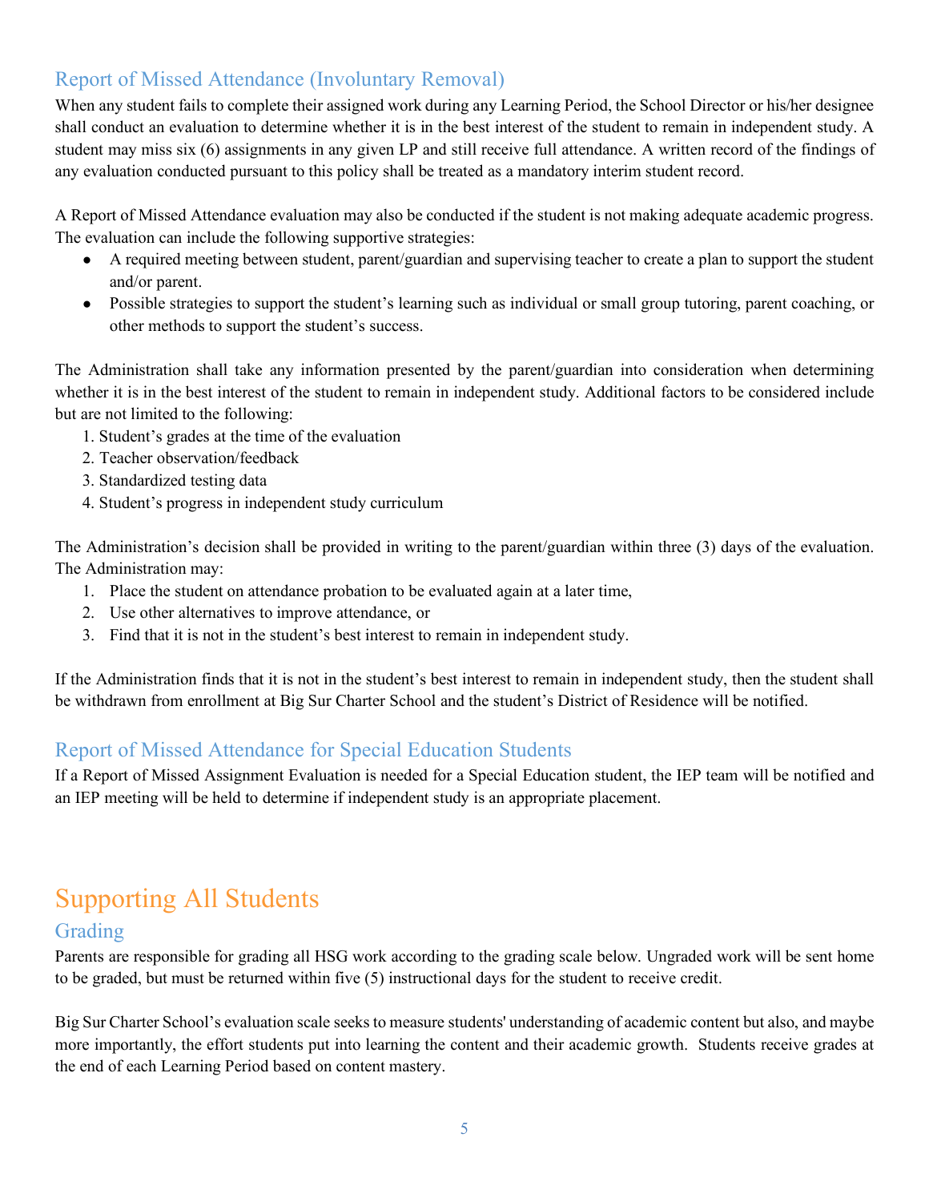### Report of Missed Attendance (Involuntary Removal)

When any student fails to complete their assigned work during any Learning Period, the School Director or his/her designee shall conduct an evaluation to determine whether it is in the best interest of the student to remain in independent study. A student may miss six (6) assignments in any given LP and still receive full attendance. A written record of the findings of any evaluation conducted pursuant to this policy shall be treated as a mandatory interim student record.

A Report of Missed Attendance evaluation may also be conducted if the student is not making adequate academic progress. The evaluation can include the following supportive strategies:

- A required meeting between student, parent/guardian and supervising teacher to create a plan to support the student and/or parent.
- Possible strategies to support the student's learning such as individual or small group tutoring, parent coaching, or other methods to support the student's success.

The Administration shall take any information presented by the parent/guardian into consideration when determining whether it is in the best interest of the student to remain in independent study. Additional factors to be considered include but are not limited to the following:

1. Student's grades at the time of the evaluation
2. Teacher observation/feedback
3. Standardized testing data
4. Student's progress in independent study curriculum

The Administration's decision shall be provided in writing to the parent/guardian within three (3) days of the evaluation. The Administration may:

1. Place the student on attendance probation to be evaluated again at a later time,
2. Use other alternatives to improve attendance, or
3. Find that it is not in the student's best interest to remain in independent study.

If the Administration finds that it is not in the student's best interest to remain in independent study, then the student shall be withdrawn from enrollment at Big Sur Charter School and the student's District of Residence will be notified.

### Report of Missed Attendance for Special Education Students

If a Report of Missed Assignment Evaluation is needed for a Special Education student, the IEP team will be notified and an IEP meeting will be held to determine if independent study is an appropriate placement.

## Supporting All Students

### Grading

Parents are responsible for grading all HSG work according to the grading scale below. Ungraded work will be sent home to be graded, but must be returned within five (5) instructional days for the student to receive credit.

Big Sur Charter School's evaluation scale seeks to measure students' understanding of academic content but also, and maybe more importantly, the effort students put into learning the content and their academic growth. Students receive grades at the end of each Learning Period based on content mastery.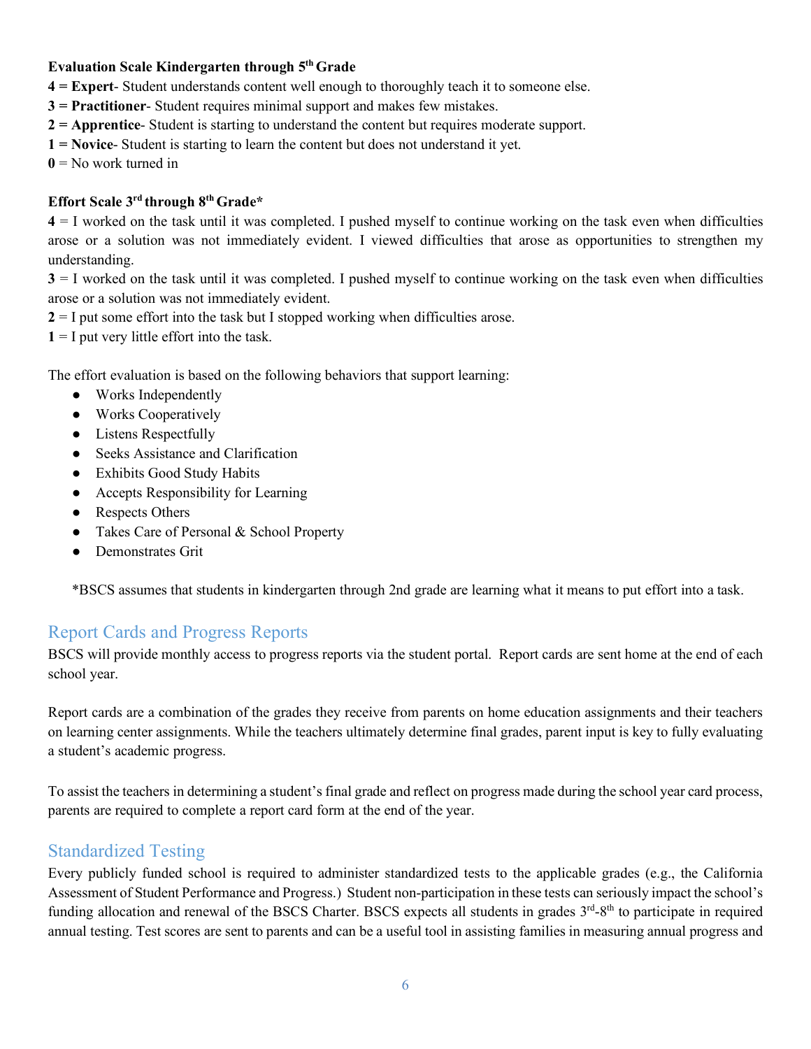**Evaluation Scale Kindergarten through 5th Grade**

**4 = Expert**- Student understands content well enough to thoroughly teach it to someone else.

**3 = Practitioner**- Student requires minimal support and makes few mistakes.

**2 = Apprentice**- Student is starting to understand the content but requires moderate support.

**1 = Novice**- Student is starting to learn the content but does not understand it yet.

**0** = No work turned in

**Effort Scale 3rd through 8th Grade***

**4** = I worked on the task until it was completed. I pushed myself to continue working on the task even when difficulties arose or a solution was not immediately evident. I viewed difficulties that arose as opportunities to strengthen my understanding.

**3** = I worked on the task until it was completed. I pushed myself to continue working on the task even when difficulties arose or a solution was not immediately evident.

**2** = I put some effort into the task but I stopped working when difficulties arose.

**1** = I put very little effort into the task.

The effort evaluation is based on the following behaviors that support learning:

- Works Independently
- Works Cooperatively
- Listens Respectfully
- Seeks Assistance and Clarification
- Exhibits Good Study Habits
- Accepts Responsibility for Learning
- Respects Others
- Takes Care of Personal & School Property
- Demonstrates Grit

*BSCS assumes that students in kindergarten through 2nd grade are learning what it means to put effort into a task.

## Report Cards and Progress Reports

BSCS will provide monthly access to progress reports via the student portal. Report cards are sent home at the end of each school year.

Report cards are a combination of the grades they receive from parents on home education assignments and their teachers on learning center assignments. While the teachers ultimately determine final grades, parent input is key to fully evaluating a student's academic progress.

To assist the teachers in determining a student's final grade and reflect on progress made during the school year card process, parents are required to complete a report card form at the end of the year.

## Standardized Testing

Every publicly funded school is required to administer standardized tests to the applicable grades (e.g., the California Assessment of Student Performance and Progress.) Student non-participation in these tests can seriously impact the school's funding allocation and renewal of the BSCS Charter. BSCS expects all students in grades 3rd-8th to participate in required annual testing. Test scores are sent to parents and can be a useful tool in assisting families in measuring annual progress and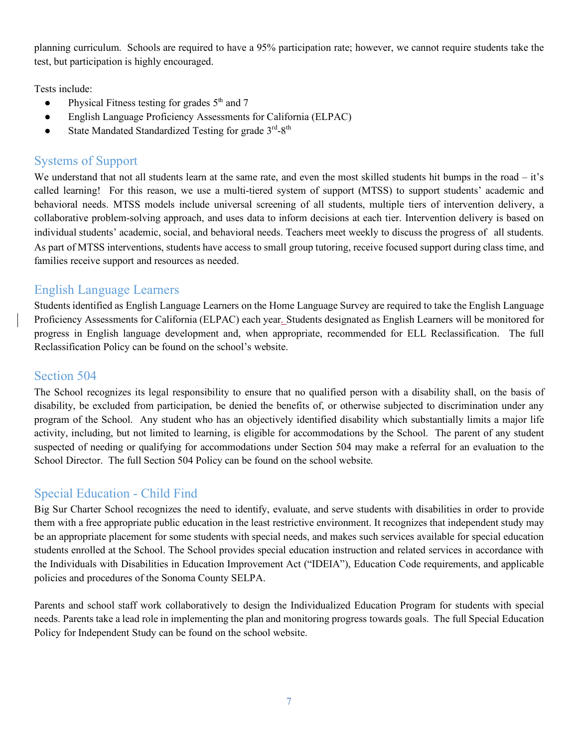planning curriculum. Schools are required to have a 95% participation rate; however, we cannot require students take the test, but participation is highly encouraged.

Tests include:

- Physical Fitness testing for grades 5th and 7
- English Language Proficiency Assessments for California (ELPAC)
- State Mandated Standardized Testing for grade 3rd-8th

## Systems of Support

We understand that not all students learn at the same rate, and even the most skilled students hit bumps in the road – it's called learning! For this reason, we use a multi-tiered system of support (MTSS) to support students' academic and behavioral needs. MTSS models include universal screening of all students, multiple tiers of intervention delivery, a collaborative problem-solving approach, and uses data to inform decisions at each tier. Intervention delivery is based on individual students' academic, social, and behavioral needs. Teachers meet weekly to discuss the progress of all students. As part of MTSS interventions, students have access to small group tutoring, receive focused support during class time, and families receive support and resources as needed.

## English Language Learners

Students identified as English Language Learners on the Home Language Survey are required to take the English Language Proficiency Assessments for California (ELPAC) each year. Students designated as English Learners will be monitored for progress in English language development and, when appropriate, recommended for ELL Reclassification. The full Reclassification Policy can be found on the school's website.

## Section 504

The School recognizes its legal responsibility to ensure that no qualified person with a disability shall, on the basis of disability, be excluded from participation, be denied the benefits of, or otherwise subjected to discrimination under any program of the School. Any student who has an objectively identified disability which substantially limits a major life activity, including, but not limited to learning, is eligible for accommodations by the School. The parent of any student suspected of needing or qualifying for accommodations under Section 504 may make a referral for an evaluation to the School Director. The full Section 504 Policy can be found on the school website.

## Special Education - Child Find

Big Sur Charter School recognizes the need to identify, evaluate, and serve students with disabilities in order to provide them with a free appropriate public education in the least restrictive environment. It recognizes that independent study may be an appropriate placement for some students with special needs, and makes such services available for special education students enrolled at the School. The School provides special education instruction and related services in accordance with the Individuals with Disabilities in Education Improvement Act ("IDEIA"), Education Code requirements, and applicable policies and procedures of the Sonoma County SELPA.

Parents and school staff work collaboratively to design the Individualized Education Program for students with special needs. Parents take a lead role in implementing the plan and monitoring progress towards goals. The full Special Education Policy for Independent Study can be found on the school website.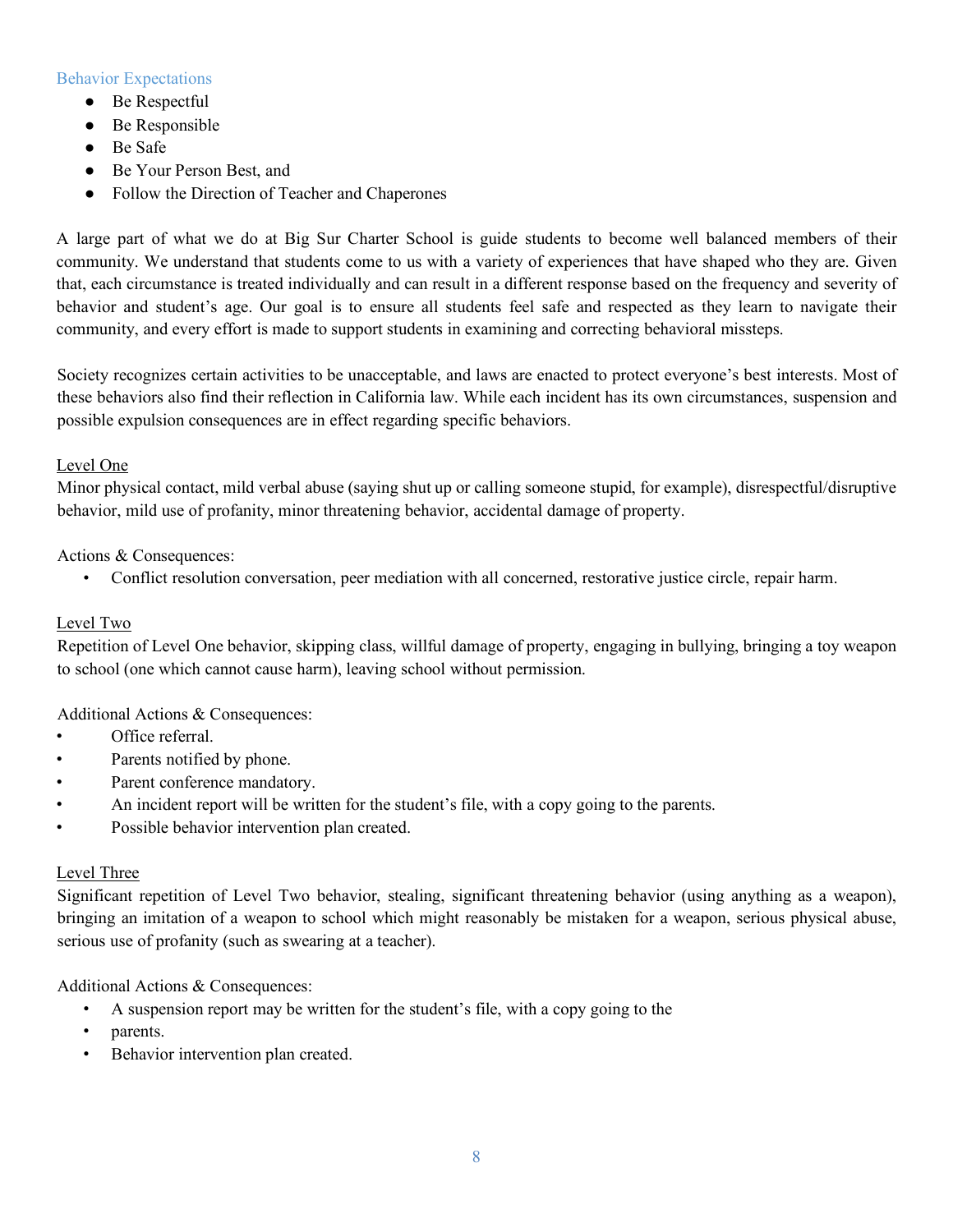### Behavior Expectations

- Be Respectful
- Be Responsible
- Be Safe
- Be Your Person Best, and
- Follow the Direction of Teacher and Chaperones

A large part of what we do at Big Sur Charter School is guide students to become well balanced members of their community. We understand that students come to us with a variety of experiences that have shaped who they are. Given that, each circumstance is treated individually and can result in a different response based on the frequency and severity of behavior and student's age. Our goal is to ensure all students feel safe and respected as they learn to navigate their community, and every effort is made to support students in examining and correcting behavioral missteps.

Society recognizes certain activities to be unacceptable, and laws are enacted to protect everyone's best interests. Most of these behaviors also find their reflection in California law. While each incident has its own circumstances, suspension and possible expulsion consequences are in effect regarding specific behaviors.

<u>Level One</u>

Minor physical contact, mild verbal abuse (saying shut up or calling someone stupid, for example), disrespectful/disruptive behavior, mild use of profanity, minor threatening behavior, accidental damage of property.

Actions & Consequences:

- Conflict resolution conversation, peer mediation with all concerned, restorative justice circle, repair harm.

<u>Level Two</u>

Repetition of Level One behavior, skipping class, willful damage of property, engaging in bullying, bringing a toy weapon to school (one which cannot cause harm), leaving school without permission.

Additional Actions & Consequences:

- Office referral.
- Parents notified by phone.
- Parent conference mandatory.
- An incident report will be written for the student's file, with a copy going to the parents.
- Possible behavior intervention plan created.

<u>Level Three</u>

Significant repetition of Level Two behavior, stealing, significant threatening behavior (using anything as a weapon), bringing an imitation of a weapon to school which might reasonably be mistaken for a weapon, serious physical abuse, serious use of profanity (such as swearing at a teacher).

Additional Actions & Consequences:

- A suspension report may be written for the student's file, with a copy going to the
- parents.
- Behavior intervention plan created.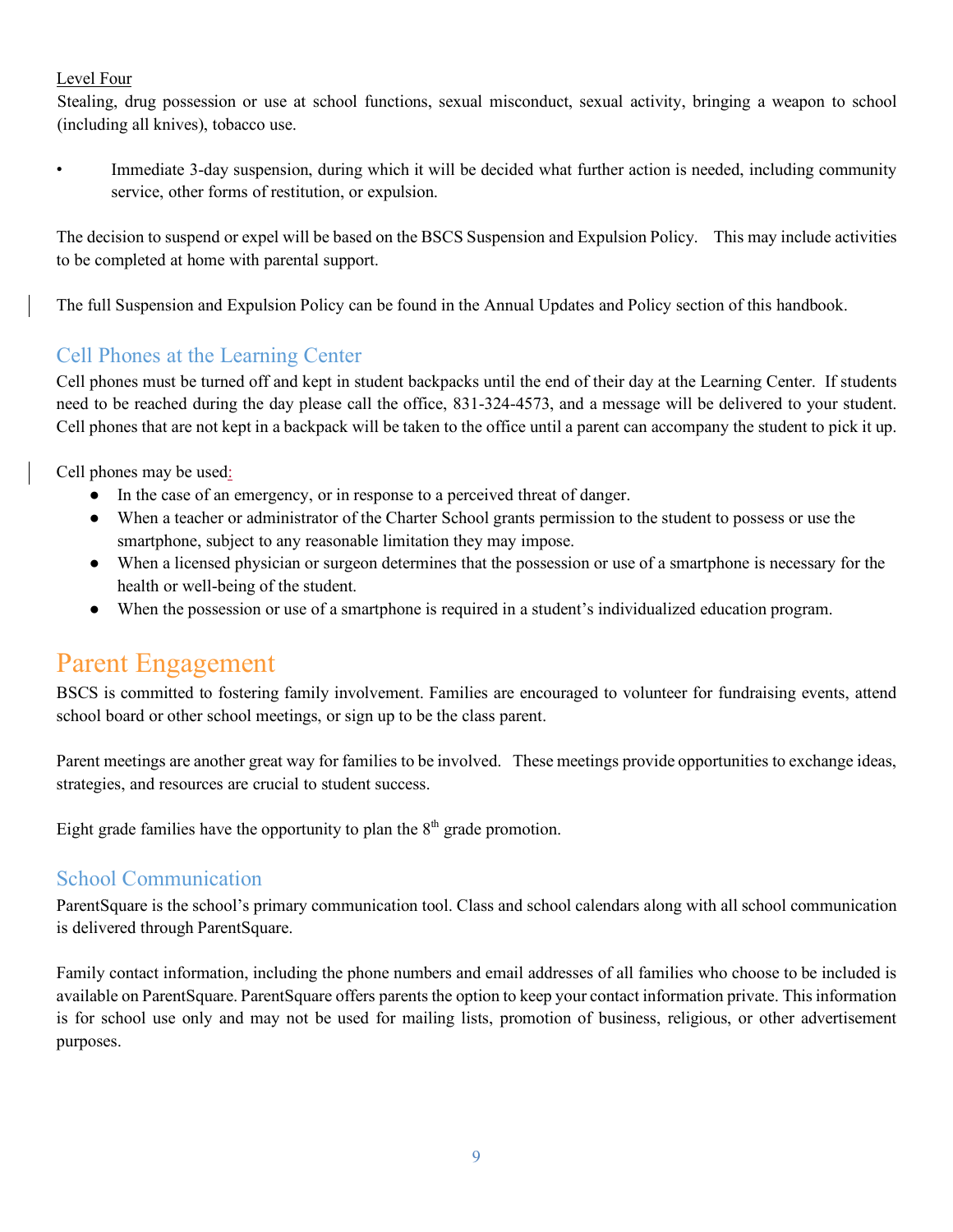Level Four

Stealing, drug possession or use at school functions, sexual misconduct, sexual activity, bringing a weapon to school (including all knives), tobacco use.

- Immediate 3-day suspension, during which it will be decided what further action is needed, including community service, other forms of restitution, or expulsion.

The decision to suspend or expel will be based on the BSCS Suspension and Expulsion Policy. This may include activities to be completed at home with parental support.

The full Suspension and Expulsion Policy can be found in the Annual Updates and Policy section of this handbook.

## Cell Phones at the Learning Center

Cell phones must be turned off and kept in student backpacks until the end of their day at the Learning Center. If students need to be reached during the day please call the office, 831-324-4573, and a message will be delivered to your student. Cell phones that are not kept in a backpack will be taken to the office until a parent can accompany the student to pick it up.

Cell phones may be used:

- In the case of an emergency, or in response to a perceived threat of danger.
- When a teacher or administrator of the Charter School grants permission to the student to possess or use the smartphone, subject to any reasonable limitation they may impose.
- When a licensed physician or surgeon determines that the possession or use of a smartphone is necessary for the health or well-being of the student.
- When the possession or use of a smartphone is required in a student's individualized education program.

# Parent Engagement

BSCS is committed to fostering family involvement. Families are encouraged to volunteer for fundraising events, attend school board or other school meetings, or sign up to be the class parent.

Parent meetings are another great way for families to be involved. These meetings provide opportunities to exchange ideas, strategies, and resources are crucial to student success.

Eight grade families have the opportunity to plan the 8th grade promotion.

## School Communication

ParentSquare is the school's primary communication tool. Class and school calendars along with all school communication is delivered through ParentSquare.

Family contact information, including the phone numbers and email addresses of all families who choose to be included is available on ParentSquare. ParentSquare offers parents the option to keep your contact information private. This information is for school use only and may not be used for mailing lists, promotion of business, religious, or other advertisement purposes.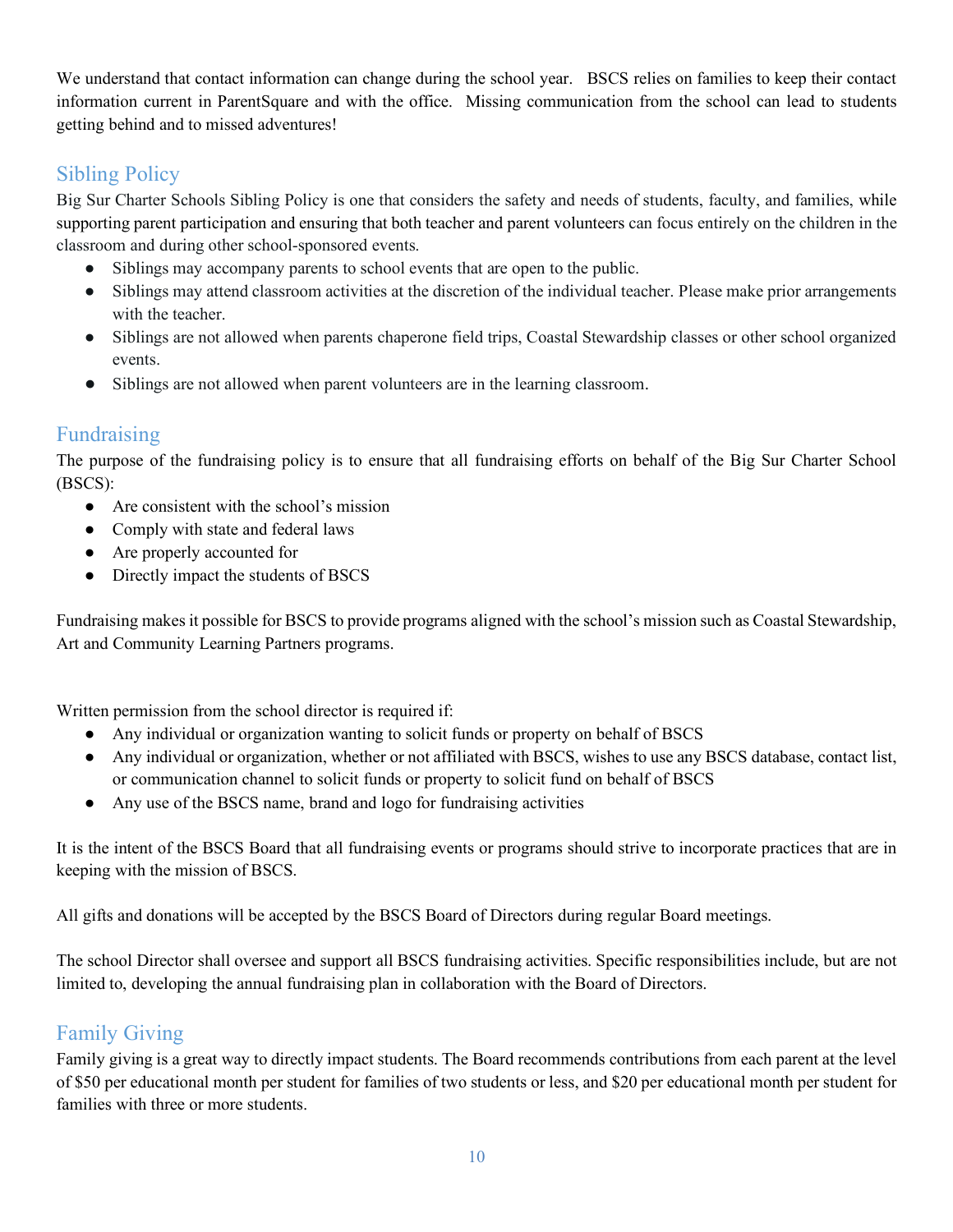We understand that contact information can change during the school year. BSCS relies on families to keep their contact information current in ParentSquare and with the office. Missing communication from the school can lead to students getting behind and to missed adventures!

## Sibling Policy

Big Sur Charter Schools Sibling Policy is one that considers the safety and needs of students, faculty, and families, while supporting parent participation and ensuring that both teacher and parent volunteers can focus entirely on the children in the classroom and during other school-sponsored events.

- Siblings may accompany parents to school events that are open to the public.
- Siblings may attend classroom activities at the discretion of the individual teacher. Please make prior arrangements with the teacher.
- Siblings are not allowed when parents chaperone field trips, Coastal Stewardship classes or other school organized events.
- Siblings are not allowed when parent volunteers are in the learning classroom.

## Fundraising

The purpose of the fundraising policy is to ensure that all fundraising efforts on behalf of the Big Sur Charter School (BSCS):

- Are consistent with the school's mission
- Comply with state and federal laws
- Are properly accounted for
- Directly impact the students of BSCS

Fundraising makes it possible for BSCS to provide programs aligned with the school's mission such as Coastal Stewardship, Art and Community Learning Partners programs.

Written permission from the school director is required if:

- Any individual or organization wanting to solicit funds or property on behalf of BSCS
- Any individual or organization, whether or not affiliated with BSCS, wishes to use any BSCS database, contact list, or communication channel to solicit funds or property to solicit fund on behalf of BSCS
- Any use of the BSCS name, brand and logo for fundraising activities

It is the intent of the BSCS Board that all fundraising events or programs should strive to incorporate practices that are in keeping with the mission of BSCS.

All gifts and donations will be accepted by the BSCS Board of Directors during regular Board meetings.

The school Director shall oversee and support all BSCS fundraising activities. Specific responsibilities include, but are not limited to, developing the annual fundraising plan in collaboration with the Board of Directors.

## Family Giving

Family giving is a great way to directly impact students. The Board recommends contributions from each parent at the level of $50 per educational month per student for families of two students or less, and $20 per educational month per student for families with three or more students.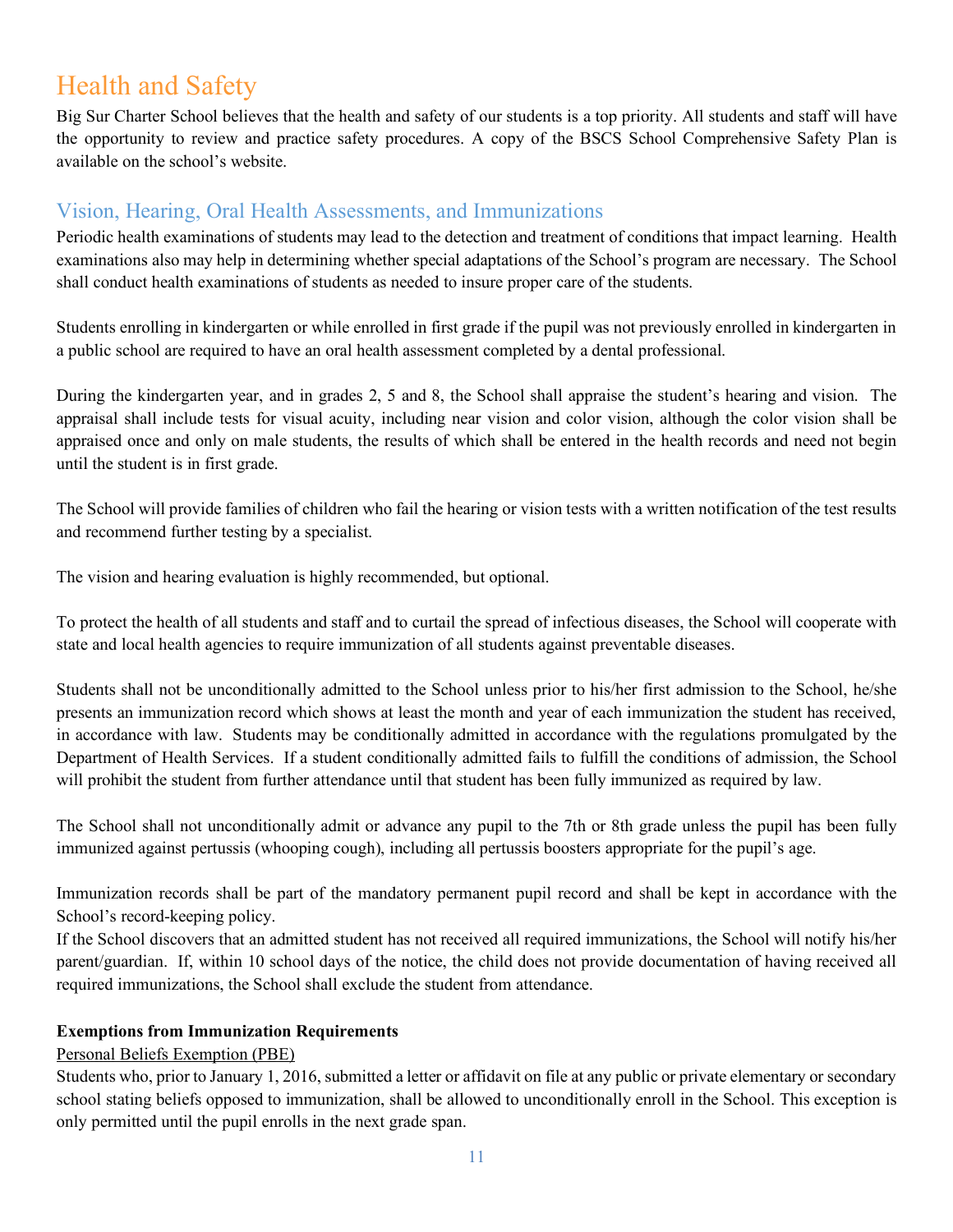# Health and Safety

Big Sur Charter School believes that the health and safety of our students is a top priority. All students and staff will have the opportunity to review and practice safety procedures. A copy of the BSCS School Comprehensive Safety Plan is available on the school's website.

## Vision, Hearing, Oral Health Assessments, and Immunizations

Periodic health examinations of students may lead to the detection and treatment of conditions that impact learning. Health examinations also may help in determining whether special adaptations of the School's program are necessary. The School shall conduct health examinations of students as needed to insure proper care of the students.

Students enrolling in kindergarten or while enrolled in first grade if the pupil was not previously enrolled in kindergarten in a public school are required to have an oral health assessment completed by a dental professional.

During the kindergarten year, and in grades 2, 5 and 8, the School shall appraise the student's hearing and vision. The appraisal shall include tests for visual acuity, including near vision and color vision, although the color vision shall be appraised once and only on male students, the results of which shall be entered in the health records and need not begin until the student is in first grade.

The School will provide families of children who fail the hearing or vision tests with a written notification of the test results and recommend further testing by a specialist.

The vision and hearing evaluation is highly recommended, but optional.

To protect the health of all students and staff and to curtail the spread of infectious diseases, the School will cooperate with state and local health agencies to require immunization of all students against preventable diseases.

Students shall not be unconditionally admitted to the School unless prior to his/her first admission to the School, he/she presents an immunization record which shows at least the month and year of each immunization the student has received, in accordance with law. Students may be conditionally admitted in accordance with the regulations promulgated by the Department of Health Services. If a student conditionally admitted fails to fulfill the conditions of admission, the School will prohibit the student from further attendance until that student has been fully immunized as required by law.

The School shall not unconditionally admit or advance any pupil to the 7th or 8th grade unless the pupil has been fully immunized against pertussis (whooping cough), including all pertussis boosters appropriate for the pupil's age.

Immunization records shall be part of the mandatory permanent pupil record and shall be kept in accordance with the School's record-keeping policy.

If the School discovers that an admitted student has not received all required immunizations, the School will notify his/her parent/guardian. If, within 10 school days of the notice, the child does not provide documentation of having received all required immunizations, the School shall exclude the student from attendance.

**Exemptions from Immunization Requirements**

Personal Beliefs Exemption (PBE)

Students who, prior to January 1, 2016, submitted a letter or affidavit on file at any public or private elementary or secondary school stating beliefs opposed to immunization, shall be allowed to unconditionally enroll in the School. This exception is only permitted until the pupil enrolls in the next grade span.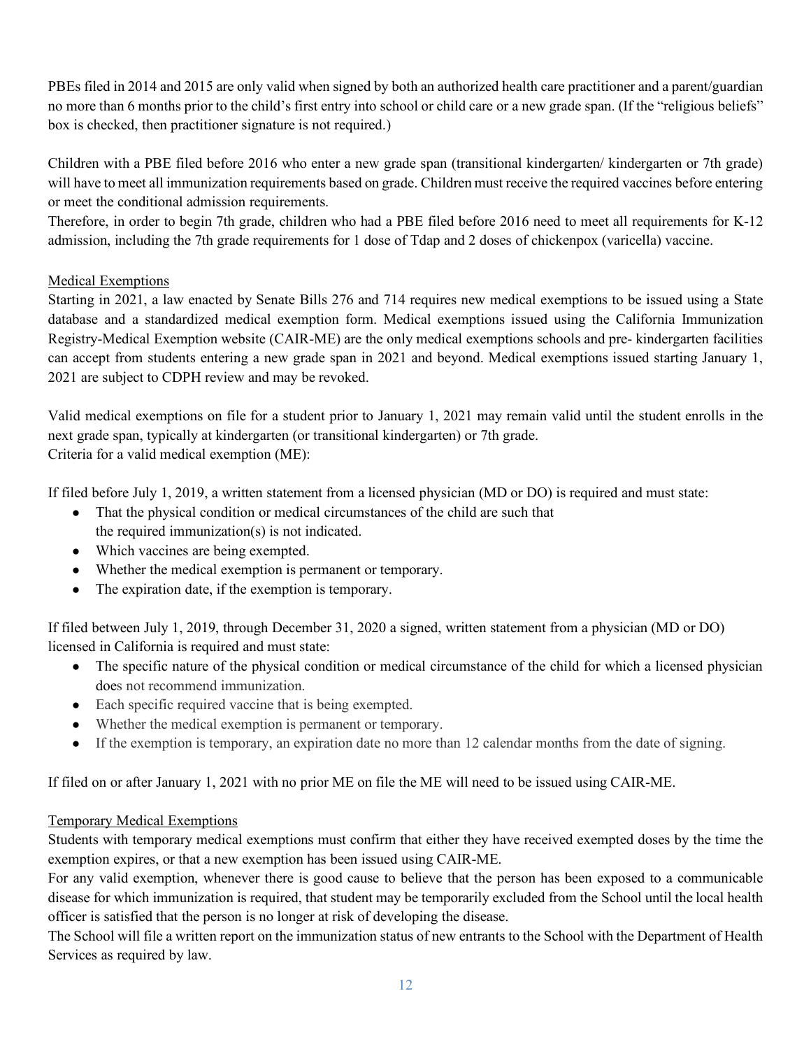PBEs filed in 2014 and 2015 are only valid when signed by both an authorized health care practitioner and a parent/guardian no more than 6 months prior to the child's first entry into school or child care or a new grade span. (If the "religious beliefs" box is checked, then practitioner signature is not required.)

Children with a PBE filed before 2016 who enter a new grade span (transitional kindergarten/ kindergarten or 7th grade) will have to meet all immunization requirements based on grade. Children must receive the required vaccines before entering or meet the conditional admission requirements.
Therefore, in order to begin 7th grade, children who had a PBE filed before 2016 need to meet all requirements for K-12 admission, including the 7th grade requirements for 1 dose of Tdap and 2 doses of chickenpox (varicella) vaccine.

<u>Medical Exemptions</u>
Starting in 2021, a law enacted by Senate Bills 276 and 714 requires new medical exemptions to be issued using a State database and a standardized medical exemption form. Medical exemptions issued using the California Immunization Registry-Medical Exemption website (CAIR-ME) are the only medical exemptions schools and pre- kindergarten facilities can accept from students entering a new grade span in 2021 and beyond. Medical exemptions issued starting January 1, 2021 are subject to CDPH review and may be revoked.

Valid medical exemptions on file for a student prior to January 1, 2021 may remain valid until the student enrolls in the next grade span, typically at kindergarten (or transitional kindergarten) or 7th grade.
Criteria for a valid medical exemption (ME):

If filed before July 1, 2019, a written statement from a licensed physician (MD or DO) is required and must state:

- That the physical condition or medical circumstances of the child are such that the required immunization(s) is not indicated.
- Which vaccines are being exempted.
- Whether the medical exemption is permanent or temporary.
- The expiration date, if the exemption is temporary.

If filed between July 1, 2019, through December 31, 2020 a signed, written statement from a physician (MD or DO) licensed in California is required and must state:

- The specific nature of the physical condition or medical circumstance of the child for which a licensed physician does not recommend immunization.
- Each specific required vaccine that is being exempted.
- Whether the medical exemption is permanent or temporary.
- If the exemption is temporary, an expiration date no more than 12 calendar months from the date of signing.

If filed on or after January 1, 2021 with no prior ME on file the ME will need to be issued using CAIR-ME.

<u>Temporary Medical Exemptions</u>
Students with temporary medical exemptions must confirm that either they have received exempted doses by the time the exemption expires, or that a new exemption has been issued using CAIR-ME.
For any valid exemption, whenever there is good cause to believe that the person has been exposed to a communicable disease for which immunization is required, that student may be temporarily excluded from the School until the local health officer is satisfied that the person is no longer at risk of developing the disease.
The School will file a written report on the immunization status of new entrants to the School with the Department of Health Services as required by law.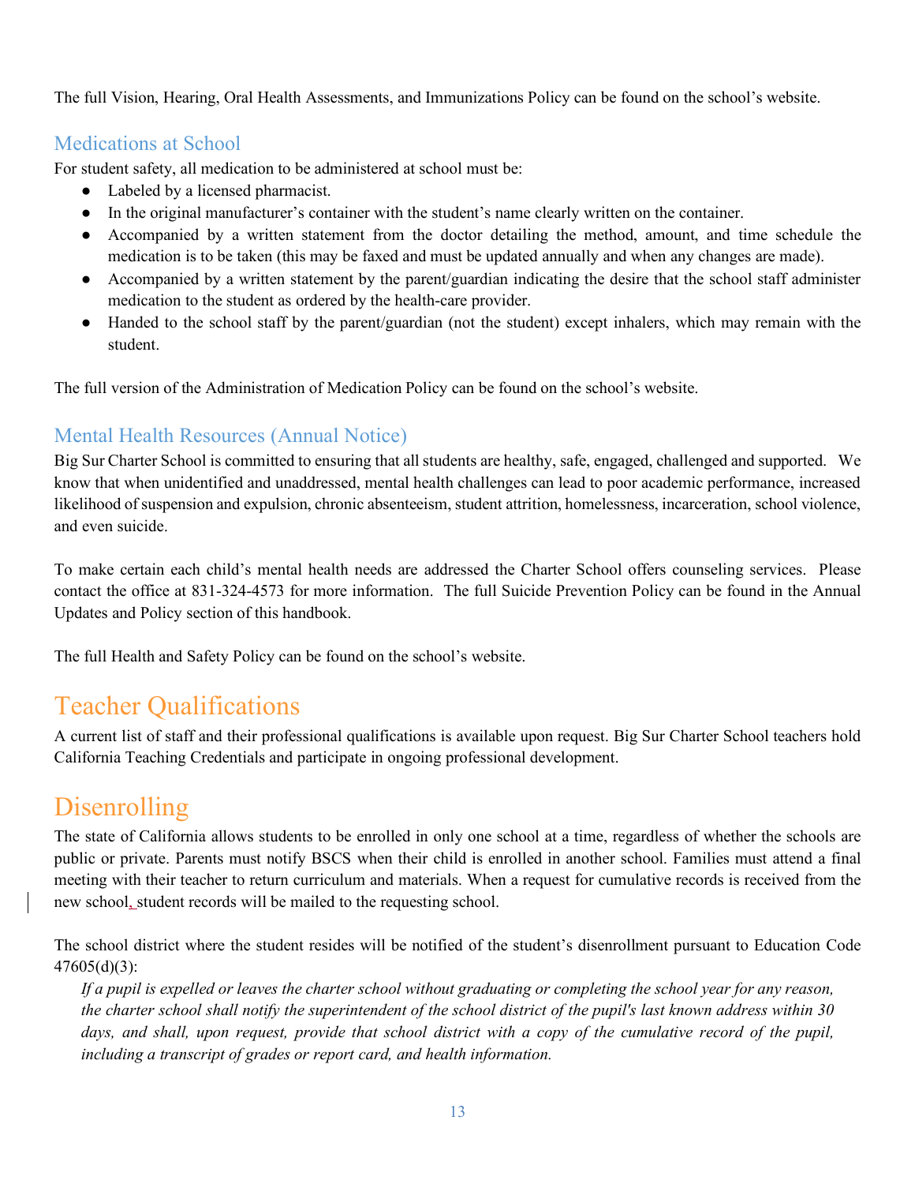The full Vision, Hearing, Oral Health Assessments, and Immunizations Policy can be found on the school's website.

## Medications at School

For student safety, all medication to be administered at school must be:

- Labeled by a licensed pharmacist.
- In the original manufacturer's container with the student's name clearly written on the container.
- Accompanied by a written statement from the doctor detailing the method, amount, and time schedule the medication is to be taken (this may be faxed and must be updated annually and when any changes are made).
- Accompanied by a written statement by the parent/guardian indicating the desire that the school staff administer medication to the student as ordered by the health-care provider.
- Handed to the school staff by the parent/guardian (not the student) except inhalers, which may remain with the student.

The full version of the Administration of Medication Policy can be found on the school's website.

## Mental Health Resources (Annual Notice)

Big Sur Charter School is committed to ensuring that all students are healthy, safe, engaged, challenged and supported. We know that when unidentified and unaddressed, mental health challenges can lead to poor academic performance, increased likelihood of suspension and expulsion, chronic absenteeism, student attrition, homelessness, incarceration, school violence, and even suicide.

To make certain each child's mental health needs are addressed the Charter School offers counseling services. Please contact the office at 831-324-4573 for more information. The full Suicide Prevention Policy can be found in the Annual Updates and Policy section of this handbook.

The full Health and Safety Policy can be found on the school's website.

# Teacher Qualifications

A current list of staff and their professional qualifications is available upon request. Big Sur Charter School teachers hold California Teaching Credentials and participate in ongoing professional development.

# Disenrolling

The state of California allows students to be enrolled in only one school at a time, regardless of whether the schools are public or private. Parents must notify BSCS when their child is enrolled in another school. Families must attend a final meeting with their teacher to return curriculum and materials. When a request for cumulative records is received from the new school, student records will be mailed to the requesting school.

The school district where the student resides will be notified of the student's disenrollment pursuant to Education Code 47605(d)(3):

> *If a pupil is expelled or leaves the charter school without graduating or completing the school year for any reason, the charter school shall notify the superintendent of the school district of the pupil's last known address within 30 days, and shall, upon request, provide that school district with a copy of the cumulative record of the pupil, including a transcript of grades or report card, and health information.*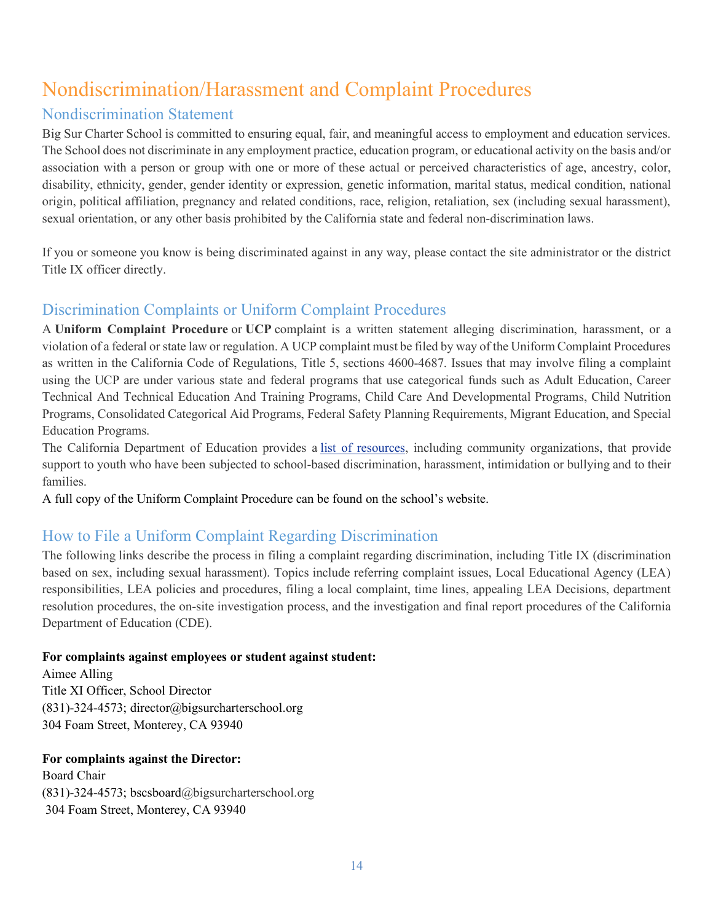# Nondiscrimination/Harassment and Complaint Procedures

## Nondiscrimination Statement

Big Sur Charter School is committed to ensuring equal, fair, and meaningful access to employment and education services. The School does not discriminate in any employment practice, education program, or educational activity on the basis and/or association with a person or group with one or more of these actual or perceived characteristics of age, ancestry, color, disability, ethnicity, gender, gender identity or expression, genetic information, marital status, medical condition, national origin, political affiliation, pregnancy and related conditions, race, religion, retaliation, sex (including sexual harassment), sexual orientation, or any other basis prohibited by the California state and federal non-discrimination laws.

If you or someone you know is being discriminated against in any way, please contact the site administrator or the district Title IX officer directly.

## Discrimination Complaints or Uniform Complaint Procedures

A **Uniform Complaint Procedure** or **UCP** complaint is a written statement alleging discrimination, harassment, or a violation of a federal or state law or regulation. A UCP complaint must be filed by way of the Uniform Complaint Procedures as written in the California Code of Regulations, Title 5, sections 4600-4687. Issues that may involve filing a complaint using the UCP are under various state and federal programs that use categorical funds such as Adult Education, Career Technical And Technical Education And Training Programs, Child Care And Developmental Programs, Child Nutrition Programs, Consolidated Categorical Aid Programs, Federal Safety Planning Requirements, Migrant Education, and Special Education Programs.

The California Department of Education provides a list of resources, including community organizations, that provide support to youth who have been subjected to school-based discrimination, harassment, intimidation or bullying and to their families.

A full copy of the Uniform Complaint Procedure can be found on the school's website.

## How to File a Uniform Complaint Regarding Discrimination

The following links describe the process in filing a complaint regarding discrimination, including Title IX (discrimination based on sex, including sexual harassment). Topics include referring complaint issues, Local Educational Agency (LEA) responsibilities, LEA policies and procedures, filing a local complaint, time lines, appealing LEA Decisions, department resolution procedures, the on-site investigation process, and the investigation and final report procedures of the California Department of Education (CDE).

**For complaints against employees or student against student:**
Aimee Alling
Title XI Officer, School Director
(831)-324-4573; director@bigsurcharterschool.org
304 Foam Street, Monterey, CA 93940

**For complaints against the Director:**
Board Chair
(831)-324-4573; bscsboard@bigsurcharterschool.org
304 Foam Street, Monterey, CA 93940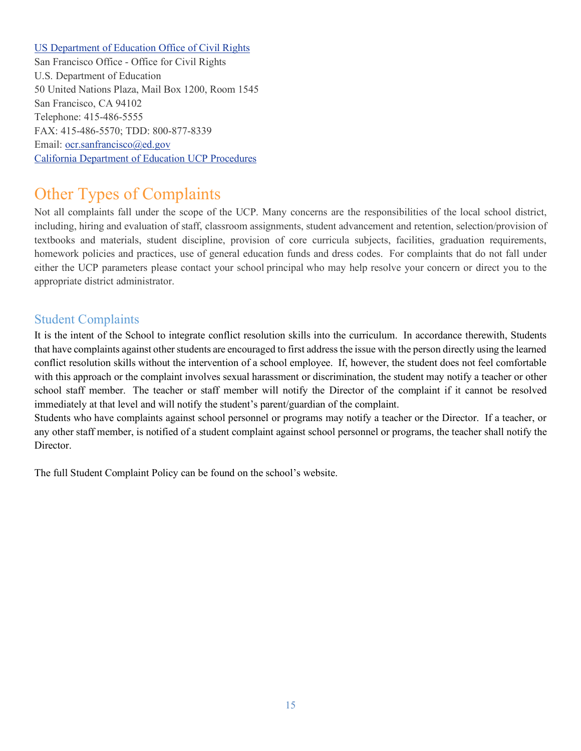[US Department of Education Office of Civil Rights]
San Francisco Office - Office for Civil Rights
U.S. Department of Education
50 United Nations Plaza, Mail Box 1200, Room 1545
San Francisco, CA 94102
Telephone: 415-486-5555
FAX: 415-486-5570; TDD: 800-877-8339
Email: ocr.sanfrancisco@ed.gov
[California Department of Education UCP Procedures]

# Other Types of Complaints

Not all complaints fall under the scope of the UCP. Many concerns are the responsibilities of the local school district, including, hiring and evaluation of staff, classroom assignments, student advancement and retention, selection/provision of textbooks and materials, student discipline, provision of core curricula subjects, facilities, graduation requirements, homework policies and practices, use of general education funds and dress codes. For complaints that do not fall under either the UCP parameters please contact your school principal who may help resolve your concern or direct you to the appropriate district administrator.

## Student Complaints

It is the intent of the School to integrate conflict resolution skills into the curriculum. In accordance therewith, Students that have complaints against other students are encouraged to first address the issue with the person directly using the learned conflict resolution skills without the intervention of a school employee. If, however, the student does not feel comfortable with this approach or the complaint involves sexual harassment or discrimination, the student may notify a teacher or other school staff member. The teacher or staff member will notify the Director of the complaint if it cannot be resolved immediately at that level and will notify the student's parent/guardian of the complaint.

Students who have complaints against school personnel or programs may notify a teacher or the Director. If a teacher, or any other staff member, is notified of a student complaint against school personnel or programs, the teacher shall notify the Director.

The full Student Complaint Policy can be found on the school's website.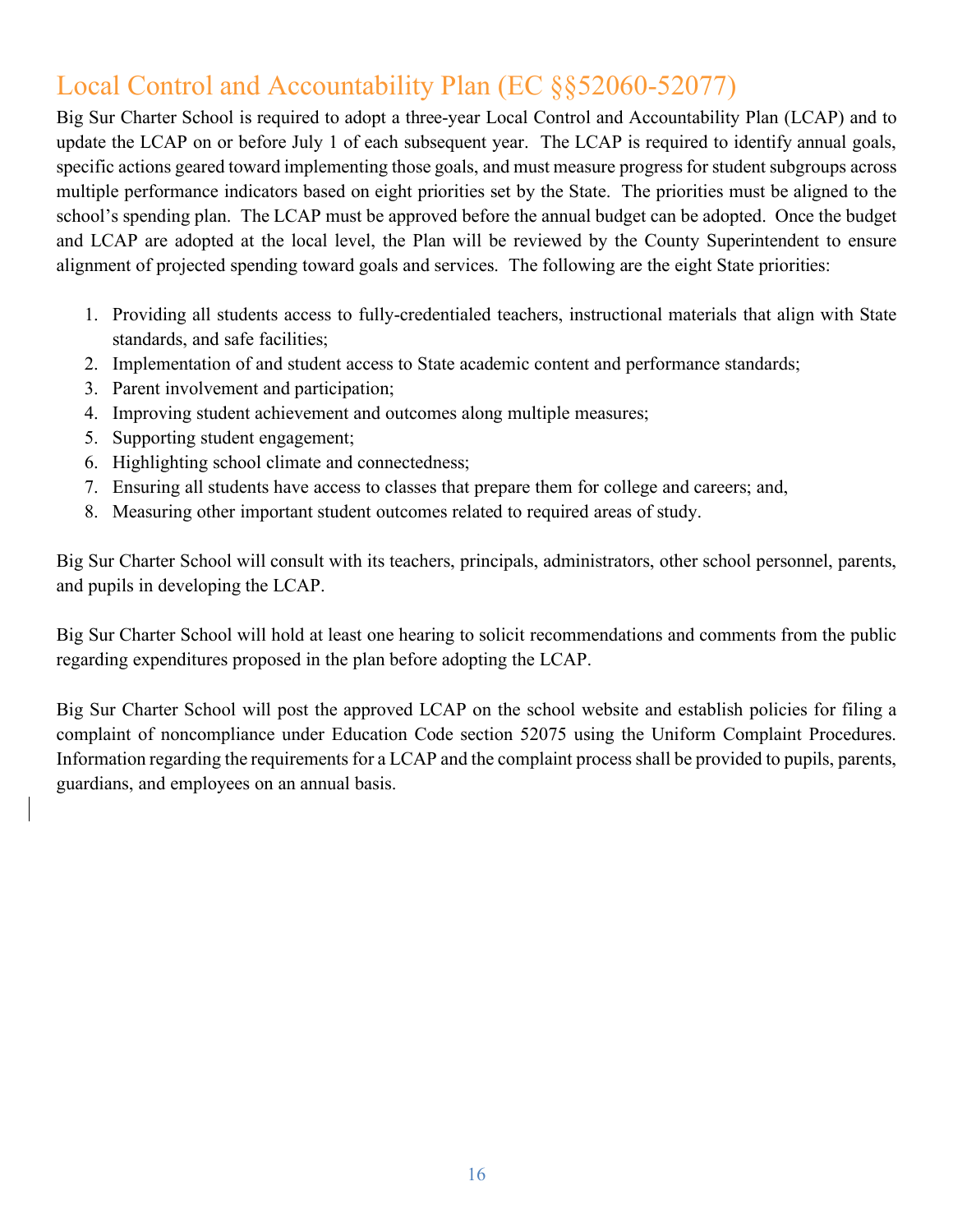## Local Control and Accountability Plan (EC §§52060-52077)

Big Sur Charter School is required to adopt a three-year Local Control and Accountability Plan (LCAP) and to update the LCAP on or before July 1 of each subsequent year. The LCAP is required to identify annual goals, specific actions geared toward implementing those goals, and must measure progress for student subgroups across multiple performance indicators based on eight priorities set by the State. The priorities must be aligned to the school's spending plan. The LCAP must be approved before the annual budget can be adopted. Once the budget and LCAP are adopted at the local level, the Plan will be reviewed by the County Superintendent to ensure alignment of projected spending toward goals and services. The following are the eight State priorities:

1. Providing all students access to fully-credentialed teachers, instructional materials that align with State standards, and safe facilities;
2. Implementation of and student access to State academic content and performance standards;
3. Parent involvement and participation;
4. Improving student achievement and outcomes along multiple measures;
5. Supporting student engagement;
6. Highlighting school climate and connectedness;
7. Ensuring all students have access to classes that prepare them for college and careers; and,
8. Measuring other important student outcomes related to required areas of study.

Big Sur Charter School will consult with its teachers, principals, administrators, other school personnel, parents, and pupils in developing the LCAP.

Big Sur Charter School will hold at least one hearing to solicit recommendations and comments from the public regarding expenditures proposed in the plan before adopting the LCAP.

Big Sur Charter School will post the approved LCAP on the school website and establish policies for filing a complaint of noncompliance under Education Code section 52075 using the Uniform Complaint Procedures. Information regarding the requirements for a LCAP and the complaint process shall be provided to pupils, parents, guardians, and employees on an annual basis.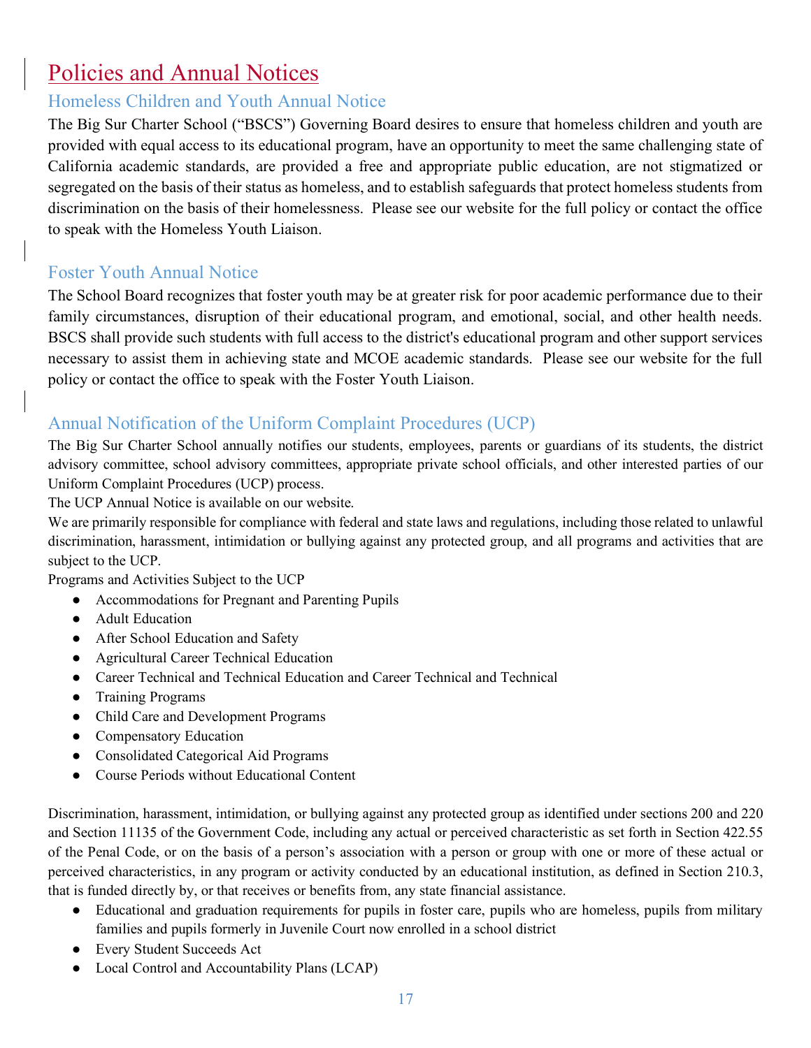# Policies and Annual Notices

## Homeless Children and Youth Annual Notice

The Big Sur Charter School ("BSCS") Governing Board desires to ensure that homeless children and youth are provided with equal access to its educational program, have an opportunity to meet the same challenging state of California academic standards, are provided a free and appropriate public education, are not stigmatized or segregated on the basis of their status as homeless, and to establish safeguards that protect homeless students from discrimination on the basis of their homelessness. Please see our website for the full policy or contact the office to speak with the Homeless Youth Liaison.

## Foster Youth Annual Notice

The School Board recognizes that foster youth may be at greater risk for poor academic performance due to their family circumstances, disruption of their educational program, and emotional, social, and other health needs. BSCS shall provide such students with full access to the district's educational program and other support services necessary to assist them in achieving state and MCOE academic standards. Please see our website for the full policy or contact the office to speak with the Foster Youth Liaison.

## Annual Notification of the Uniform Complaint Procedures (UCP)

The Big Sur Charter School annually notifies our students, employees, parents or guardians of its students, the district advisory committee, school advisory committees, appropriate private school officials, and other interested parties of our Uniform Complaint Procedures (UCP) process.

The UCP Annual Notice is available on our website.

We are primarily responsible for compliance with federal and state laws and regulations, including those related to unlawful discrimination, harassment, intimidation or bullying against any protected group, and all programs and activities that are subject to the UCP.

Programs and Activities Subject to the UCP

- Accommodations for Pregnant and Parenting Pupils
- Adult Education
- After School Education and Safety
- Agricultural Career Technical Education
- Career Technical and Technical Education and Career Technical and Technical
- Training Programs
- Child Care and Development Programs
- Compensatory Education
- Consolidated Categorical Aid Programs
- Course Periods without Educational Content

Discrimination, harassment, intimidation, or bullying against any protected group as identified under sections 200 and 220 and Section 11135 of the Government Code, including any actual or perceived characteristic as set forth in Section 422.55 of the Penal Code, or on the basis of a person's association with a person or group with one or more of these actual or perceived characteristics, in any program or activity conducted by an educational institution, as defined in Section 210.3, that is funded directly by, or that receives or benefits from, any state financial assistance.

- Educational and graduation requirements for pupils in foster care, pupils who are homeless, pupils from military families and pupils formerly in Juvenile Court now enrolled in a school district
- Every Student Succeeds Act
- Local Control and Accountability Plans (LCAP)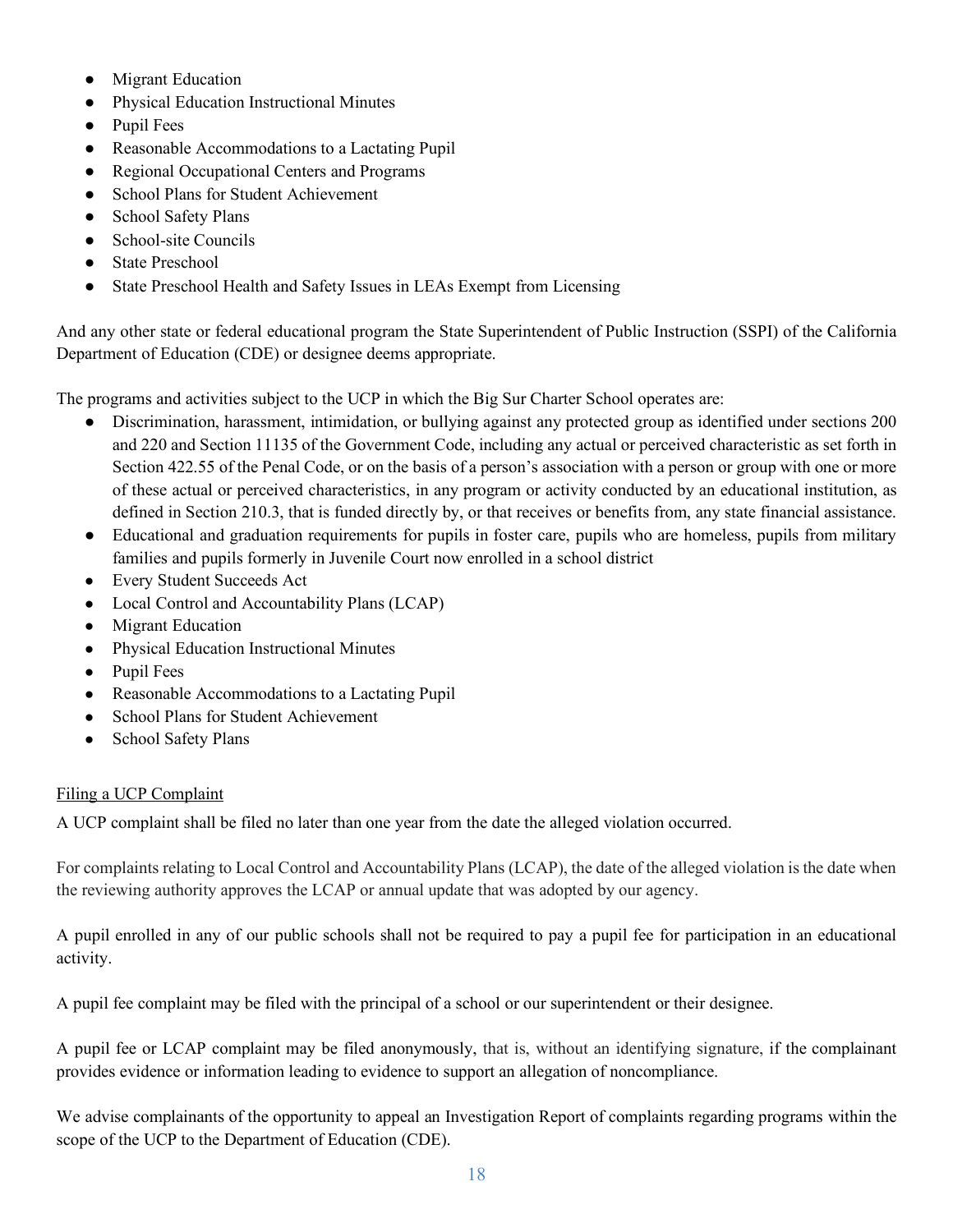- Migrant Education
- Physical Education Instructional Minutes
- Pupil Fees
- Reasonable Accommodations to a Lactating Pupil
- Regional Occupational Centers and Programs
- School Plans for Student Achievement
- School Safety Plans
- School-site Councils
- State Preschool
- State Preschool Health and Safety Issues in LEAs Exempt from Licensing

And any other state or federal educational program the State Superintendent of Public Instruction (SSPI) of the California Department of Education (CDE) or designee deems appropriate.

The programs and activities subject to the UCP in which the Big Sur Charter School operates are:

- Discrimination, harassment, intimidation, or bullying against any protected group as identified under sections 200 and 220 and Section 11135 of the Government Code, including any actual or perceived characteristic as set forth in Section 422.55 of the Penal Code, or on the basis of a person's association with a person or group with one or more of these actual or perceived characteristics, in any program or activity conducted by an educational institution, as defined in Section 210.3, that is funded directly by, or that receives or benefits from, any state financial assistance.
- Educational and graduation requirements for pupils in foster care, pupils who are homeless, pupils from military families and pupils formerly in Juvenile Court now enrolled in a school district
- Every Student Succeeds Act
- Local Control and Accountability Plans (LCAP)
- Migrant Education
- Physical Education Instructional Minutes
- Pupil Fees
- Reasonable Accommodations to a Lactating Pupil
- School Plans for Student Achievement
- School Safety Plans

<u>Filing a UCP Complaint</u>

A UCP complaint shall be filed no later than one year from the date the alleged violation occurred.

For complaints relating to Local Control and Accountability Plans (LCAP), the date of the alleged violation is the date when the reviewing authority approves the LCAP or annual update that was adopted by our agency.

A pupil enrolled in any of our public schools shall not be required to pay a pupil fee for participation in an educational activity.

A pupil fee complaint may be filed with the principal of a school or our superintendent or their designee.

A pupil fee or LCAP complaint may be filed anonymously, that is, without an identifying signature, if the complainant provides evidence or information leading to evidence to support an allegation of noncompliance.

We advise complainants of the opportunity to appeal an Investigation Report of complaints regarding programs within the scope of the UCP to the Department of Education (CDE).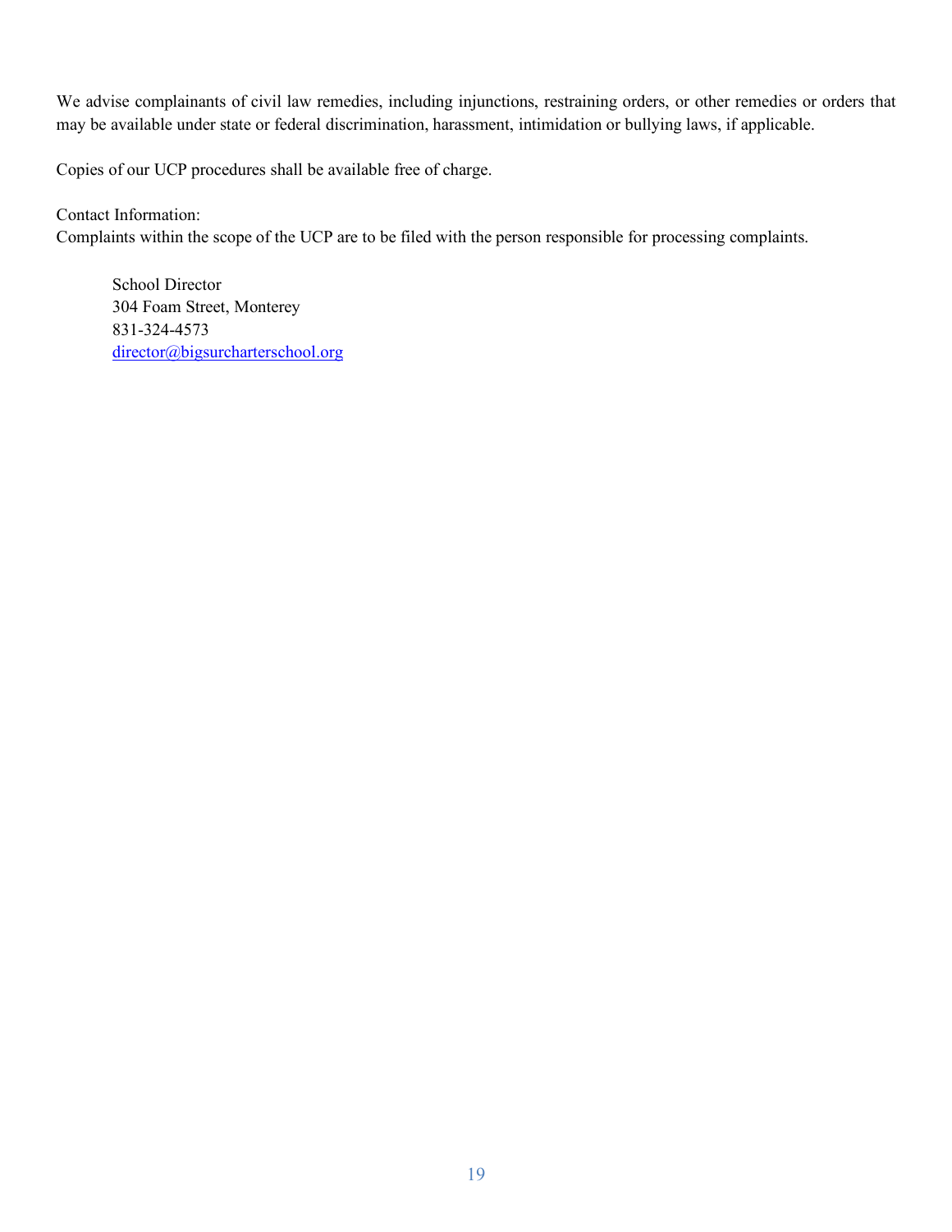We advise complainants of civil law remedies, including injunctions, restraining orders, or other remedies or orders that may be available under state or federal discrimination, harassment, intimidation or bullying laws, if applicable.

Copies of our UCP procedures shall be available free of charge.

Contact Information:
Complaints within the scope of the UCP are to be filed with the person responsible for processing complaints.

> School Director
> 304 Foam Street, Monterey
> 831-324-4573
> director@bigsurcharterschool.org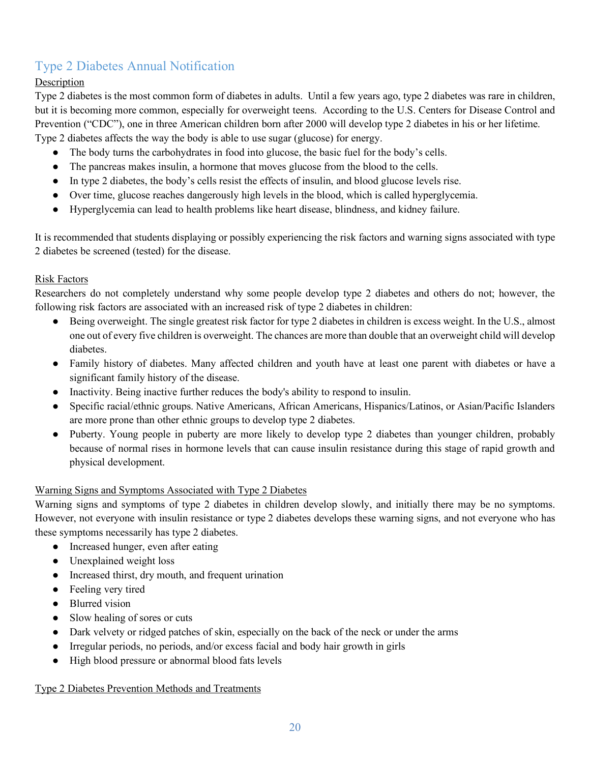## Type 2 Diabetes Annual Notification

### Description

Type 2 diabetes is the most common form of diabetes in adults. Until a few years ago, type 2 diabetes was rare in children, but it is becoming more common, especially for overweight teens. According to the U.S. Centers for Disease Control and Prevention ("CDC"), one in three American children born after 2000 will develop type 2 diabetes in his or her lifetime. Type 2 diabetes affects the way the body is able to use sugar (glucose) for energy.

- The body turns the carbohydrates in food into glucose, the basic fuel for the body's cells.
- The pancreas makes insulin, a hormone that moves glucose from the blood to the cells.
- In type 2 diabetes, the body's cells resist the effects of insulin, and blood glucose levels rise.
- Over time, glucose reaches dangerously high levels in the blood, which is called hyperglycemia.
- Hyperglycemia can lead to health problems like heart disease, blindness, and kidney failure.

It is recommended that students displaying or possibly experiencing the risk factors and warning signs associated with type 2 diabetes be screened (tested) for the disease.

### Risk Factors

Researchers do not completely understand why some people develop type 2 diabetes and others do not; however, the following risk factors are associated with an increased risk of type 2 diabetes in children:

- Being overweight. The single greatest risk factor for type 2 diabetes in children is excess weight. In the U.S., almost one out of every five children is overweight. The chances are more than double that an overweight child will develop diabetes.
- Family history of diabetes. Many affected children and youth have at least one parent with diabetes or have a significant family history of the disease.
- Inactivity. Being inactive further reduces the body's ability to respond to insulin.
- Specific racial/ethnic groups. Native Americans, African Americans, Hispanics/Latinos, or Asian/Pacific Islanders are more prone than other ethnic groups to develop type 2 diabetes.
- Puberty. Young people in puberty are more likely to develop type 2 diabetes than younger children, probably because of normal rises in hormone levels that can cause insulin resistance during this stage of rapid growth and physical development.

### Warning Signs and Symptoms Associated with Type 2 Diabetes

Warning signs and symptoms of type 2 diabetes in children develop slowly, and initially there may be no symptoms. However, not everyone with insulin resistance or type 2 diabetes develops these warning signs, and not everyone who has these symptoms necessarily has type 2 diabetes.

- Increased hunger, even after eating
- Unexplained weight loss
- Increased thirst, dry mouth, and frequent urination
- Feeling very tired
- Blurred vision
- Slow healing of sores or cuts
- Dark velvety or ridged patches of skin, especially on the back of the neck or under the arms
- Irregular periods, no periods, and/or excess facial and body hair growth in girls
- High blood pressure or abnormal blood fats levels

### Type 2 Diabetes Prevention Methods and Treatments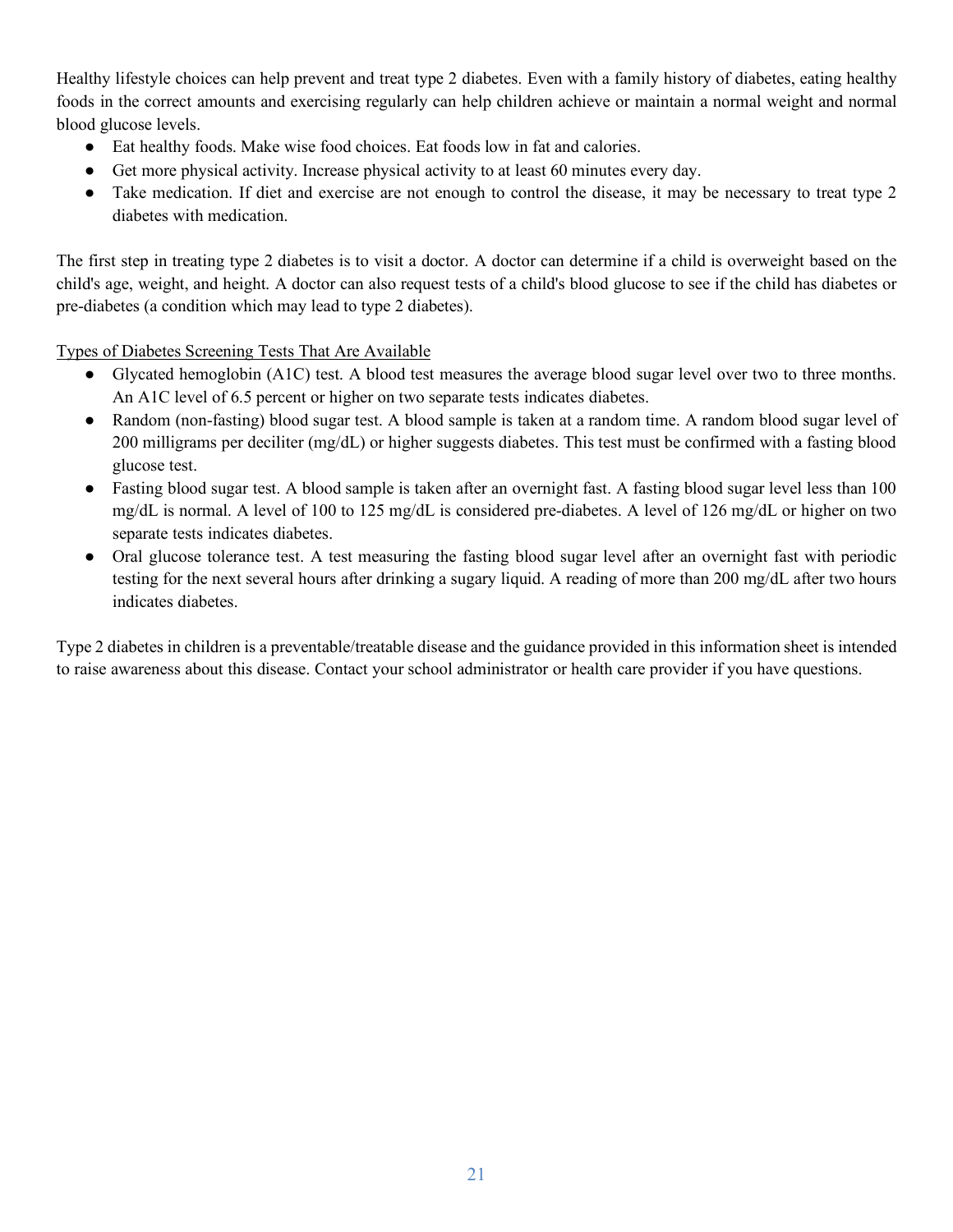Healthy lifestyle choices can help prevent and treat type 2 diabetes. Even with a family history of diabetes, eating healthy foods in the correct amounts and exercising regularly can help children achieve or maintain a normal weight and normal blood glucose levels.

- Eat healthy foods. Make wise food choices. Eat foods low in fat and calories.
- Get more physical activity. Increase physical activity to at least 60 minutes every day.
- Take medication. If diet and exercise are not enough to control the disease, it may be necessary to treat type 2 diabetes with medication.

The first step in treating type 2 diabetes is to visit a doctor. A doctor can determine if a child is overweight based on the child's age, weight, and height. A doctor can also request tests of a child's blood glucose to see if the child has diabetes or pre-diabetes (a condition which may lead to type 2 diabetes).

<u>Types of Diabetes Screening Tests That Are Available</u>

- Glycated hemoglobin (A1C) test. A blood test measures the average blood sugar level over two to three months. An A1C level of 6.5 percent or higher on two separate tests indicates diabetes.
- Random (non-fasting) blood sugar test. A blood sample is taken at a random time. A random blood sugar level of 200 milligrams per deciliter (mg/dL) or higher suggests diabetes. This test must be confirmed with a fasting blood glucose test.
- Fasting blood sugar test. A blood sample is taken after an overnight fast. A fasting blood sugar level less than 100 mg/dL is normal. A level of 100 to 125 mg/dL is considered pre-diabetes. A level of 126 mg/dL or higher on two separate tests indicates diabetes.
- Oral glucose tolerance test. A test measuring the fasting blood sugar level after an overnight fast with periodic testing for the next several hours after drinking a sugary liquid. A reading of more than 200 mg/dL after two hours indicates diabetes.

Type 2 diabetes in children is a preventable/treatable disease and the guidance provided in this information sheet is intended to raise awareness about this disease. Contact your school administrator or health care provider if you have questions.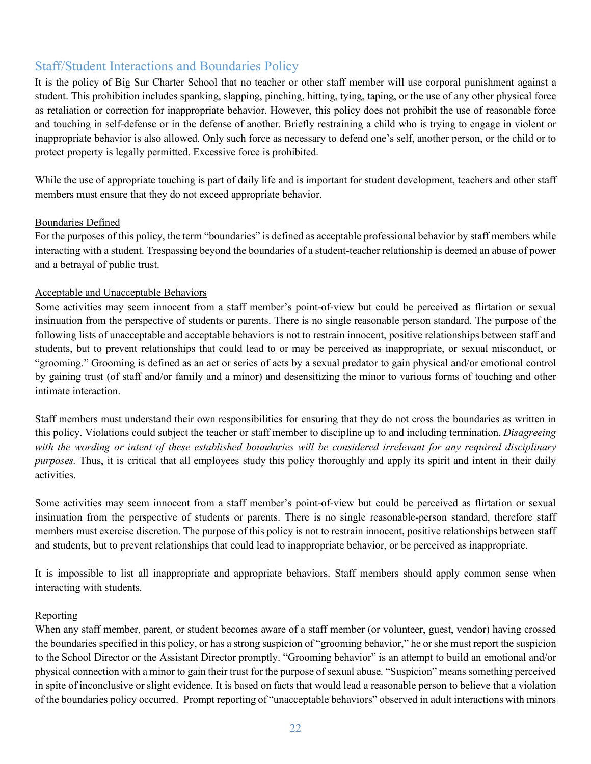## Staff/Student Interactions and Boundaries Policy

It is the policy of Big Sur Charter School that no teacher or other staff member will use corporal punishment against a student. This prohibition includes spanking, slapping, pinching, hitting, tying, taping, or the use of any other physical force as retaliation or correction for inappropriate behavior. However, this policy does not prohibit the use of reasonable force and touching in self-defense or in the defense of another. Briefly restraining a child who is trying to engage in violent or inappropriate behavior is also allowed. Only such force as necessary to defend one's self, another person, or the child or to protect property is legally permitted. Excessive force is prohibited.

While the use of appropriate touching is part of daily life and is important for student development, teachers and other staff members must ensure that they do not exceed appropriate behavior.

### Boundaries Defined

For the purposes of this policy, the term "boundaries" is defined as acceptable professional behavior by staff members while interacting with a student. Trespassing beyond the boundaries of a student-teacher relationship is deemed an abuse of power and a betrayal of public trust.

### Acceptable and Unacceptable Behaviors

Some activities may seem innocent from a staff member's point-of-view but could be perceived as flirtation or sexual insinuation from the perspective of students or parents. There is no single reasonable person standard. The purpose of the following lists of unacceptable and acceptable behaviors is not to restrain innocent, positive relationships between staff and students, but to prevent relationships that could lead to or may be perceived as inappropriate, or sexual misconduct, or "grooming." Grooming is defined as an act or series of acts by a sexual predator to gain physical and/or emotional control by gaining trust (of staff and/or family and a minor) and desensitizing the minor to various forms of touching and other intimate interaction.

Staff members must understand their own responsibilities for ensuring that they do not cross the boundaries as written in this policy. Violations could subject the teacher or staff member to discipline up to and including termination. *Disagreeing with the wording or intent of these established boundaries will be considered irrelevant for any required disciplinary purposes.* Thus, it is critical that all employees study this policy thoroughly and apply its spirit and intent in their daily activities.

Some activities may seem innocent from a staff member's point-of-view but could be perceived as flirtation or sexual insinuation from the perspective of students or parents. There is no single reasonable-person standard, therefore staff members must exercise discretion. The purpose of this policy is not to restrain innocent, positive relationships between staff and students, but to prevent relationships that could lead to inappropriate behavior, or be perceived as inappropriate.

It is impossible to list all inappropriate and appropriate behaviors. Staff members should apply common sense when interacting with students.

### Reporting

When any staff member, parent, or student becomes aware of a staff member (or volunteer, guest, vendor) having crossed the boundaries specified in this policy, or has a strong suspicion of "grooming behavior," he or she must report the suspicion to the School Director or the Assistant Director promptly. "Grooming behavior" is an attempt to build an emotional and/or physical connection with a minor to gain their trust for the purpose of sexual abuse. "Suspicion" means something perceived in spite of inconclusive or slight evidence. It is based on facts that would lead a reasonable person to believe that a violation of the boundaries policy occurred. Prompt reporting of "unacceptable behaviors" observed in adult interactions with minors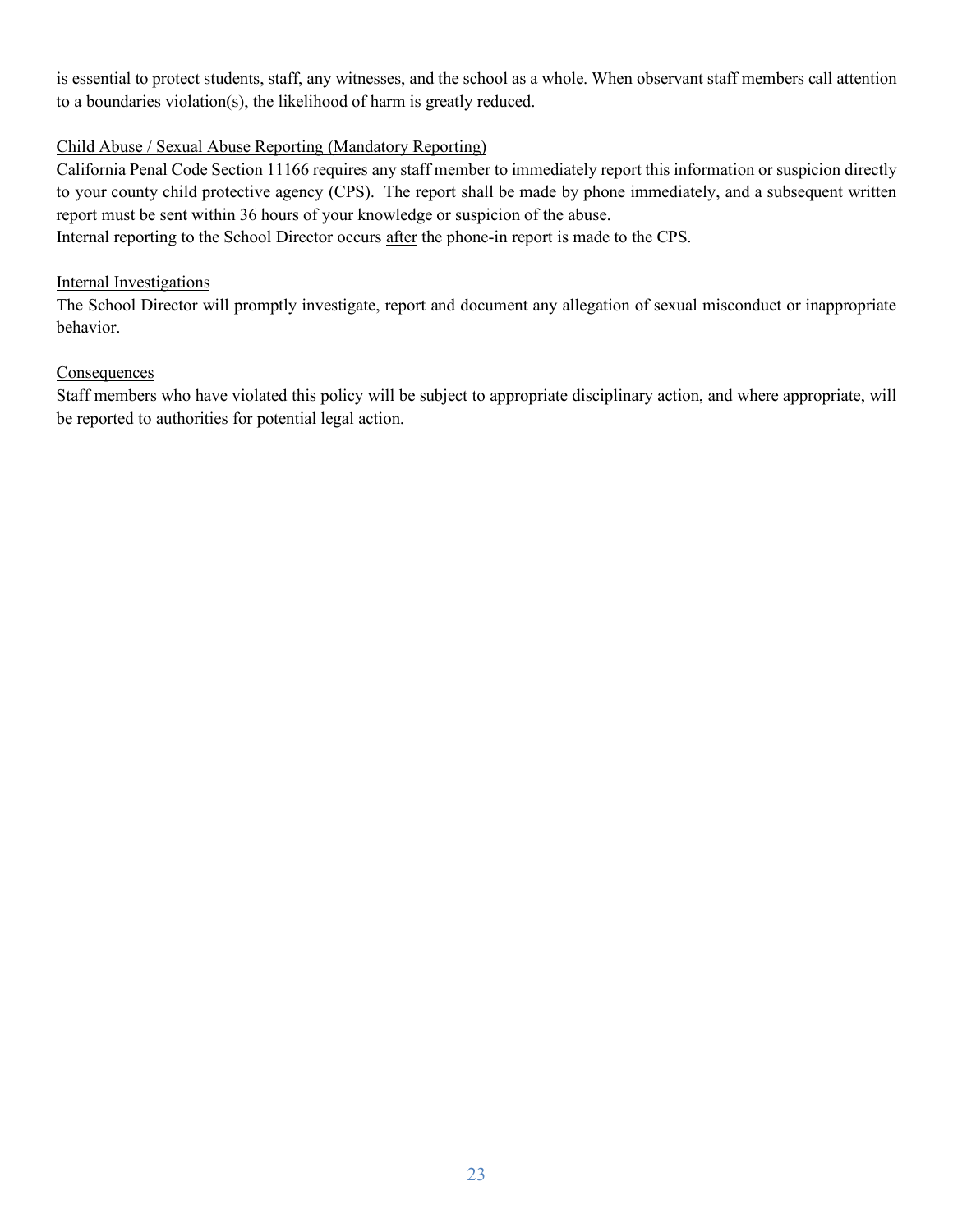is essential to protect students, staff, any witnesses, and the school as a whole. When observant staff members call attention to a boundaries violation(s), the likelihood of harm is greatly reduced.

<u>Child Abuse / Sexual Abuse Reporting (Mandatory Reporting)</u>

California Penal Code Section 11166 requires any staff member to immediately report this information or suspicion directly to your county child protective agency (CPS). The report shall be made by phone immediately, and a subsequent written report must be sent within 36 hours of your knowledge or suspicion of the abuse.

Internal reporting to the School Director occurs <u>after</u> the phone-in report is made to the CPS.

<u>Internal Investigations</u>

The School Director will promptly investigate, report and document any allegation of sexual misconduct or inappropriate behavior.

<u>Consequences</u>

Staff members who have violated this policy will be subject to appropriate disciplinary action, and where appropriate, will be reported to authorities for potential legal action.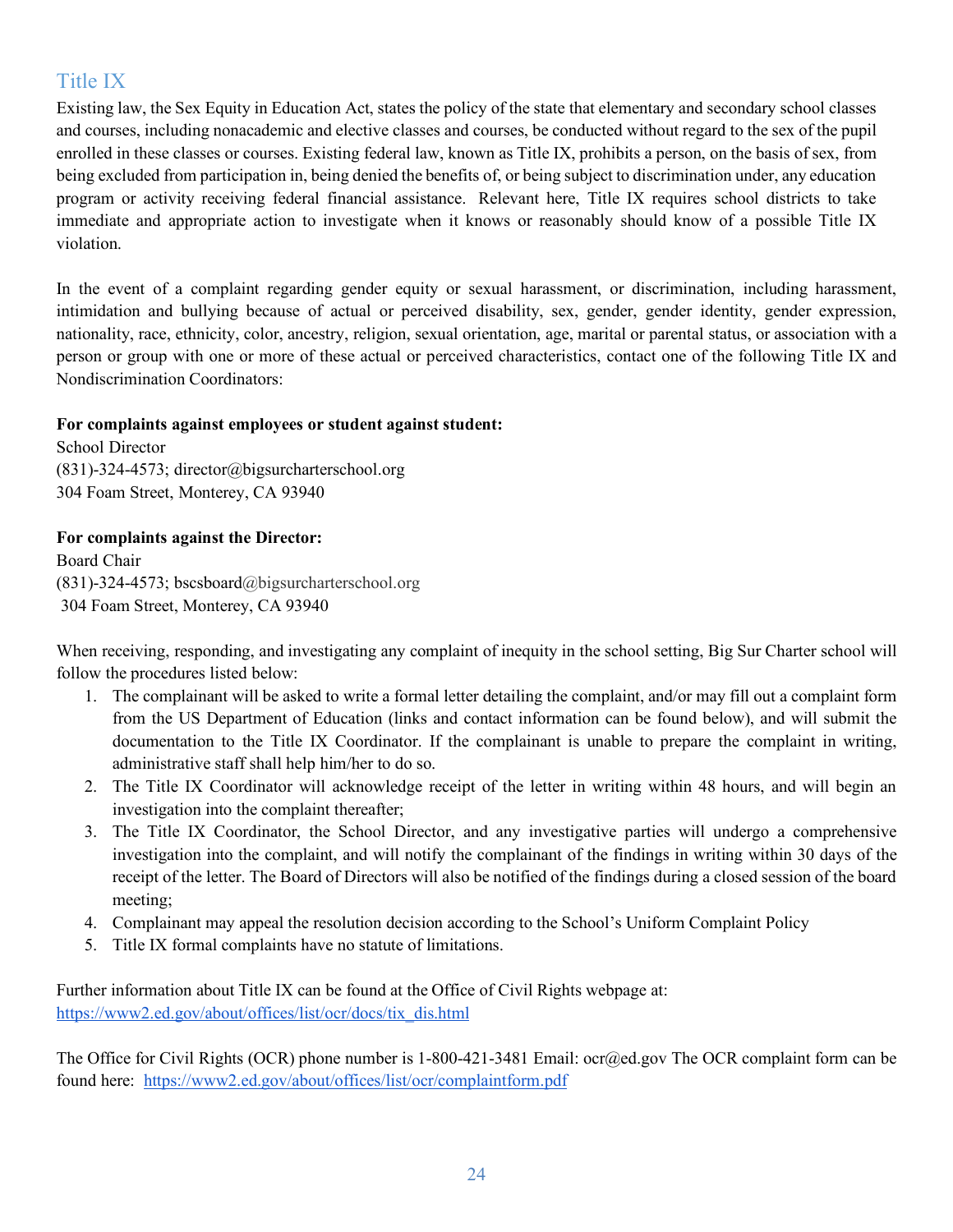## Title IX

Existing law, the Sex Equity in Education Act, states the policy of the state that elementary and secondary school classes and courses, including nonacademic and elective classes and courses, be conducted without regard to the sex of the pupil enrolled in these classes or courses. Existing federal law, known as Title IX, prohibits a person, on the basis of sex, from being excluded from participation in, being denied the benefits of, or being subject to discrimination under, any education program or activity receiving federal financial assistance. Relevant here, Title IX requires school districts to take immediate and appropriate action to investigate when it knows or reasonably should know of a possible Title IX violation.

In the event of a complaint regarding gender equity or sexual harassment, or discrimination, including harassment, intimidation and bullying because of actual or perceived disability, sex, gender, gender identity, gender expression, nationality, race, ethnicity, color, ancestry, religion, sexual orientation, age, marital or parental status, or association with a person or group with one or more of these actual or perceived characteristics, contact one of the following Title IX and Nondiscrimination Coordinators:

**For complaints against employees or student against student:**
School Director
(831)-324-4573; director@bigsurcharterschool.org
304 Foam Street, Monterey, CA 93940

**For complaints against the Director:**
Board Chair
(831)-324-4573; bscsboard@bigsurcharterschool.org
304 Foam Street, Monterey, CA 93940

When receiving, responding, and investigating any complaint of inequity in the school setting, Big Sur Charter school will follow the procedures listed below:

1. The complainant will be asked to write a formal letter detailing the complaint, and/or may fill out a complaint form from the US Department of Education (links and contact information can be found below), and will submit the documentation to the Title IX Coordinator. If the complainant is unable to prepare the complaint in writing, administrative staff shall help him/her to do so.
2. The Title IX Coordinator will acknowledge receipt of the letter in writing within 48 hours, and will begin an investigation into the complaint thereafter;
3. The Title IX Coordinator, the School Director, and any investigative parties will undergo a comprehensive investigation into the complaint, and will notify the complainant of the findings in writing within 30 days of the receipt of the letter. The Board of Directors will also be notified of the findings during a closed session of the board meeting;
4. Complainant may appeal the resolution decision according to the School's Uniform Complaint Policy
5. Title IX formal complaints have no statute of limitations.

Further information about Title IX can be found at the Office of Civil Rights webpage at:
https://www2.ed.gov/about/offices/list/ocr/docs/tix_dis.html

The Office for Civil Rights (OCR) phone number is 1-800-421-3481 Email: ocr@ed.gov The OCR complaint form can be found here: https://www2.ed.gov/about/offices/list/ocr/complaintform.pdf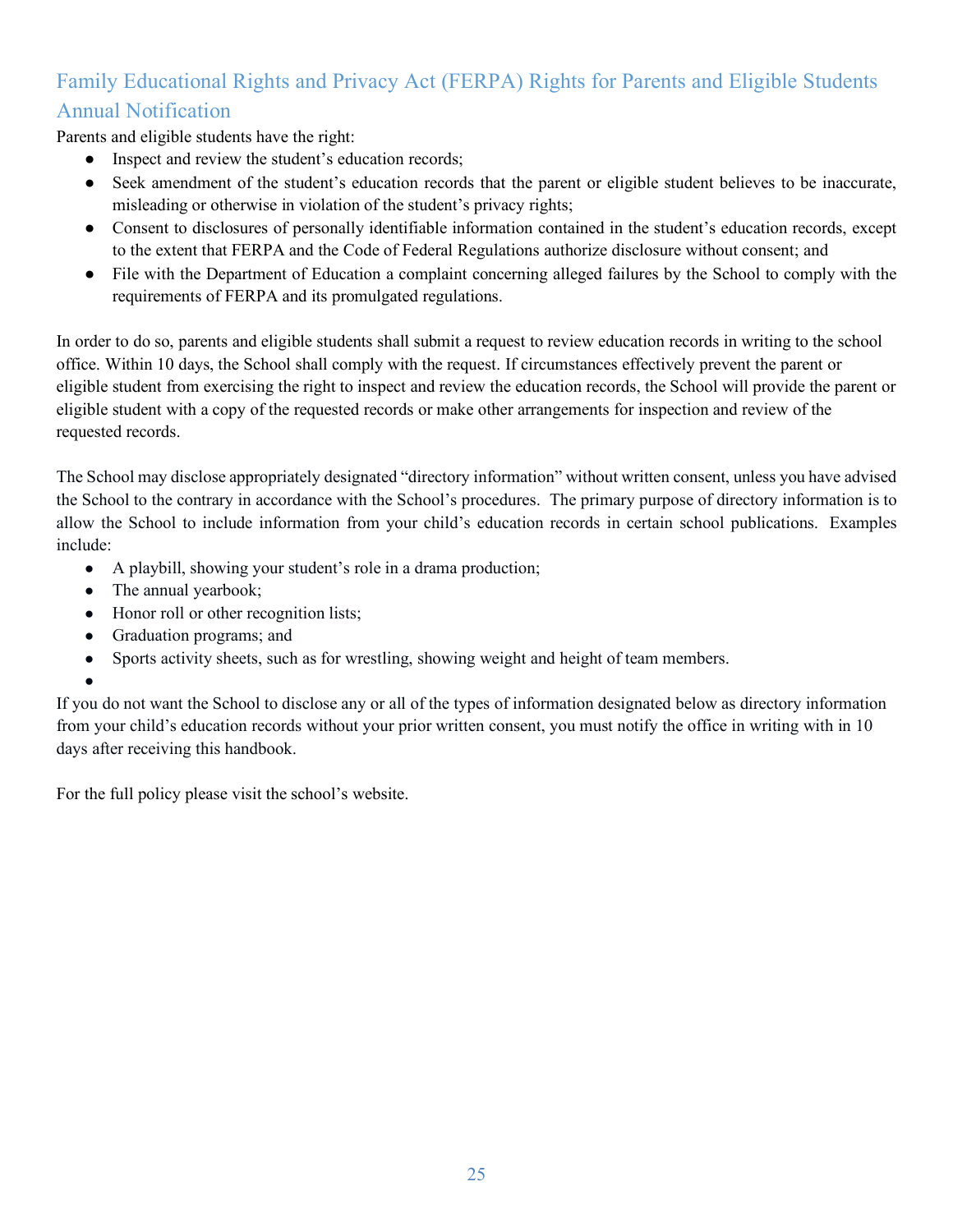## Family Educational Rights and Privacy Act (FERPA) Rights for Parents and Eligible Students Annual Notification

Parents and eligible students have the right:

- Inspect and review the student's education records;
- Seek amendment of the student's education records that the parent or eligible student believes to be inaccurate, misleading or otherwise in violation of the student's privacy rights;
- Consent to disclosures of personally identifiable information contained in the student's education records, except to the extent that FERPA and the Code of Federal Regulations authorize disclosure without consent; and
- File with the Department of Education a complaint concerning alleged failures by the School to comply with the requirements of FERPA and its promulgated regulations.

In order to do so, parents and eligible students shall submit a request to review education records in writing to the school office. Within 10 days, the School shall comply with the request. If circumstances effectively prevent the parent or eligible student from exercising the right to inspect and review the education records, the School will provide the parent or eligible student with a copy of the requested records or make other arrangements for inspection and review of the requested records.

The School may disclose appropriately designated "directory information" without written consent, unless you have advised the School to the contrary in accordance with the School's procedures. The primary purpose of directory information is to allow the School to include information from your child's education records in certain school publications. Examples include:

- A playbill, showing your student's role in a drama production;
- The annual yearbook;
- Honor roll or other recognition lists;
- Graduation programs; and
- Sports activity sheets, such as for wrestling, showing weight and height of team members.

If you do not want the School to disclose any or all of the types of information designated below as directory information from your child's education records without your prior written consent, you must notify the office in writing with in 10 days after receiving this handbook.

For the full policy please visit the school's website.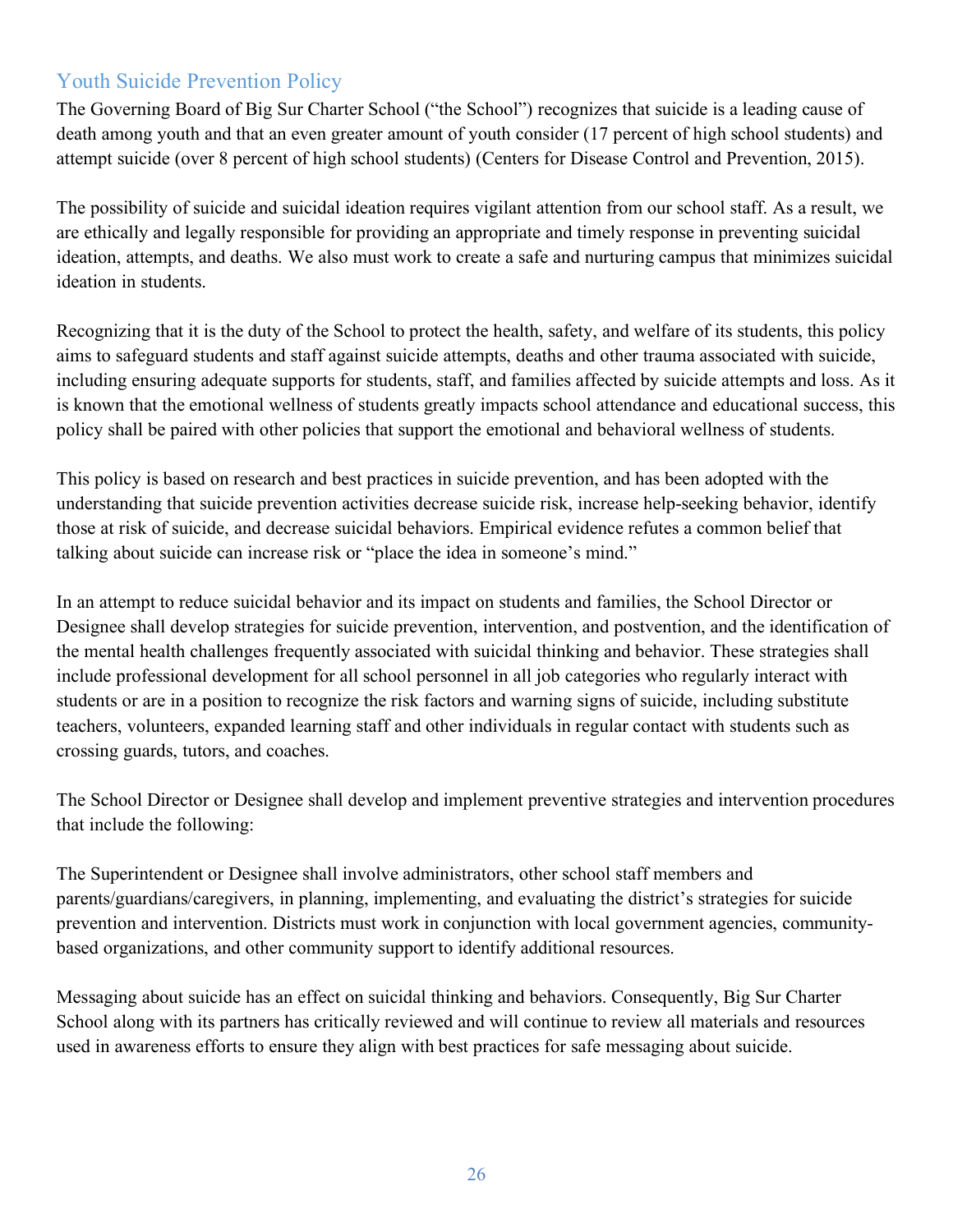## Youth Suicide Prevention Policy

The Governing Board of Big Sur Charter School ("the School") recognizes that suicide is a leading cause of death among youth and that an even greater amount of youth consider (17 percent of high school students) and attempt suicide (over 8 percent of high school students) (Centers for Disease Control and Prevention, 2015).

The possibility of suicide and suicidal ideation requires vigilant attention from our school staff. As a result, we are ethically and legally responsible for providing an appropriate and timely response in preventing suicidal ideation, attempts, and deaths. We also must work to create a safe and nurturing campus that minimizes suicidal ideation in students.

Recognizing that it is the duty of the School to protect the health, safety, and welfare of its students, this policy aims to safeguard students and staff against suicide attempts, deaths and other trauma associated with suicide, including ensuring adequate supports for students, staff, and families affected by suicide attempts and loss. As it is known that the emotional wellness of students greatly impacts school attendance and educational success, this policy shall be paired with other policies that support the emotional and behavioral wellness of students.

This policy is based on research and best practices in suicide prevention, and has been adopted with the understanding that suicide prevention activities decrease suicide risk, increase help-seeking behavior, identify those at risk of suicide, and decrease suicidal behaviors. Empirical evidence refutes a common belief that talking about suicide can increase risk or "place the idea in someone's mind."

In an attempt to reduce suicidal behavior and its impact on students and families, the School Director or Designee shall develop strategies for suicide prevention, intervention, and postvention, and the identification of the mental health challenges frequently associated with suicidal thinking and behavior. These strategies shall include professional development for all school personnel in all job categories who regularly interact with students or are in a position to recognize the risk factors and warning signs of suicide, including substitute teachers, volunteers, expanded learning staff and other individuals in regular contact with students such as crossing guards, tutors, and coaches.

The School Director or Designee shall develop and implement preventive strategies and intervention procedures that include the following:

The Superintendent or Designee shall involve administrators, other school staff members and parents/guardians/caregivers, in planning, implementing, and evaluating the district's strategies for suicide prevention and intervention. Districts must work in conjunction with local government agencies, community-based organizations, and other community support to identify additional resources.

Messaging about suicide has an effect on suicidal thinking and behaviors. Consequently, Big Sur Charter School along with its partners has critically reviewed and will continue to review all materials and resources used in awareness efforts to ensure they align with best practices for safe messaging about suicide.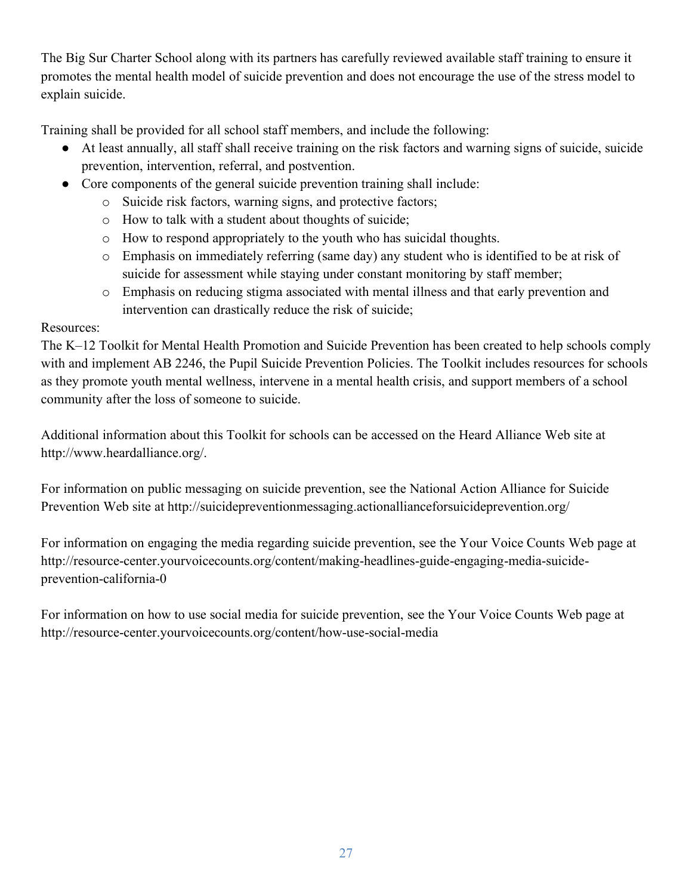The Big Sur Charter School along with its partners has carefully reviewed available staff training to ensure it promotes the mental health model of suicide prevention and does not encourage the use of the stress model to explain suicide.

Training shall be provided for all school staff members, and include the following:

- At least annually, all staff shall receive training on the risk factors and warning signs of suicide, suicide prevention, intervention, referral, and postvention.
- Core components of the general suicide prevention training shall include:
  - Suicide risk factors, warning signs, and protective factors;
  - How to talk with a student about thoughts of suicide;
  - How to respond appropriately to the youth who has suicidal thoughts.
  - Emphasis on immediately referring (same day) any student who is identified to be at risk of suicide for assessment while staying under constant monitoring by staff member;
  - Emphasis on reducing stigma associated with mental illness and that early prevention and intervention can drastically reduce the risk of suicide;

Resources:
The K–12 Toolkit for Mental Health Promotion and Suicide Prevention has been created to help schools comply with and implement AB 2246, the Pupil Suicide Prevention Policies. The Toolkit includes resources for schools as they promote youth mental wellness, intervene in a mental health crisis, and support members of a school community after the loss of someone to suicide.

Additional information about this Toolkit for schools can be accessed on the Heard Alliance Web site at http://www.heardalliance.org/.

For information on public messaging on suicide prevention, see the National Action Alliance for Suicide Prevention Web site at http://suicidepreventionmessaging.actionallianceforsuicideprevention.org/

For information on engaging the media regarding suicide prevention, see the Your Voice Counts Web page at http://resource-center.yourvoicecounts.org/content/making-headlines-guide-engaging-media-suicide-prevention-california-0

For information on how to use social media for suicide prevention, see the Your Voice Counts Web page at http://resource-center.yourvoicecounts.org/content/how-use-social-media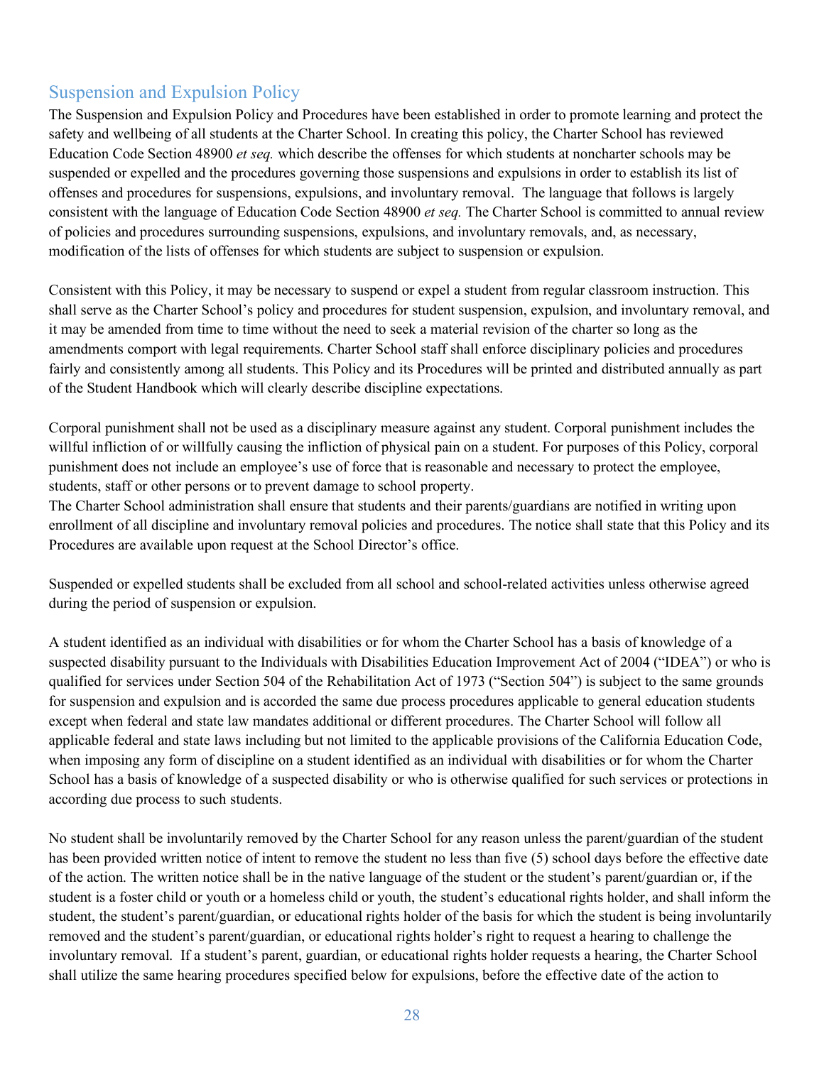## Suspension and Expulsion Policy

The Suspension and Expulsion Policy and Procedures have been established in order to promote learning and protect the safety and wellbeing of all students at the Charter School. In creating this policy, the Charter School has reviewed Education Code Section 48900 *et seq.* which describe the offenses for which students at noncharter schools may be suspended or expelled and the procedures governing those suspensions and expulsions in order to establish its list of offenses and procedures for suspensions, expulsions, and involuntary removal. The language that follows is largely consistent with the language of Education Code Section 48900 *et seq.* The Charter School is committed to annual review of policies and procedures surrounding suspensions, expulsions, and involuntary removals, and, as necessary, modification of the lists of offenses for which students are subject to suspension or expulsion.

Consistent with this Policy, it may be necessary to suspend or expel a student from regular classroom instruction. This shall serve as the Charter School's policy and procedures for student suspension, expulsion, and involuntary removal, and it may be amended from time to time without the need to seek a material revision of the charter so long as the amendments comport with legal requirements. Charter School staff shall enforce disciplinary policies and procedures fairly and consistently among all students. This Policy and its Procedures will be printed and distributed annually as part of the Student Handbook which will clearly describe discipline expectations.

Corporal punishment shall not be used as a disciplinary measure against any student. Corporal punishment includes the willful infliction of or willfully causing the infliction of physical pain on a student. For purposes of this Policy, corporal punishment does not include an employee's use of force that is reasonable and necessary to protect the employee, students, staff or other persons or to prevent damage to school property.
The Charter School administration shall ensure that students and their parents/guardians are notified in writing upon enrollment of all discipline and involuntary removal policies and procedures. The notice shall state that this Policy and its Procedures are available upon request at the School Director's office.

Suspended or expelled students shall be excluded from all school and school-related activities unless otherwise agreed during the period of suspension or expulsion.

A student identified as an individual with disabilities or for whom the Charter School has a basis of knowledge of a suspected disability pursuant to the Individuals with Disabilities Education Improvement Act of 2004 ("IDEA") or who is qualified for services under Section 504 of the Rehabilitation Act of 1973 ("Section 504") is subject to the same grounds for suspension and expulsion and is accorded the same due process procedures applicable to general education students except when federal and state law mandates additional or different procedures. The Charter School will follow all applicable federal and state laws including but not limited to the applicable provisions of the California Education Code, when imposing any form of discipline on a student identified as an individual with disabilities or for whom the Charter School has a basis of knowledge of a suspected disability or who is otherwise qualified for such services or protections in according due process to such students.

No student shall be involuntarily removed by the Charter School for any reason unless the parent/guardian of the student has been provided written notice of intent to remove the student no less than five (5) school days before the effective date of the action. The written notice shall be in the native language of the student or the student's parent/guardian or, if the student is a foster child or youth or a homeless child or youth, the student's educational rights holder, and shall inform the student, the student's parent/guardian, or educational rights holder of the basis for which the student is being involuntarily removed and the student's parent/guardian, or educational rights holder's right to request a hearing to challenge the involuntary removal. If a student's parent, guardian, or educational rights holder requests a hearing, the Charter School shall utilize the same hearing procedures specified below for expulsions, before the effective date of the action to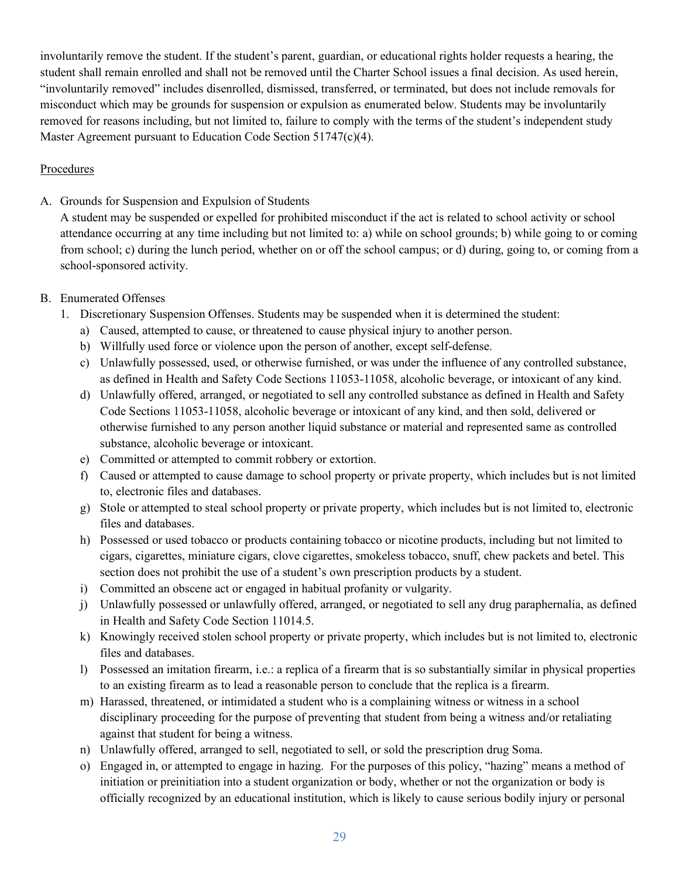involuntarily remove the student. If the student's parent, guardian, or educational rights holder requests a hearing, the student shall remain enrolled and shall not be removed until the Charter School issues a final decision. As used herein, "involuntarily removed" includes disenrolled, dismissed, transferred, or terminated, but does not include removals for misconduct which may be grounds for suspension or expulsion as enumerated below. Students may be involuntarily removed for reasons including, but not limited to, failure to comply with the terms of the student's independent study Master Agreement pursuant to Education Code Section 51747(c)(4).

Procedures

A. Grounds for Suspension and Expulsion of Students

   A student may be suspended or expelled for prohibited misconduct if the act is related to school activity or school attendance occurring at any time including but not limited to: a) while on school grounds; b) while going to or coming from school; c) during the lunch period, whether on or off the school campus; or d) during, going to, or coming from a school-sponsored activity.

B. Enumerated Offenses

   1. Discretionary Suspension Offenses. Students may be suspended when it is determined the student:
      a) Caused, attempted to cause, or threatened to cause physical injury to another person.
      b) Willfully used force or violence upon the person of another, except self-defense.
      c) Unlawfully possessed, used, or otherwise furnished, or was under the influence of any controlled substance, as defined in Health and Safety Code Sections 11053-11058, alcoholic beverage, or intoxicant of any kind.
      d) Unlawfully offered, arranged, or negotiated to sell any controlled substance as defined in Health and Safety Code Sections 11053-11058, alcoholic beverage or intoxicant of any kind, and then sold, delivered or otherwise furnished to any person another liquid substance or material and represented same as controlled substance, alcoholic beverage or intoxicant.
      e) Committed or attempted to commit robbery or extortion.
      f) Caused or attempted to cause damage to school property or private property, which includes but is not limited to, electronic files and databases.
      g) Stole or attempted to steal school property or private property, which includes but is not limited to, electronic files and databases.
      h) Possessed or used tobacco or products containing tobacco or nicotine products, including but not limited to cigars, cigarettes, miniature cigars, clove cigarettes, smokeless tobacco, snuff, chew packets and betel. This section does not prohibit the use of a student's own prescription products by a student.
      i) Committed an obscene act or engaged in habitual profanity or vulgarity.
      j) Unlawfully possessed or unlawfully offered, arranged, or negotiated to sell any drug paraphernalia, as defined in Health and Safety Code Section 11014.5.
      k) Knowingly received stolen school property or private property, which includes but is not limited to, electronic files and databases.
      l) Possessed an imitation firearm, i.e.: a replica of a firearm that is so substantially similar in physical properties to an existing firearm as to lead a reasonable person to conclude that the replica is a firearm.
      m) Harassed, threatened, or intimidated a student who is a complaining witness or witness in a school disciplinary proceeding for the purpose of preventing that student from being a witness and/or retaliating against that student for being a witness.
      n) Unlawfully offered, arranged to sell, negotiated to sell, or sold the prescription drug Soma.
      o) Engaged in, or attempted to engage in hazing. For the purposes of this policy, "hazing" means a method of initiation or preinitiation into a student organization or body, whether or not the organization or body is officially recognized by an educational institution, which is likely to cause serious bodily injury or personal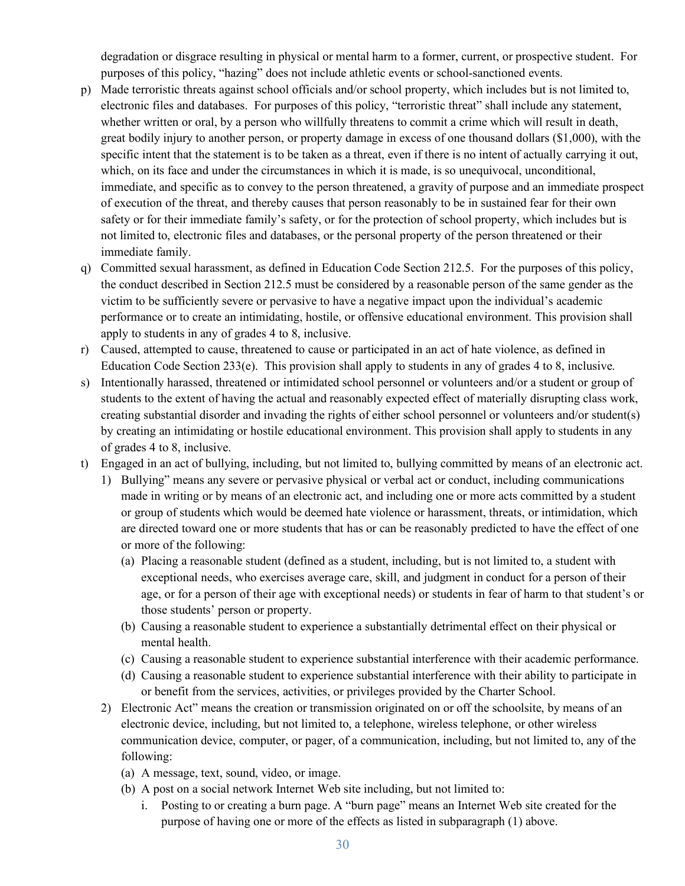degradation or disgrace resulting in physical or mental harm to a former, current, or prospective student. For purposes of this policy, "hazing" does not include athletic events or school-sanctioned events.

p) Made terroristic threats against school officials and/or school property, which includes but is not limited to, electronic files and databases. For purposes of this policy, "terroristic threat" shall include any statement, whether written or oral, by a person who willfully threatens to commit a crime which will result in death, great bodily injury to another person, or property damage in excess of one thousand dollars ($1,000), with the specific intent that the statement is to be taken as a threat, even if there is no intent of actually carrying it out, which, on its face and under the circumstances in which it is made, is so unequivocal, unconditional, immediate, and specific as to convey to the person threatened, a gravity of purpose and an immediate prospect of execution of the threat, and thereby causes that person reasonably to be in sustained fear for their own safety or for their immediate family's safety, or for the protection of school property, which includes but is not limited to, electronic files and databases, or the personal property of the person threatened or their immediate family.

q) Committed sexual harassment, as defined in Education Code Section 212.5. For the purposes of this policy, the conduct described in Section 212.5 must be considered by a reasonable person of the same gender as the victim to be sufficiently severe or pervasive to have a negative impact upon the individual's academic performance or to create an intimidating, hostile, or offensive educational environment. This provision shall apply to students in any of grades 4 to 8, inclusive.

r) Caused, attempted to cause, threatened to cause or participated in an act of hate violence, as defined in Education Code Section 233(e). This provision shall apply to students in any of grades 4 to 8, inclusive.

s) Intentionally harassed, threatened or intimidated school personnel or volunteers and/or a student or group of students to the extent of having the actual and reasonably expected effect of materially disrupting class work, creating substantial disorder and invading the rights of either school personnel or volunteers and/or student(s) by creating an intimidating or hostile educational environment. This provision shall apply to students in any of grades 4 to 8, inclusive.

t) Engaged in an act of bullying, including, but not limited to, bullying committed by means of an electronic act.
   1) Bullying" means any severe or pervasive physical or verbal act or conduct, including communications made in writing or by means of an electronic act, and including one or more acts committed by a student or group of students which would be deemed hate violence or harassment, threats, or intimidation, which are directed toward one or more students that has or can be reasonably predicted to have the effect of one or more of the following:
      (a) Placing a reasonable student (defined as a student, including, but is not limited to, a student with exceptional needs, who exercises average care, skill, and judgment in conduct for a person of their age, or for a person of their age with exceptional needs) or students in fear of harm to that student's or those students' person or property.
      (b) Causing a reasonable student to experience a substantially detrimental effect on their physical or mental health.
      (c) Causing a reasonable student to experience substantial interference with their academic performance.
      (d) Causing a reasonable student to experience substantial interference with their ability to participate in or benefit from the services, activities, or privileges provided by the Charter School.
   2) Electronic Act" means the creation or transmission originated on or off the schoolsite, by means of an electronic device, including, but not limited to, a telephone, wireless telephone, or other wireless communication device, computer, or pager, of a communication, including, but not limited to, any of the following:
      (a) A message, text, sound, video, or image.
      (b) A post on a social network Internet Web site including, but not limited to:
         i. Posting to or creating a burn page. A "burn page" means an Internet Web site created for the purpose of having one or more of the effects as listed in subparagraph (1) above.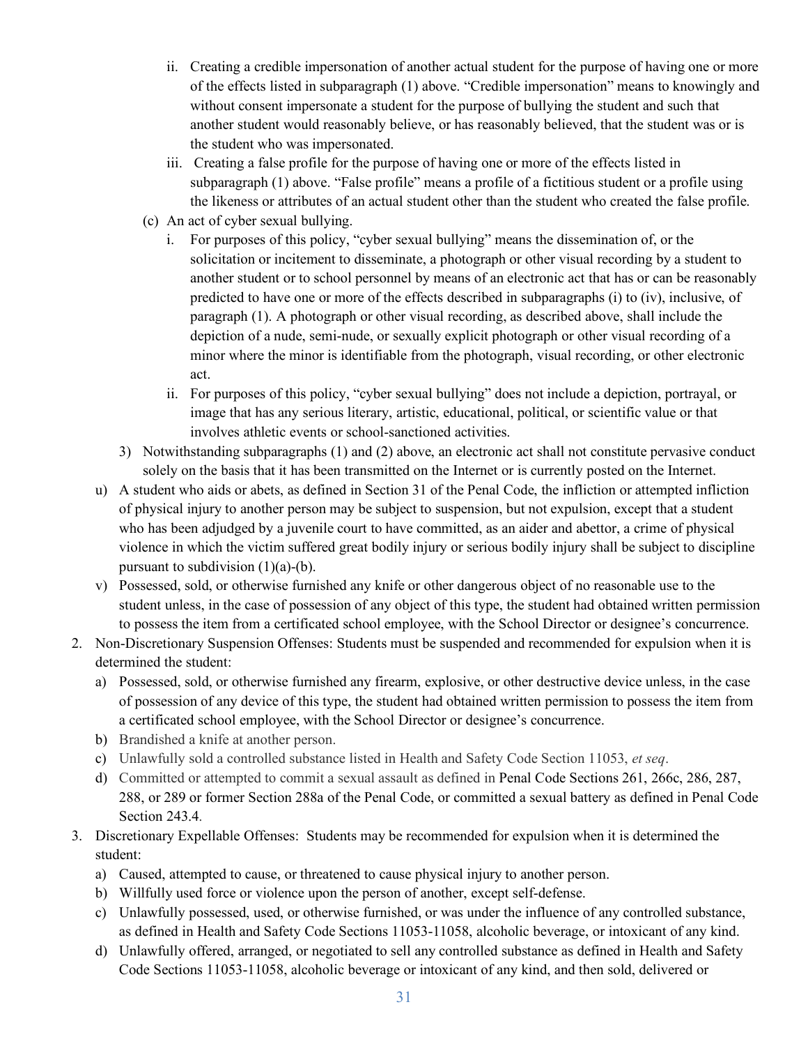ii. Creating a credible impersonation of another actual student for the purpose of having one or more of the effects listed in subparagraph (1) above. "Credible impersonation" means to knowingly and without consent impersonate a student for the purpose of bullying the student and such that another student would reasonably believe, or has reasonably believed, that the student was or is the student who was impersonated.

iii. Creating a false profile for the purpose of having one or more of the effects listed in subparagraph (1) above. "False profile" means a profile of a fictitious student or a profile using the likeness or attributes of an actual student other than the student who created the false profile.

(c) An act of cyber sexual bullying.

i. For purposes of this policy, "cyber sexual bullying" means the dissemination of, or the solicitation or incitement to disseminate, a photograph or other visual recording by a student to another student or to school personnel by means of an electronic act that has or can be reasonably predicted to have one or more of the effects described in subparagraphs (i) to (iv), inclusive, of paragraph (1). A photograph or other visual recording, as described above, shall include the depiction of a nude, semi-nude, or sexually explicit photograph or other visual recording of a minor where the minor is identifiable from the photograph, visual recording, or other electronic act.

ii. For purposes of this policy, "cyber sexual bullying" does not include a depiction, portrayal, or image that has any serious literary, artistic, educational, political, or scientific value or that involves athletic events or school-sanctioned activities.

3) Notwithstanding subparagraphs (1) and (2) above, an electronic act shall not constitute pervasive conduct solely on the basis that it has been transmitted on the Internet or is currently posted on the Internet.

u) A student who aids or abets, as defined in Section 31 of the Penal Code, the infliction or attempted infliction of physical injury to another person may be subject to suspension, but not expulsion, except that a student who has been adjudged by a juvenile court to have committed, as an aider and abettor, a crime of physical violence in which the victim suffered great bodily injury or serious bodily injury shall be subject to discipline pursuant to subdivision (1)(a)-(b).

v) Possessed, sold, or otherwise furnished any knife or other dangerous object of no reasonable use to the student unless, in the case of possession of any object of this type, the student had obtained written permission to possess the item from a certificated school employee, with the School Director or designee's concurrence.

2. Non-Discretionary Suspension Offenses: Students must be suspended and recommended for expulsion when it is determined the student:

   a) Possessed, sold, or otherwise furnished any firearm, explosive, or other destructive device unless, in the case of possession of any device of this type, the student had obtained written permission to possess the item from a certificated school employee, with the School Director or designee's concurrence.
   b) Brandished a knife at another person.
   c) Unlawfully sold a controlled substance listed in Health and Safety Code Section 11053, *et seq*.
   d) Committed or attempted to commit a sexual assault as defined in Penal Code Sections 261, 266c, 286, 287, 288, or 289 or former Section 288a of the Penal Code, or committed a sexual battery as defined in Penal Code Section 243.4.

3. Discretionary Expellable Offenses: Students may be recommended for expulsion when it is determined the student:

   a) Caused, attempted to cause, or threatened to cause physical injury to another person.
   b) Willfully used force or violence upon the person of another, except self-defense.
   c) Unlawfully possessed, used, or otherwise furnished, or was under the influence of any controlled substance, as defined in Health and Safety Code Sections 11053-11058, alcoholic beverage, or intoxicant of any kind.
   d) Unlawfully offered, arranged, or negotiated to sell any controlled substance as defined in Health and Safety Code Sections 11053-11058, alcoholic beverage or intoxicant of any kind, and then sold, delivered or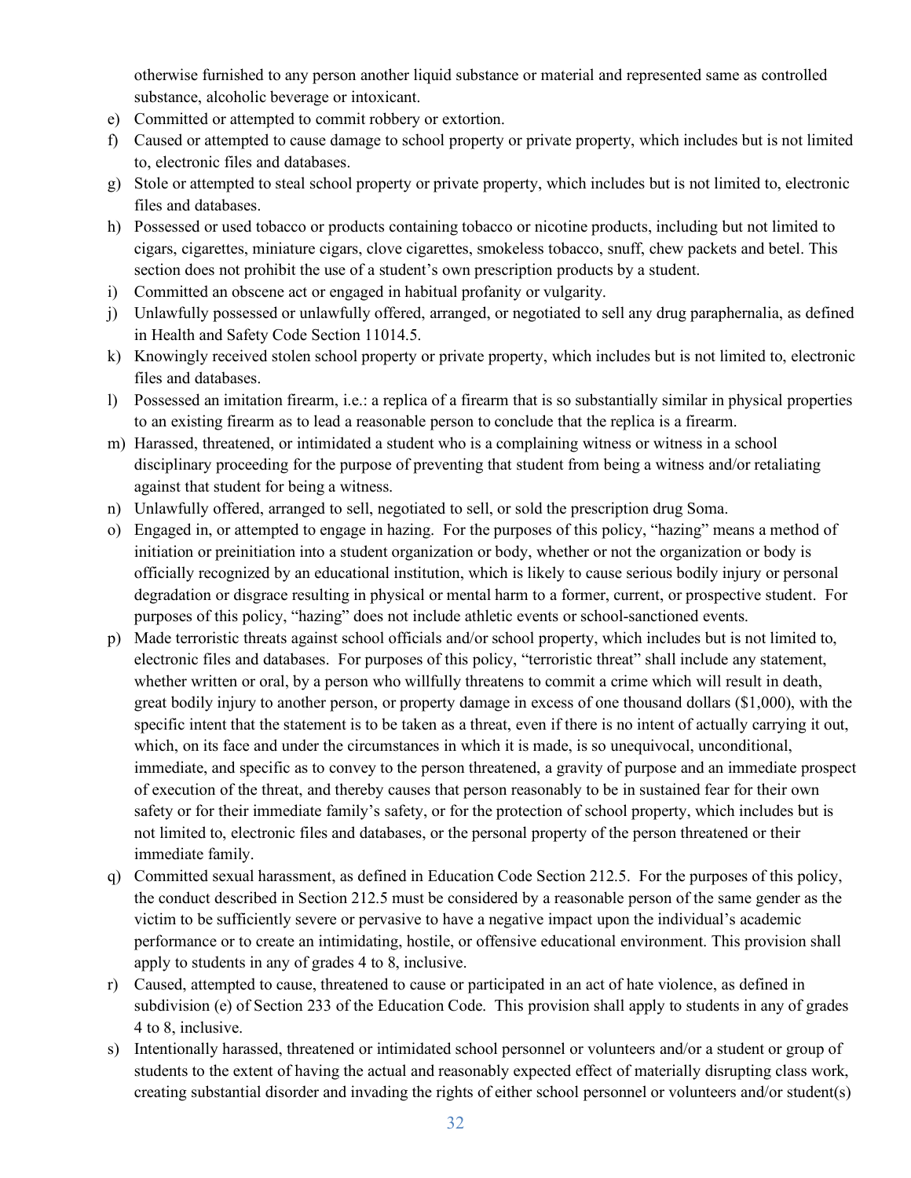otherwise furnished to any person another liquid substance or material and represented same as controlled substance, alcoholic beverage or intoxicant.

e) Committed or attempted to commit robbery or extortion.
f) Caused or attempted to cause damage to school property or private property, which includes but is not limited to, electronic files and databases.
g) Stole or attempted to steal school property or private property, which includes but is not limited to, electronic files and databases.
h) Possessed or used tobacco or products containing tobacco or nicotine products, including but not limited to cigars, cigarettes, miniature cigars, clove cigarettes, smokeless tobacco, snuff, chew packets and betel. This section does not prohibit the use of a student's own prescription products by a student.
i) Committed an obscene act or engaged in habitual profanity or vulgarity.
j) Unlawfully possessed or unlawfully offered, arranged, or negotiated to sell any drug paraphernalia, as defined in Health and Safety Code Section 11014.5.
k) Knowingly received stolen school property or private property, which includes but is not limited to, electronic files and databases.
l) Possessed an imitation firearm, i.e.: a replica of a firearm that is so substantially similar in physical properties to an existing firearm as to lead a reasonable person to conclude that the replica is a firearm.
m) Harassed, threatened, or intimidated a student who is a complaining witness or witness in a school disciplinary proceeding for the purpose of preventing that student from being a witness and/or retaliating against that student for being a witness.
n) Unlawfully offered, arranged to sell, negotiated to sell, or sold the prescription drug Soma.
o) Engaged in, or attempted to engage in hazing. For the purposes of this policy, "hazing" means a method of initiation or preinitiation into a student organization or body, whether or not the organization or body is officially recognized by an educational institution, which is likely to cause serious bodily injury or personal degradation or disgrace resulting in physical or mental harm to a former, current, or prospective student. For purposes of this policy, "hazing" does not include athletic events or school-sanctioned events.
p) Made terroristic threats against school officials and/or school property, which includes but is not limited to, electronic files and databases. For purposes of this policy, "terroristic threat" shall include any statement, whether written or oral, by a person who willfully threatens to commit a crime which will result in death, great bodily injury to another person, or property damage in excess of one thousand dollars ($1,000), with the specific intent that the statement is to be taken as a threat, even if there is no intent of actually carrying it out, which, on its face and under the circumstances in which it is made, is so unequivocal, unconditional, immediate, and specific as to convey to the person threatened, a gravity of purpose and an immediate prospect of execution of the threat, and thereby causes that person reasonably to be in sustained fear for their own safety or for their immediate family's safety, or for the protection of school property, which includes but is not limited to, electronic files and databases, or the personal property of the person threatened or their immediate family.
q) Committed sexual harassment, as defined in Education Code Section 212.5. For the purposes of this policy, the conduct described in Section 212.5 must be considered by a reasonable person of the same gender as the victim to be sufficiently severe or pervasive to have a negative impact upon the individual's academic performance or to create an intimidating, hostile, or offensive educational environment. This provision shall apply to students in any of grades 4 to 8, inclusive.
r) Caused, attempted to cause, threatened to cause or participated in an act of hate violence, as defined in subdivision (e) of Section 233 of the Education Code. This provision shall apply to students in any of grades 4 to 8, inclusive.
s) Intentionally harassed, threatened or intimidated school personnel or volunteers and/or a student or group of students to the extent of having the actual and reasonably expected effect of materially disrupting class work, creating substantial disorder and invading the rights of either school personnel or volunteers and/or student(s)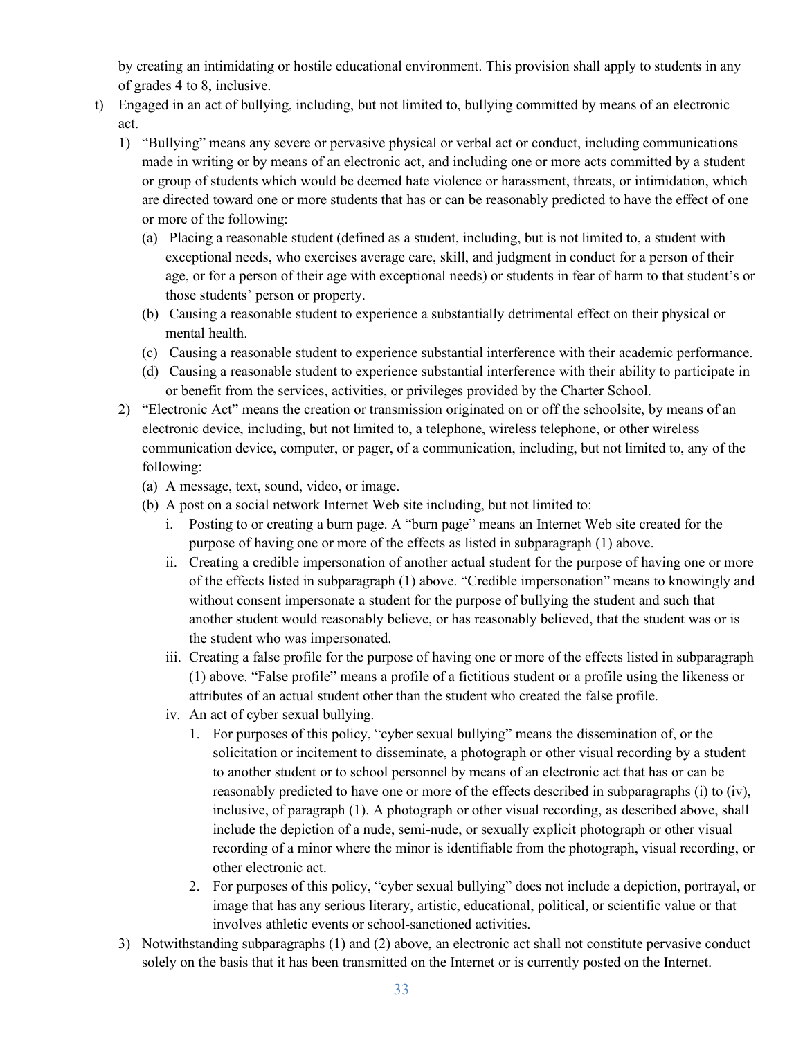by creating an intimidating or hostile educational environment. This provision shall apply to students in any of grades 4 to 8, inclusive.

t) Engaged in an act of bullying, including, but not limited to, bullying committed by means of an electronic act.

   1) "Bullying" means any severe or pervasive physical or verbal act or conduct, including communications made in writing or by means of an electronic act, and including one or more acts committed by a student or group of students which would be deemed hate violence or harassment, threats, or intimidation, which are directed toward one or more students that has or can be reasonably predicted to have the effect of one or more of the following:

      (a) Placing a reasonable student (defined as a student, including, but is not limited to, a student with exceptional needs, who exercises average care, skill, and judgment in conduct for a person of their age, or for a person of their age with exceptional needs) or students in fear of harm to that student's or those students' person or property.

      (b) Causing a reasonable student to experience a substantially detrimental effect on their physical or mental health.

      (c) Causing a reasonable student to experience substantial interference with their academic performance.

      (d) Causing a reasonable student to experience substantial interference with their ability to participate in or benefit from the services, activities, or privileges provided by the Charter School.

   2) "Electronic Act" means the creation or transmission originated on or off the schoolsite, by means of an electronic device, including, but not limited to, a telephone, wireless telephone, or other wireless communication device, computer, or pager, of a communication, including, but not limited to, any of the following:

      (a) A message, text, sound, video, or image.

      (b) A post on a social network Internet Web site including, but not limited to:

         i. Posting to or creating a burn page. A "burn page" means an Internet Web site created for the purpose of having one or more of the effects as listed in subparagraph (1) above.

         ii. Creating a credible impersonation of another actual student for the purpose of having one or more of the effects listed in subparagraph (1) above. "Credible impersonation" means to knowingly and without consent impersonate a student for the purpose of bullying the student and such that another student would reasonably believe, or has reasonably believed, that the student was or is the student who was impersonated.

         iii. Creating a false profile for the purpose of having one or more of the effects listed in subparagraph (1) above. "False profile" means a profile of a fictitious student or a profile using the likeness or attributes of an actual student other than the student who created the false profile.

         iv. An act of cyber sexual bullying.

            1. For purposes of this policy, "cyber sexual bullying" means the dissemination of, or the solicitation or incitement to disseminate, a photograph or other visual recording by a student to another student or to school personnel by means of an electronic act that has or can be reasonably predicted to have one or more of the effects described in subparagraphs (i) to (iv), inclusive, of paragraph (1). A photograph or other visual recording, as described above, shall include the depiction of a nude, semi-nude, or sexually explicit photograph or other visual recording of a minor where the minor is identifiable from the photograph, visual recording, or other electronic act.

            2. For purposes of this policy, "cyber sexual bullying" does not include a depiction, portrayal, or image that has any serious literary, artistic, educational, political, or scientific value or that involves athletic events or school-sanctioned activities.

   3) Notwithstanding subparagraphs (1) and (2) above, an electronic act shall not constitute pervasive conduct solely on the basis that it has been transmitted on the Internet or is currently posted on the Internet.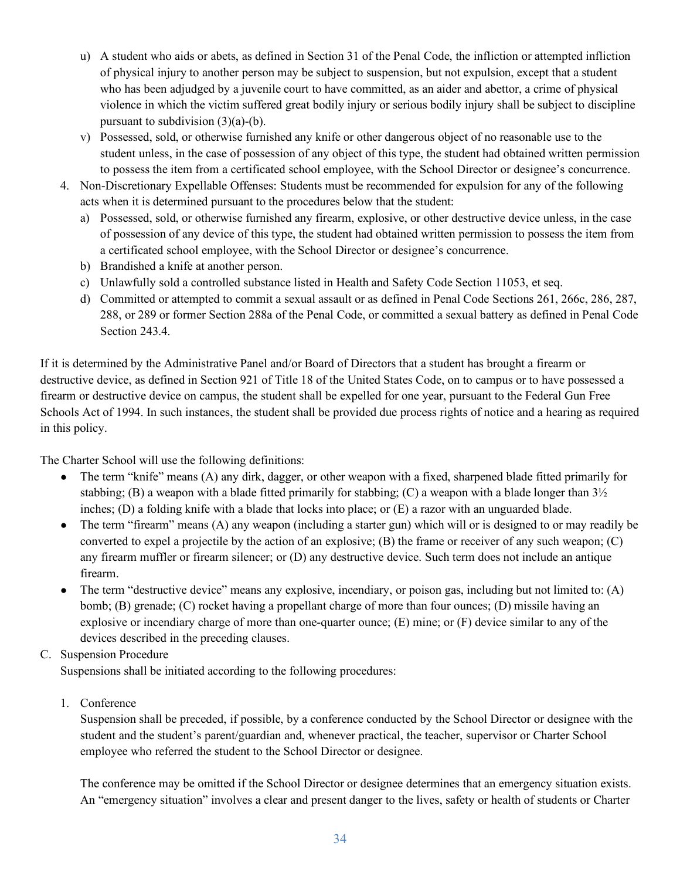u) A student who aids or abets, as defined in Section 31 of the Penal Code, the infliction or attempted infliction of physical injury to another person may be subject to suspension, but not expulsion, except that a student who has been adjudged by a juvenile court to have committed, as an aider and abettor, a crime of physical violence in which the victim suffered great bodily injury or serious bodily injury shall be subject to discipline pursuant to subdivision (3)(a)-(b).

v) Possessed, sold, or otherwise furnished any knife or other dangerous object of no reasonable use to the student unless, in the case of possession of any object of this type, the student had obtained written permission to possess the item from a certificated school employee, with the School Director or designee's concurrence.

4. Non-Discretionary Expellable Offenses: Students must be recommended for expulsion for any of the following acts when it is determined pursuant to the procedures below that the student:
   a) Possessed, sold, or otherwise furnished any firearm, explosive, or other destructive device unless, in the case of possession of any device of this type, the student had obtained written permission to possess the item from a certificated school employee, with the School Director or designee's concurrence.
   b) Brandished a knife at another person.
   c) Unlawfully sold a controlled substance listed in Health and Safety Code Section 11053, et seq.
   d) Committed or attempted to commit a sexual assault or as defined in Penal Code Sections 261, 266c, 286, 287, 288, or 289 or former Section 288a of the Penal Code, or committed a sexual battery as defined in Penal Code Section 243.4.

If it is determined by the Administrative Panel and/or Board of Directors that a student has brought a firearm or destructive device, as defined in Section 921 of Title 18 of the United States Code, on to campus or to have possessed a firearm or destructive device on campus, the student shall be expelled for one year, pursuant to the Federal Gun Free Schools Act of 1994. In such instances, the student shall be provided due process rights of notice and a hearing as required in this policy.

The Charter School will use the following definitions:

- The term "knife" means (A) any dirk, dagger, or other weapon with a fixed, sharpened blade fitted primarily for stabbing; (B) a weapon with a blade fitted primarily for stabbing; (C) a weapon with a blade longer than 3½ inches; (D) a folding knife with a blade that locks into place; or (E) a razor with an unguarded blade.
- The term "firearm" means (A) any weapon (including a starter gun) which will or is designed to or may readily be converted to expel a projectile by the action of an explosive; (B) the frame or receiver of any such weapon; (C) any firearm muffler or firearm silencer; or (D) any destructive device. Such term does not include an antique firearm.
- The term "destructive device" means any explosive, incendiary, or poison gas, including but not limited to: (A) bomb; (B) grenade; (C) rocket having a propellant charge of more than four ounces; (D) missile having an explosive or incendiary charge of more than one-quarter ounce; (E) mine; or (F) device similar to any of the devices described in the preceding clauses.

C. Suspension Procedure

Suspensions shall be initiated according to the following procedures:

1. Conference

   Suspension shall be preceded, if possible, by a conference conducted by the School Director or designee with the student and the student's parent/guardian and, whenever practical, the teacher, supervisor or Charter School employee who referred the student to the School Director or designee.

   The conference may be omitted if the School Director or designee determines that an emergency situation exists. An "emergency situation" involves a clear and present danger to the lives, safety or health of students or Charter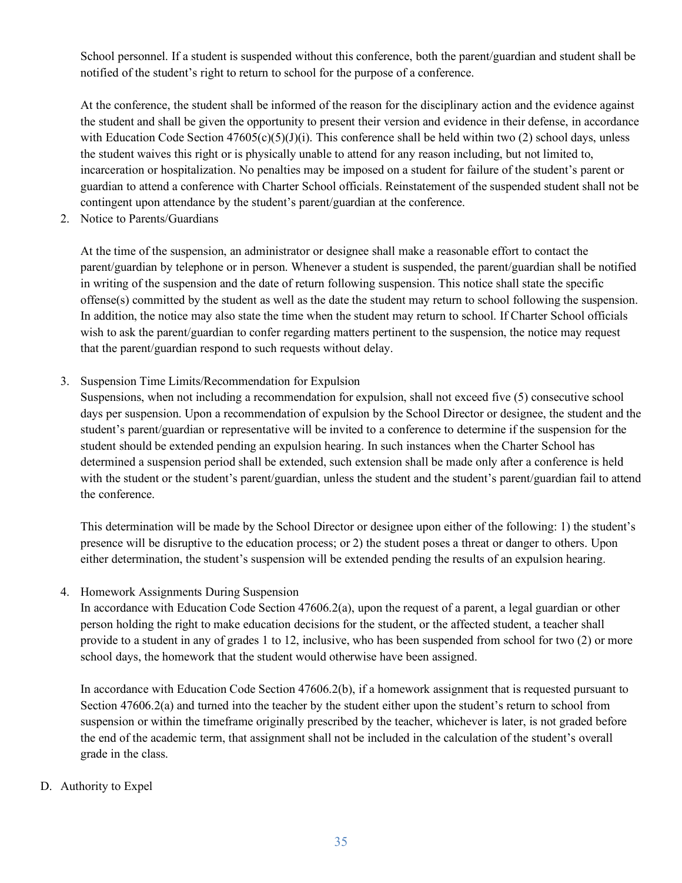School personnel. If a student is suspended without this conference, both the parent/guardian and student shall be notified of the student's right to return to school for the purpose of a conference.

At the conference, the student shall be informed of the reason for the disciplinary action and the evidence against the student and shall be given the opportunity to present their version and evidence in their defense, in accordance with Education Code Section 47605(c)(5)(J)(i). This conference shall be held within two (2) school days, unless the student waives this right or is physically unable to attend for any reason including, but not limited to, incarceration or hospitalization. No penalties may be imposed on a student for failure of the student's parent or guardian to attend a conference with Charter School officials. Reinstatement of the suspended student shall not be contingent upon attendance by the student's parent/guardian at the conference.

2. Notice to Parents/Guardians

   At the time of the suspension, an administrator or designee shall make a reasonable effort to contact the parent/guardian by telephone or in person. Whenever a student is suspended, the parent/guardian shall be notified in writing of the suspension and the date of return following suspension. This notice shall state the specific offense(s) committed by the student as well as the date the student may return to school following the suspension. In addition, the notice may also state the time when the student may return to school. If Charter School officials wish to ask the parent/guardian to confer regarding matters pertinent to the suspension, the notice may request that the parent/guardian respond to such requests without delay.

3. Suspension Time Limits/Recommendation for Expulsion

   Suspensions, when not including a recommendation for expulsion, shall not exceed five (5) consecutive school days per suspension. Upon a recommendation of expulsion by the School Director or designee, the student and the student's parent/guardian or representative will be invited to a conference to determine if the suspension for the student should be extended pending an expulsion hearing. In such instances when the Charter School has determined a suspension period shall be extended, such extension shall be made only after a conference is held with the student or the student's parent/guardian, unless the student and the student's parent/guardian fail to attend the conference.

   This determination will be made by the School Director or designee upon either of the following: 1) the student's presence will be disruptive to the education process; or 2) the student poses a threat or danger to others. Upon either determination, the student's suspension will be extended pending the results of an expulsion hearing.

4. Homework Assignments During Suspension

   In accordance with Education Code Section 47606.2(a), upon the request of a parent, a legal guardian or other person holding the right to make education decisions for the student, or the affected student, a teacher shall provide to a student in any of grades 1 to 12, inclusive, who has been suspended from school for two (2) or more school days, the homework that the student would otherwise have been assigned.

   In accordance with Education Code Section 47606.2(b), if a homework assignment that is requested pursuant to Section 47606.2(a) and turned into the teacher by the student either upon the student's return to school from suspension or within the timeframe originally prescribed by the teacher, whichever is later, is not graded before the end of the academic term, that assignment shall not be included in the calculation of the student's overall grade in the class.

D. Authority to Expel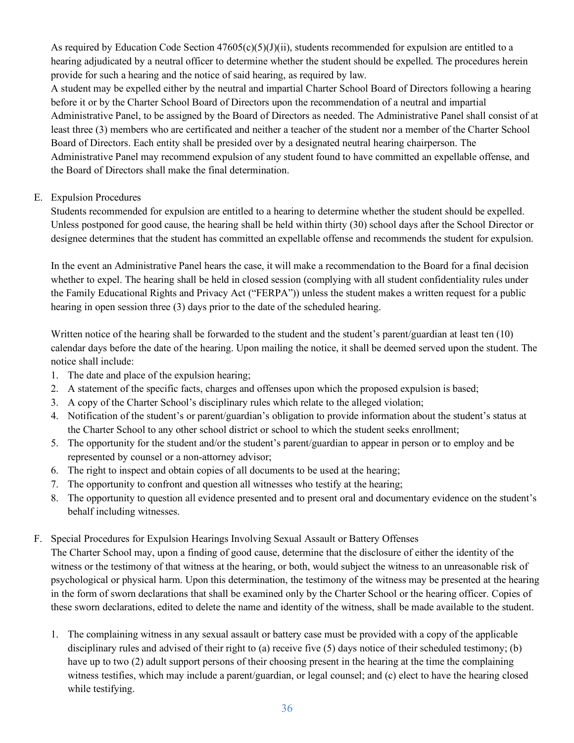As required by Education Code Section 47605(c)(5)(J)(ii), students recommended for expulsion are entitled to a hearing adjudicated by a neutral officer to determine whether the student should be expelled. The procedures herein provide for such a hearing and the notice of said hearing, as required by law.

A student may be expelled either by the neutral and impartial Charter School Board of Directors following a hearing before it or by the Charter School Board of Directors upon the recommendation of a neutral and impartial Administrative Panel, to be assigned by the Board of Directors as needed. The Administrative Panel shall consist of at least three (3) members who are certificated and neither a teacher of the student nor a member of the Charter School Board of Directors. Each entity shall be presided over by a designated neutral hearing chairperson. The Administrative Panel may recommend expulsion of any student found to have committed an expellable offense, and the Board of Directors shall make the final determination.

E. Expulsion Procedures

Students recommended for expulsion are entitled to a hearing to determine whether the student should be expelled. Unless postponed for good cause, the hearing shall be held within thirty (30) school days after the School Director or designee determines that the student has committed an expellable offense and recommends the student for expulsion.

In the event an Administrative Panel hears the case, it will make a recommendation to the Board for a final decision whether to expel. The hearing shall be held in closed session (complying with all student confidentiality rules under the Family Educational Rights and Privacy Act ("FERPA")) unless the student makes a written request for a public hearing in open session three (3) days prior to the date of the scheduled hearing.

Written notice of the hearing shall be forwarded to the student and the student's parent/guardian at least ten (10) calendar days before the date of the hearing. Upon mailing the notice, it shall be deemed served upon the student. The notice shall include:

1. The date and place of the expulsion hearing;
2. A statement of the specific facts, charges and offenses upon which the proposed expulsion is based;
3. A copy of the Charter School's disciplinary rules which relate to the alleged violation;
4. Notification of the student's or parent/guardian's obligation to provide information about the student's status at the Charter School to any other school district or school to which the student seeks enrollment;
5. The opportunity for the student and/or the student's parent/guardian to appear in person or to employ and be represented by counsel or a non-attorney advisor;
6. The right to inspect and obtain copies of all documents to be used at the hearing;
7. The opportunity to confront and question all witnesses who testify at the hearing;
8. The opportunity to question all evidence presented and to present oral and documentary evidence on the student's behalf including witnesses.

F. Special Procedures for Expulsion Hearings Involving Sexual Assault or Battery Offenses

The Charter School may, upon a finding of good cause, determine that the disclosure of either the identity of the witness or the testimony of that witness at the hearing, or both, would subject the witness to an unreasonable risk of psychological or physical harm. Upon this determination, the testimony of the witness may be presented at the hearing in the form of sworn declarations that shall be examined only by the Charter School or the hearing officer. Copies of these sworn declarations, edited to delete the name and identity of the witness, shall be made available to the student.

1. The complaining witness in any sexual assault or battery case must be provided with a copy of the applicable disciplinary rules and advised of their right to (a) receive five (5) days notice of their scheduled testimony; (b) have up to two (2) adult support persons of their choosing present in the hearing at the time the complaining witness testifies, which may include a parent/guardian, or legal counsel; and (c) elect to have the hearing closed while testifying.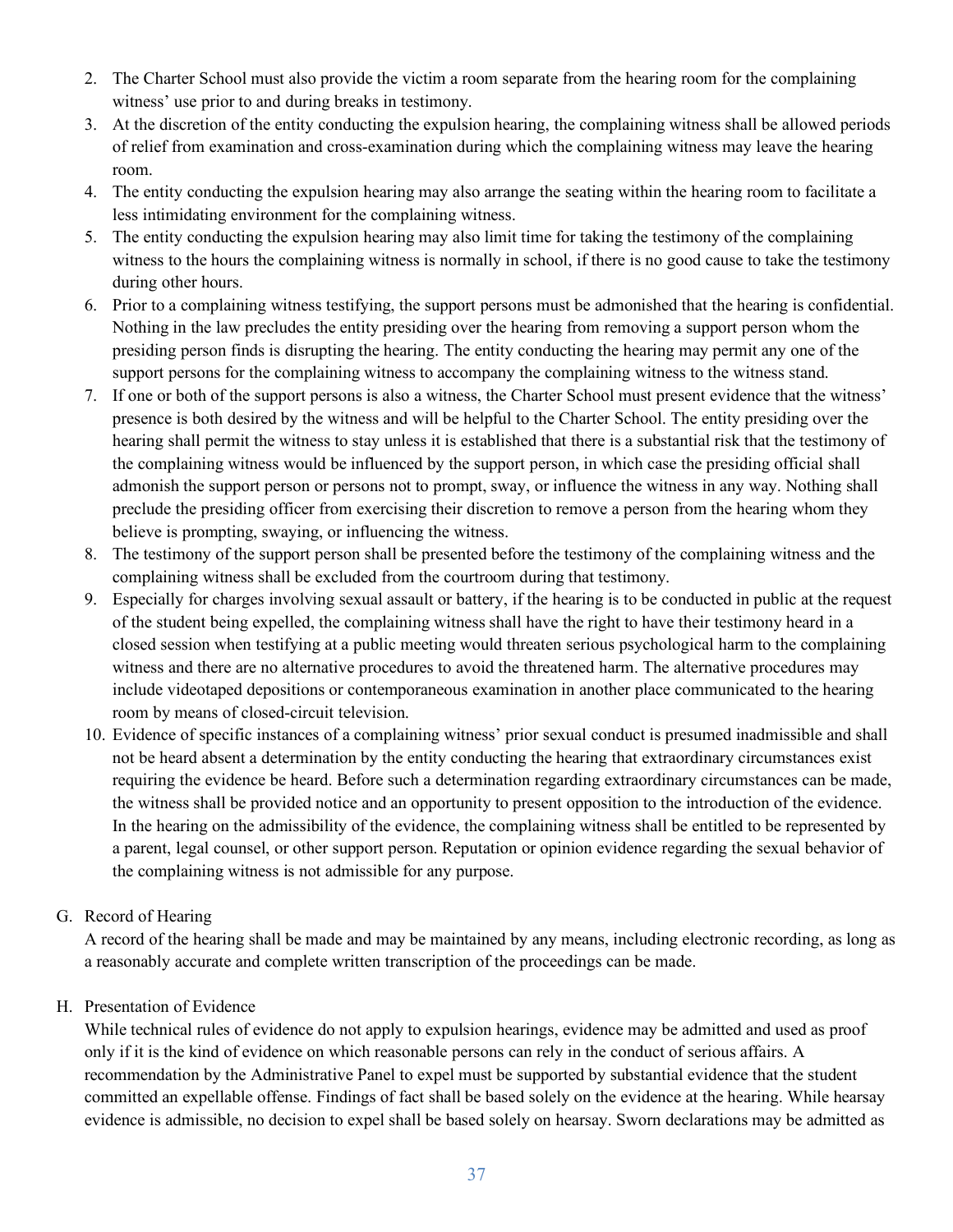2. The Charter School must also provide the victim a room separate from the hearing room for the complaining witness' use prior to and during breaks in testimony.
3. At the discretion of the entity conducting the expulsion hearing, the complaining witness shall be allowed periods of relief from examination and cross-examination during which the complaining witness may leave the hearing room.
4. The entity conducting the expulsion hearing may also arrange the seating within the hearing room to facilitate a less intimidating environment for the complaining witness.
5. The entity conducting the expulsion hearing may also limit time for taking the testimony of the complaining witness to the hours the complaining witness is normally in school, if there is no good cause to take the testimony during other hours.
6. Prior to a complaining witness testifying, the support persons must be admonished that the hearing is confidential. Nothing in the law precludes the entity presiding over the hearing from removing a support person whom the presiding person finds is disrupting the hearing. The entity conducting the hearing may permit any one of the support persons for the complaining witness to accompany the complaining witness to the witness stand.
7. If one or both of the support persons is also a witness, the Charter School must present evidence that the witness' presence is both desired by the witness and will be helpful to the Charter School. The entity presiding over the hearing shall permit the witness to stay unless it is established that there is a substantial risk that the testimony of the complaining witness would be influenced by the support person, in which case the presiding official shall admonish the support person or persons not to prompt, sway, or influence the witness in any way. Nothing shall preclude the presiding officer from exercising their discretion to remove a person from the hearing whom they believe is prompting, swaying, or influencing the witness.
8. The testimony of the support person shall be presented before the testimony of the complaining witness and the complaining witness shall be excluded from the courtroom during that testimony.
9. Especially for charges involving sexual assault or battery, if the hearing is to be conducted in public at the request of the student being expelled, the complaining witness shall have the right to have their testimony heard in a closed session when testifying at a public meeting would threaten serious psychological harm to the complaining witness and there are no alternative procedures to avoid the threatened harm. The alternative procedures may include videotaped depositions or contemporaneous examination in another place communicated to the hearing room by means of closed-circuit television.
10. Evidence of specific instances of a complaining witness' prior sexual conduct is presumed inadmissible and shall not be heard absent a determination by the entity conducting the hearing that extraordinary circumstances exist requiring the evidence be heard. Before such a determination regarding extraordinary circumstances can be made, the witness shall be provided notice and an opportunity to present opposition to the introduction of the evidence. In the hearing on the admissibility of the evidence, the complaining witness shall be entitled to be represented by a parent, legal counsel, or other support person. Reputation or opinion evidence regarding the sexual behavior of the complaining witness is not admissible for any purpose.

G. Record of Hearing

A record of the hearing shall be made and may be maintained by any means, including electronic recording, as long as a reasonably accurate and complete written transcription of the proceedings can be made.

H. Presentation of Evidence

While technical rules of evidence do not apply to expulsion hearings, evidence may be admitted and used as proof only if it is the kind of evidence on which reasonable persons can rely in the conduct of serious affairs. A recommendation by the Administrative Panel to expel must be supported by substantial evidence that the student committed an expellable offense. Findings of fact shall be based solely on the evidence at the hearing. While hearsay evidence is admissible, no decision to expel shall be based solely on hearsay. Sworn declarations may be admitted as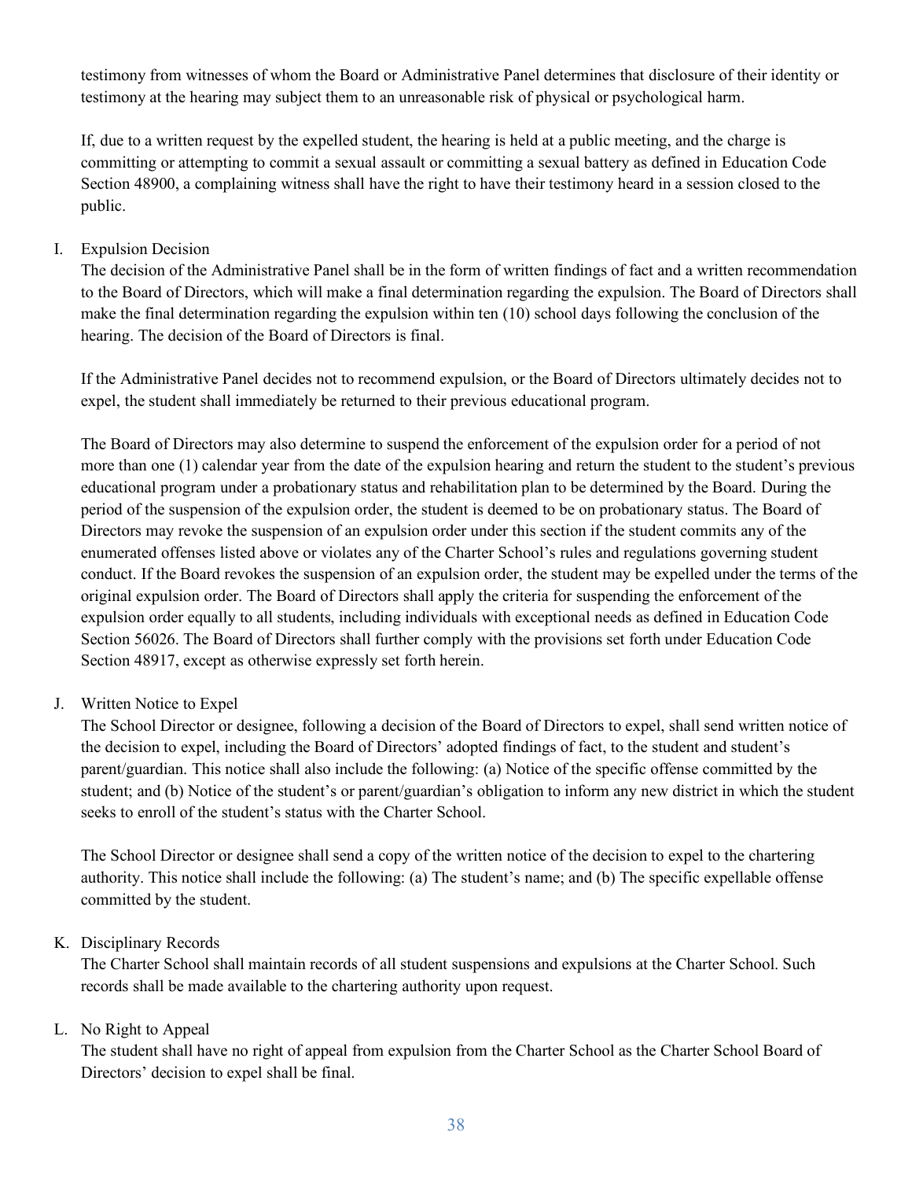testimony from witnesses of whom the Board or Administrative Panel determines that disclosure of their identity or testimony at the hearing may subject them to an unreasonable risk of physical or psychological harm.

If, due to a written request by the expelled student, the hearing is held at a public meeting, and the charge is committing or attempting to commit a sexual assault or committing a sexual battery as defined in Education Code Section 48900, a complaining witness shall have the right to have their testimony heard in a session closed to the public.

I. Expulsion Decision

The decision of the Administrative Panel shall be in the form of written findings of fact and a written recommendation to the Board of Directors, which will make a final determination regarding the expulsion. The Board of Directors shall make the final determination regarding the expulsion within ten (10) school days following the conclusion of the hearing. The decision of the Board of Directors is final.

If the Administrative Panel decides not to recommend expulsion, or the Board of Directors ultimately decides not to expel, the student shall immediately be returned to their previous educational program.

The Board of Directors may also determine to suspend the enforcement of the expulsion order for a period of not more than one (1) calendar year from the date of the expulsion hearing and return the student to the student's previous educational program under a probationary status and rehabilitation plan to be determined by the Board. During the period of the suspension of the expulsion order, the student is deemed to be on probationary status. The Board of Directors may revoke the suspension of an expulsion order under this section if the student commits any of the enumerated offenses listed above or violates any of the Charter School's rules and regulations governing student conduct. If the Board revokes the suspension of an expulsion order, the student may be expelled under the terms of the original expulsion order. The Board of Directors shall apply the criteria for suspending the enforcement of the expulsion order equally to all students, including individuals with exceptional needs as defined in Education Code Section 56026. The Board of Directors shall further comply with the provisions set forth under Education Code Section 48917, except as otherwise expressly set forth herein.

J. Written Notice to Expel

The School Director or designee, following a decision of the Board of Directors to expel, shall send written notice of the decision to expel, including the Board of Directors' adopted findings of fact, to the student and student's parent/guardian. This notice shall also include the following: (a) Notice of the specific offense committed by the student; and (b) Notice of the student's or parent/guardian's obligation to inform any new district in which the student seeks to enroll of the student's status with the Charter School.

The School Director or designee shall send a copy of the written notice of the decision to expel to the chartering authority. This notice shall include the following: (a) The student's name; and (b) The specific expellable offense committed by the student.

K. Disciplinary Records

The Charter School shall maintain records of all student suspensions and expulsions at the Charter School. Such records shall be made available to the chartering authority upon request.

L. No Right to Appeal

The student shall have no right of appeal from expulsion from the Charter School as the Charter School Board of Directors' decision to expel shall be final.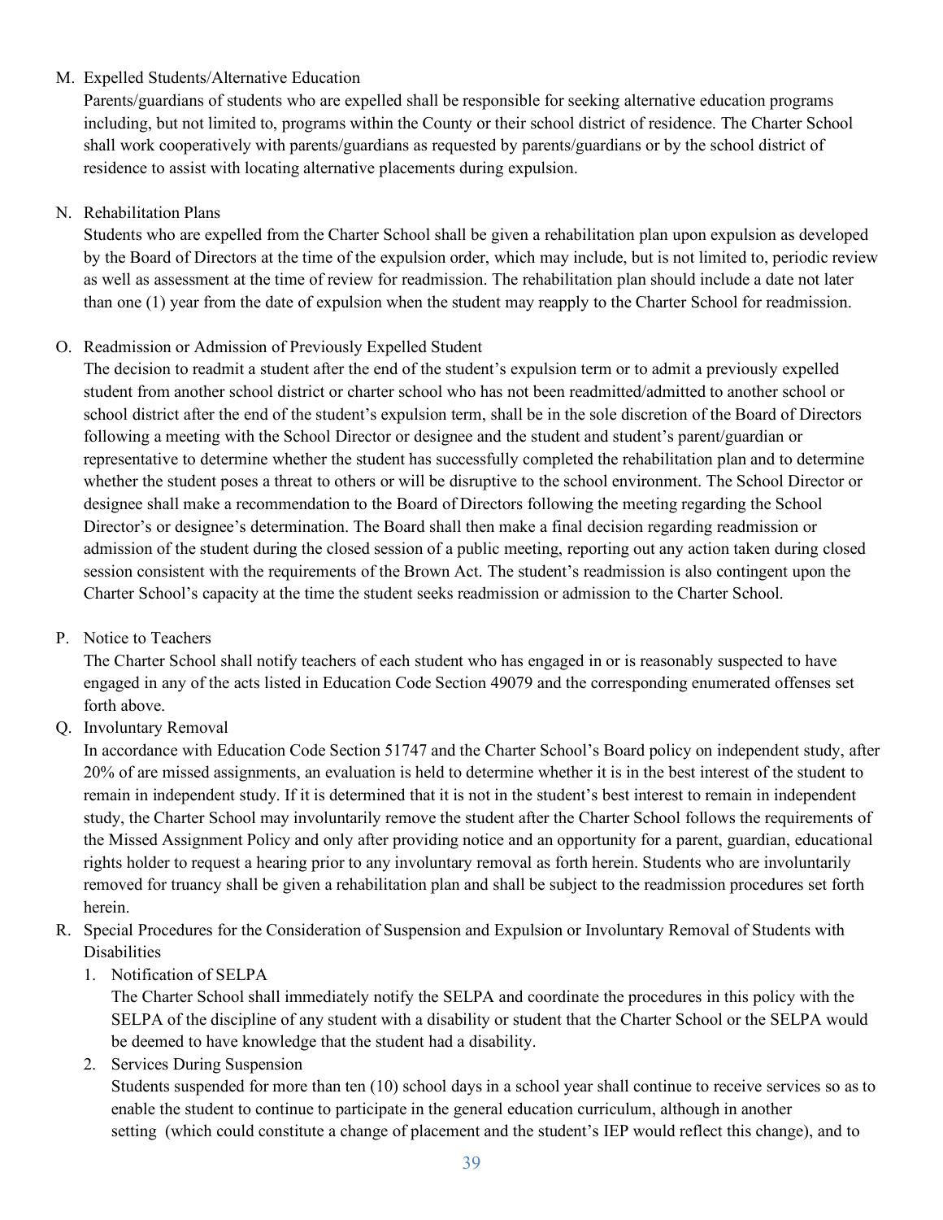M. Expelled Students/Alternative Education

Parents/guardians of students who are expelled shall be responsible for seeking alternative education programs including, but not limited to, programs within the County or their school district of residence. The Charter School shall work cooperatively with parents/guardians as requested by parents/guardians or by the school district of residence to assist with locating alternative placements during expulsion.

N. Rehabilitation Plans

Students who are expelled from the Charter School shall be given a rehabilitation plan upon expulsion as developed by the Board of Directors at the time of the expulsion order, which may include, but is not limited to, periodic review as well as assessment at the time of review for readmission. The rehabilitation plan should include a date not later than one (1) year from the date of expulsion when the student may reapply to the Charter School for readmission.

O. Readmission or Admission of Previously Expelled Student

The decision to readmit a student after the end of the student's expulsion term or to admit a previously expelled student from another school district or charter school who has not been readmitted/admitted to another school or school district after the end of the student's expulsion term, shall be in the sole discretion of the Board of Directors following a meeting with the School Director or designee and the student and student's parent/guardian or representative to determine whether the student has successfully completed the rehabilitation plan and to determine whether the student poses a threat to others or will be disruptive to the school environment. The School Director or designee shall make a recommendation to the Board of Directors following the meeting regarding the School Director's or designee's determination. The Board shall then make a final decision regarding readmission or admission of the student during the closed session of a public meeting, reporting out any action taken during closed session consistent with the requirements of the Brown Act. The student's readmission is also contingent upon the Charter School's capacity at the time the student seeks readmission or admission to the Charter School.

P. Notice to Teachers

The Charter School shall notify teachers of each student who has engaged in or is reasonably suspected to have engaged in any of the acts listed in Education Code Section 49079 and the corresponding enumerated offenses set forth above.

Q. Involuntary Removal

In accordance with Education Code Section 51747 and the Charter School's Board policy on independent study, after 20% of are missed assignments, an evaluation is held to determine whether it is in the best interest of the student to remain in independent study. If it is determined that it is not in the student's best interest to remain in independent study, the Charter School may involuntarily remove the student after the Charter School follows the requirements of the Missed Assignment Policy and only after providing notice and an opportunity for a parent, guardian, educational rights holder to request a hearing prior to any involuntary removal as forth herein. Students who are involuntarily removed for truancy shall be given a rehabilitation plan and shall be subject to the readmission procedures set forth herein.

R. Special Procedures for the Consideration of Suspension and Expulsion or Involuntary Removal of Students with Disabilities

1. Notification of SELPA

   The Charter School shall immediately notify the SELPA and coordinate the procedures in this policy with the SELPA of the discipline of any student with a disability or student that the Charter School or the SELPA would be deemed to have knowledge that the student had a disability.

2. Services During Suspension

   Students suspended for more than ten (10) school days in a school year shall continue to receive services so as to enable the student to continue to participate in the general education curriculum, although in another setting (which could constitute a change of placement and the student's IEP would reflect this change), and to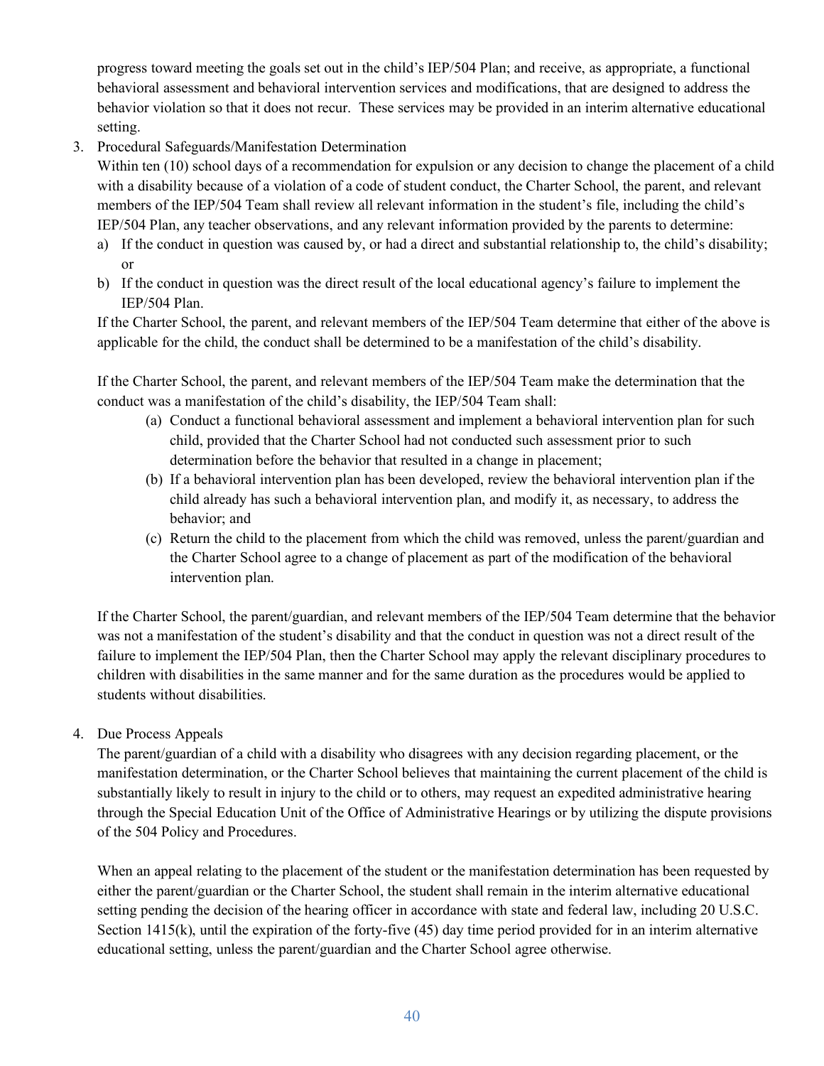progress toward meeting the goals set out in the child's IEP/504 Plan; and receive, as appropriate, a functional behavioral assessment and behavioral intervention services and modifications, that are designed to address the behavior violation so that it does not recur. These services may be provided in an interim alternative educational setting.

3. Procedural Safeguards/Manifestation Determination

   Within ten (10) school days of a recommendation for expulsion or any decision to change the placement of a child with a disability because of a violation of a code of student conduct, the Charter School, the parent, and relevant members of the IEP/504 Team shall review all relevant information in the student's file, including the child's IEP/504 Plan, any teacher observations, and any relevant information provided by the parents to determine:

   a) If the conduct in question was caused by, or had a direct and substantial relationship to, the child's disability; or
   b) If the conduct in question was the direct result of the local educational agency's failure to implement the IEP/504 Plan.

   If the Charter School, the parent, and relevant members of the IEP/504 Team determine that either of the above is applicable for the child, the conduct shall be determined to be a manifestation of the child's disability.

   If the Charter School, the parent, and relevant members of the IEP/504 Team make the determination that the conduct was a manifestation of the child's disability, the IEP/504 Team shall:

   (a) Conduct a functional behavioral assessment and implement a behavioral intervention plan for such child, provided that the Charter School had not conducted such assessment prior to such determination before the behavior that resulted in a change in placement;
   (b) If a behavioral intervention plan has been developed, review the behavioral intervention plan if the child already has such a behavioral intervention plan, and modify it, as necessary, to address the behavior; and
   (c) Return the child to the placement from which the child was removed, unless the parent/guardian and the Charter School agree to a change of placement as part of the modification of the behavioral intervention plan.

   If the Charter School, the parent/guardian, and relevant members of the IEP/504 Team determine that the behavior was not a manifestation of the student's disability and that the conduct in question was not a direct result of the failure to implement the IEP/504 Plan, then the Charter School may apply the relevant disciplinary procedures to children with disabilities in the same manner and for the same duration as the procedures would be applied to students without disabilities.

4. Due Process Appeals

   The parent/guardian of a child with a disability who disagrees with any decision regarding placement, or the manifestation determination, or the Charter School believes that maintaining the current placement of the child is substantially likely to result in injury to the child or to others, may request an expedited administrative hearing through the Special Education Unit of the Office of Administrative Hearings or by utilizing the dispute provisions of the 504 Policy and Procedures.

   When an appeal relating to the placement of the student or the manifestation determination has been requested by either the parent/guardian or the Charter School, the student shall remain in the interim alternative educational setting pending the decision of the hearing officer in accordance with state and federal law, including 20 U.S.C. Section 1415(k), until the expiration of the forty-five (45) day time period provided for in an interim alternative educational setting, unless the parent/guardian and the Charter School agree otherwise.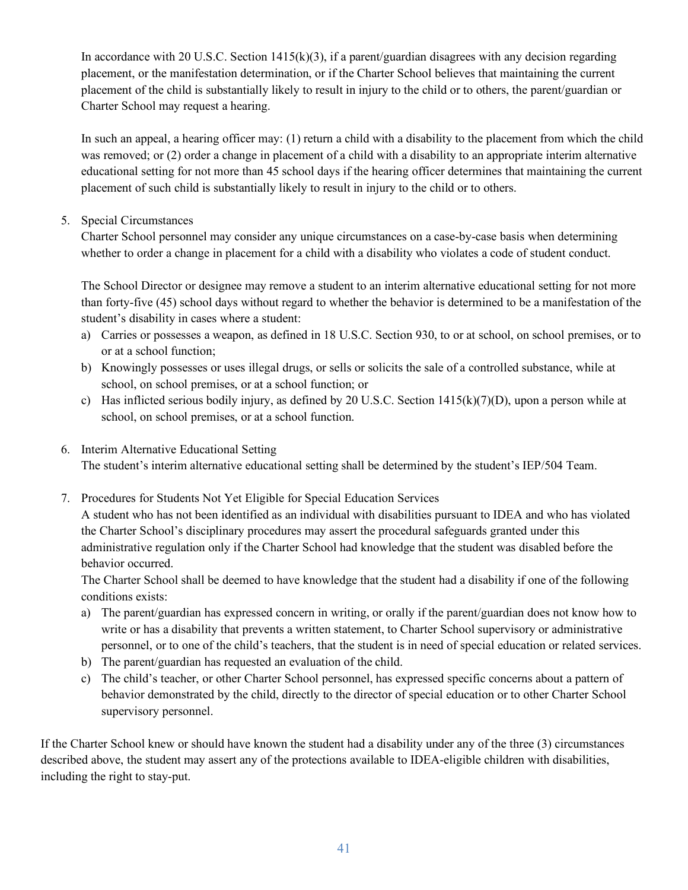In accordance with 20 U.S.C. Section 1415(k)(3), if a parent/guardian disagrees with any decision regarding placement, or the manifestation determination, or if the Charter School believes that maintaining the current placement of the child is substantially likely to result in injury to the child or to others, the parent/guardian or Charter School may request a hearing.

In such an appeal, a hearing officer may: (1) return a child with a disability to the placement from which the child was removed; or (2) order a change in placement of a child with a disability to an appropriate interim alternative educational setting for not more than 45 school days if the hearing officer determines that maintaining the current placement of such child is substantially likely to result in injury to the child or to others.

5. Special Circumstances
   Charter School personnel may consider any unique circumstances on a case-by-case basis when determining whether to order a change in placement for a child with a disability who violates a code of student conduct.

   The School Director or designee may remove a student to an interim alternative educational setting for not more than forty-five (45) school days without regard to whether the behavior is determined to be a manifestation of the student's disability in cases where a student:
   a) Carries or possesses a weapon, as defined in 18 U.S.C. Section 930, to or at school, on school premises, or to or at a school function;
   b) Knowingly possesses or uses illegal drugs, or sells or solicits the sale of a controlled substance, while at school, on school premises, or at a school function; or
   c) Has inflicted serious bodily injury, as defined by 20 U.S.C. Section 1415(k)(7)(D), upon a person while at school, on school premises, or at a school function.

6. Interim Alternative Educational Setting
   The student's interim alternative educational setting shall be determined by the student's IEP/504 Team.

7. Procedures for Students Not Yet Eligible for Special Education Services
   A student who has not been identified as an individual with disabilities pursuant to IDEA and who has violated the Charter School's disciplinary procedures may assert the procedural safeguards granted under this administrative regulation only if the Charter School had knowledge that the student was disabled before the behavior occurred.
   The Charter School shall be deemed to have knowledge that the student had a disability if one of the following conditions exists:
   a) The parent/guardian has expressed concern in writing, or orally if the parent/guardian does not know how to write or has a disability that prevents a written statement, to Charter School supervisory or administrative personnel, or to one of the child's teachers, that the student is in need of special education or related services.
   b) The parent/guardian has requested an evaluation of the child.
   c) The child's teacher, or other Charter School personnel, has expressed specific concerns about a pattern of behavior demonstrated by the child, directly to the director of special education or to other Charter School supervisory personnel.

If the Charter School knew or should have known the student had a disability under any of the three (3) circumstances described above, the student may assert any of the protections available to IDEA-eligible children with disabilities, including the right to stay-put.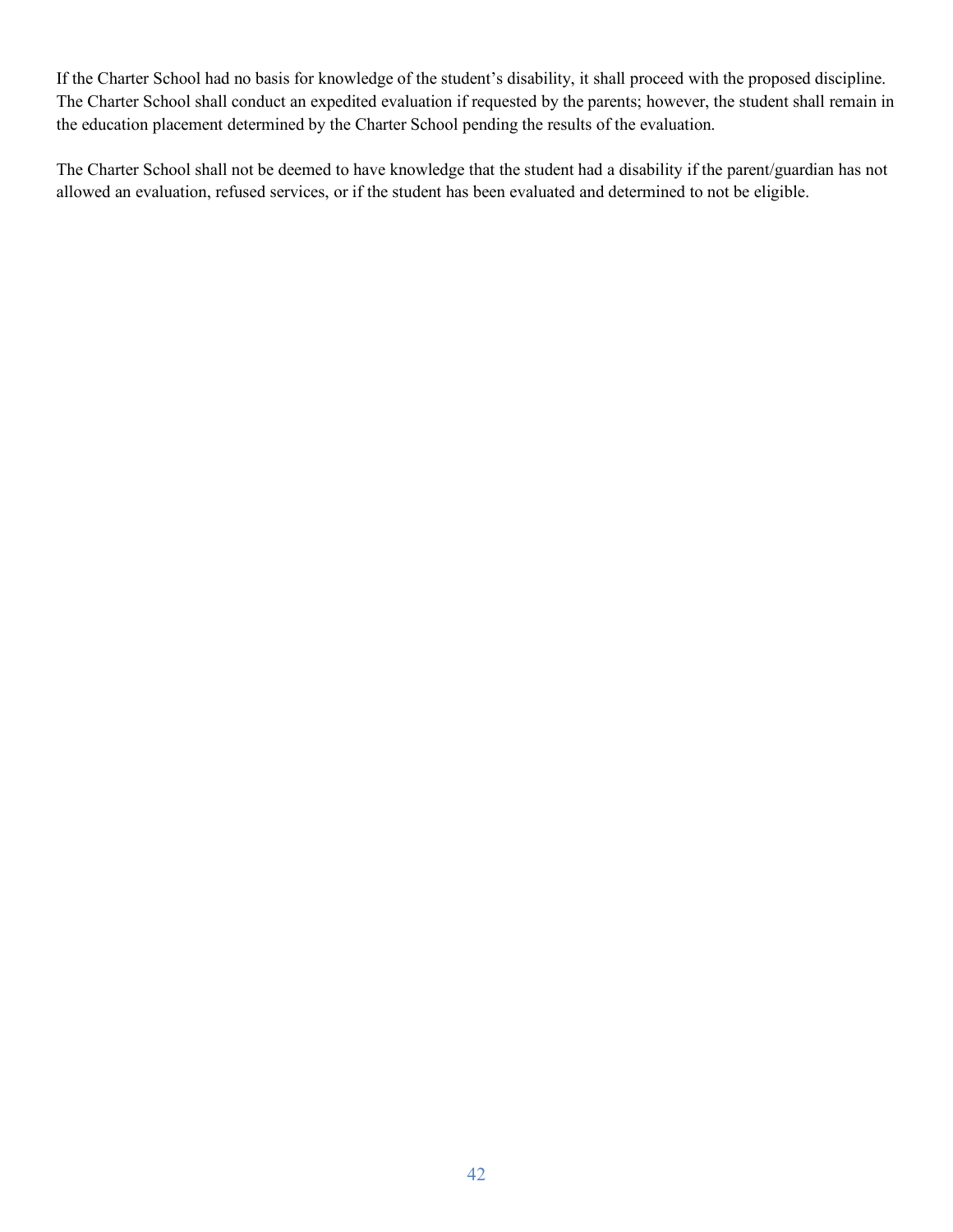If the Charter School had no basis for knowledge of the student's disability, it shall proceed with the proposed discipline. The Charter School shall conduct an expedited evaluation if requested by the parents; however, the student shall remain in the education placement determined by the Charter School pending the results of the evaluation.

The Charter School shall not be deemed to have knowledge that the student had a disability if the parent/guardian has not allowed an evaluation, refused services, or if the student has been evaluated and determined to not be eligible.